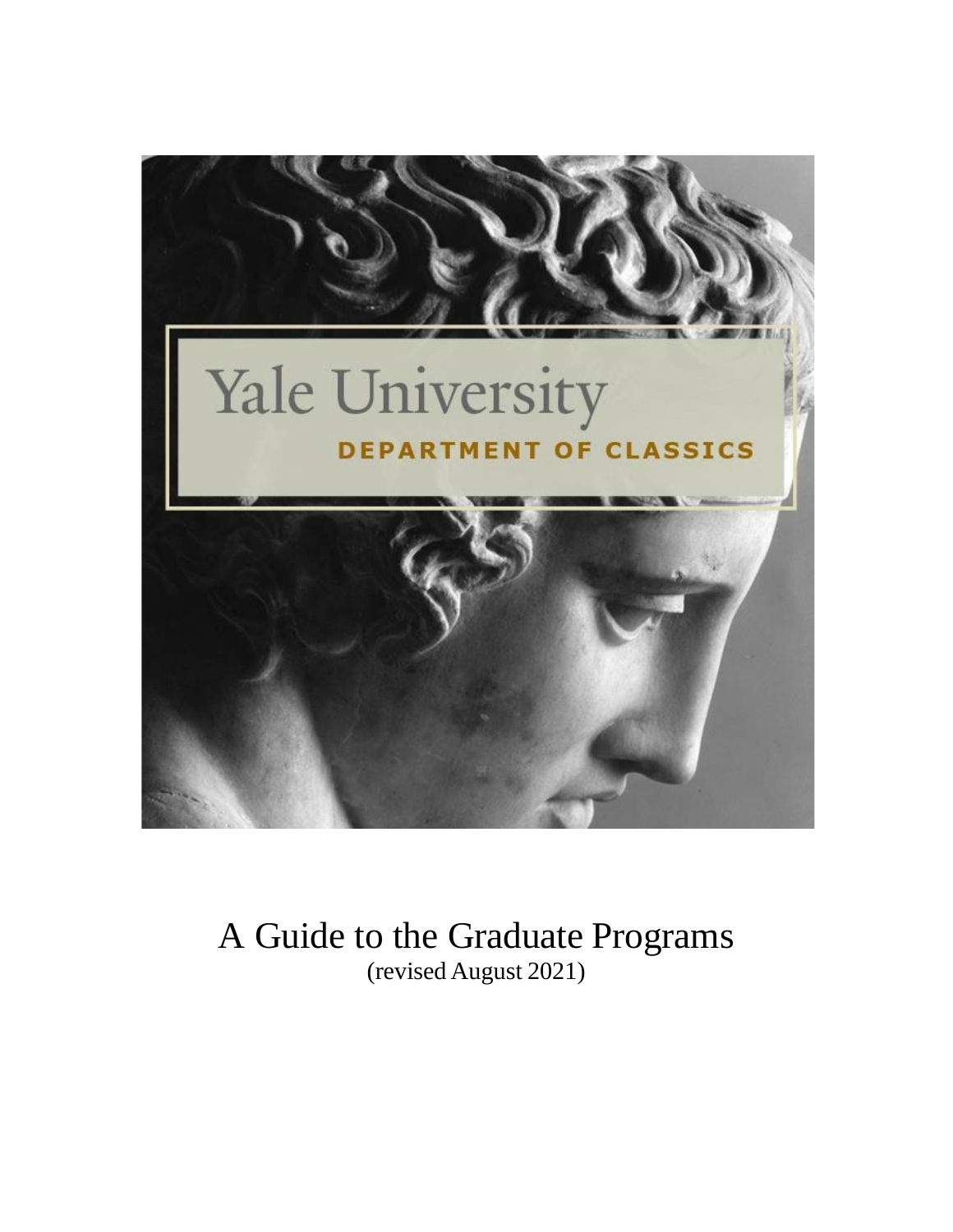Yale University

DEPARTMENT OF CLASSICS

# A Guide to the Graduate Programs

(revised August 2021)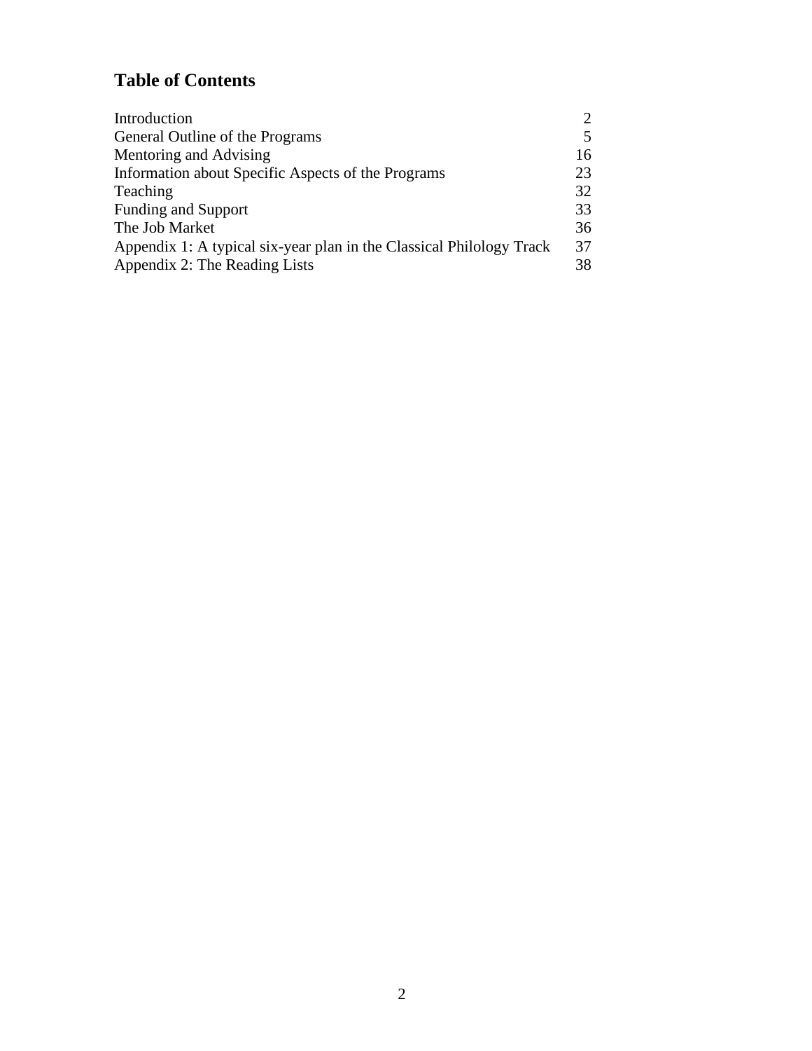# Table of Contents

| | |
|---|---|
| Introduction | 2 |
| General Outline of the Programs | 5 |
| Mentoring and Advising | 16 |
| Information about Specific Aspects of the Programs | 23 |
| Teaching | 32 |
| Funding and Support | 33 |
| The Job Market | 36 |
| Appendix 1: A typical six-year plan in the Classical Philology Track | 37 |
| Appendix 2: The Reading Lists | 38 |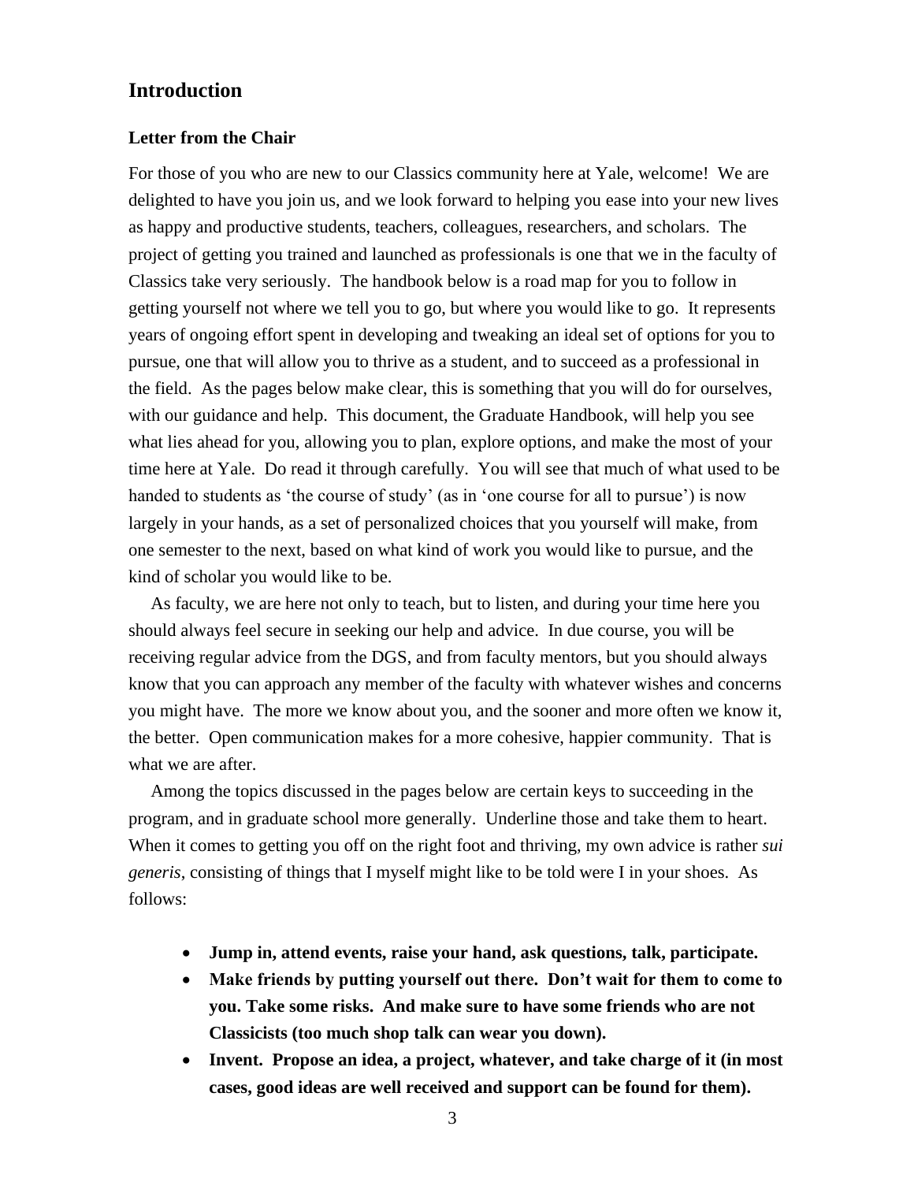## Introduction

### Letter from the Chair

For those of you who are new to our Classics community here at Yale, welcome! We are delighted to have you join us, and we look forward to helping you ease into your new lives as happy and productive students, teachers, colleagues, researchers, and scholars. The project of getting you trained and launched as professionals is one that we in the faculty of Classics take very seriously. The handbook below is a road map for you to follow in getting yourself not where we tell you to go, but where you would like to go. It represents years of ongoing effort spent in developing and tweaking an ideal set of options for you to pursue, one that will allow you to thrive as a student, and to succeed as a professional in the field. As the pages below make clear, this is something that you will do for ourselves, with our guidance and help. This document, the Graduate Handbook, will help you see what lies ahead for you, allowing you to plan, explore options, and make the most of your time here at Yale. Do read it through carefully. You will see that much of what used to be handed to students as 'the course of study' (as in 'one course for all to pursue') is now largely in your hands, as a set of personalized choices that you yourself will make, from one semester to the next, based on what kind of work you would like to pursue, and the kind of scholar you would like to be.

As faculty, we are here not only to teach, but to listen, and during your time here you should always feel secure in seeking our help and advice. In due course, you will be receiving regular advice from the DGS, and from faculty mentors, but you should always know that you can approach any member of the faculty with whatever wishes and concerns you might have. The more we know about you, and the sooner and more often we know it, the better. Open communication makes for a more cohesive, happier community. That is what we are after.

Among the topics discussed in the pages below are certain keys to succeeding in the program, and in graduate school more generally. Underline those and take them to heart. When it comes to getting you off on the right foot and thriving, my own advice is rather *sui generis*, consisting of things that I myself might like to be told were I in your shoes. As follows:

- **Jump in, attend events, raise your hand, ask questions, talk, participate.**
- **Make friends by putting yourself out there. Don't wait for them to come to you. Take some risks. And make sure to have some friends who are not Classicists (too much shop talk can wear you down).**
- **Invent. Propose an idea, a project, whatever, and take charge of it (in most cases, good ideas are well received and support can be found for them).**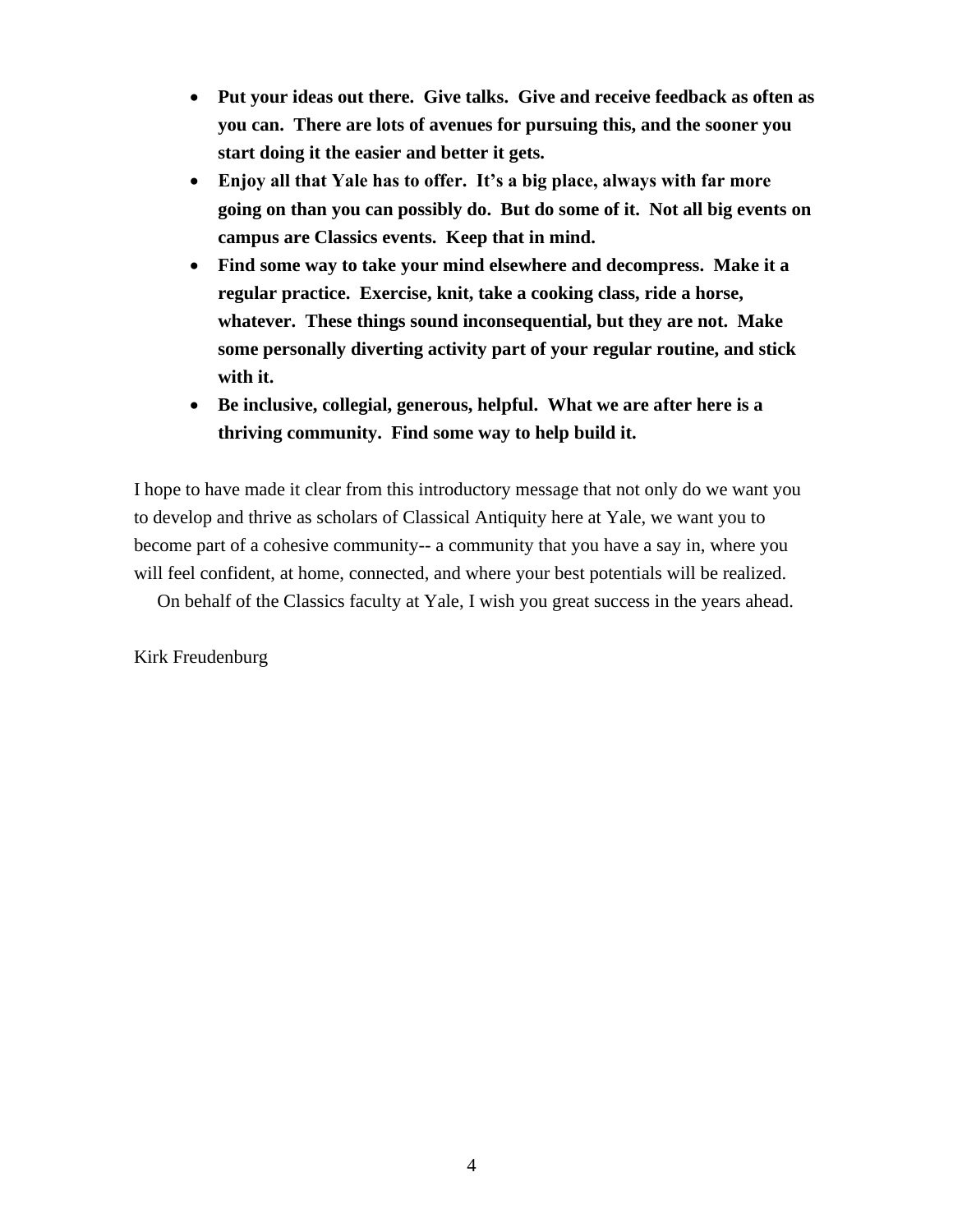- **Put your ideas out there. Give talks. Give and receive feedback as often as you can. There are lots of avenues for pursuing this, and the sooner you start doing it the easier and better it gets.**
- **Enjoy all that Yale has to offer. It's a big place, always with far more going on than you can possibly do. But do some of it. Not all big events on campus are Classics events. Keep that in mind.**
- **Find some way to take your mind elsewhere and decompress. Make it a regular practice. Exercise, knit, take a cooking class, ride a horse, whatever. These things sound inconsequential, but they are not. Make some personally diverting activity part of your regular routine, and stick with it.**
- **Be inclusive, collegial, generous, helpful. What we are after here is a thriving community. Find some way to help build it.**

I hope to have made it clear from this introductory message that not only do we want you to develop and thrive as scholars of Classical Antiquity here at Yale, we want you to become part of a cohesive community-- a community that you have a say in, where you will feel confident, at home, connected, and where your best potentials will be realized.

On behalf of the Classics faculty at Yale, I wish you great success in the years ahead.

Kirk Freudenburg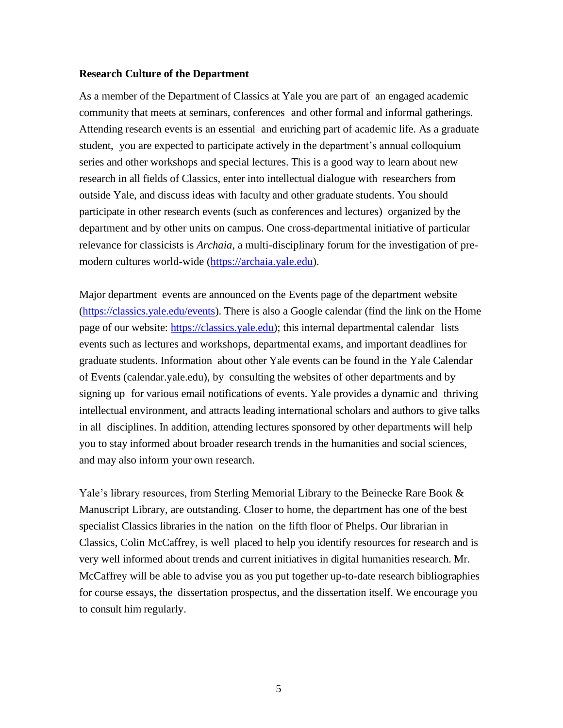**Research Culture of the Department**

As a member of the Department of Classics at Yale you are part of an engaged academic community that meets at seminars, conferences and other formal and informal gatherings. Attending research events is an essential and enriching part of academic life. As a graduate student, you are expected to participate actively in the department's annual colloquium series and other workshops and special lectures. This is a good way to learn about new research in all fields of Classics, enter into intellectual dialogue with researchers from outside Yale, and discuss ideas with faculty and other graduate students. You should participate in other research events (such as conferences and lectures) organized by the department and by other units on campus. One cross-departmental initiative of particular relevance for classicists is *Archaia*, a multi-disciplinary forum for the investigation of pre-modern cultures world-wide (https://archaia.yale.edu).

Major department events are announced on the Events page of the department website (https://classics.yale.edu/events). There is also a Google calendar (find the link on the Home page of our website: https://classics.yale.edu); this internal departmental calendar lists events such as lectures and workshops, departmental exams, and important deadlines for graduate students. Information about other Yale events can be found in the Yale Calendar of Events (calendar.yale.edu), by consulting the websites of other departments and by signing up for various email notifications of events. Yale provides a dynamic and thriving intellectual environment, and attracts leading international scholars and authors to give talks in all disciplines. In addition, attending lectures sponsored by other departments will help you to stay informed about broader research trends in the humanities and social sciences, and may also inform your own research.

Yale's library resources, from Sterling Memorial Library to the Beinecke Rare Book & Manuscript Library, are outstanding. Closer to home, the department has one of the best specialist Classics libraries in the nation on the fifth floor of Phelps. Our librarian in Classics, Colin McCaffrey, is well placed to help you identify resources for research and is very well informed about trends and current initiatives in digital humanities research. Mr. McCaffrey will be able to advise you as you put together up-to-date research bibliographies for course essays, the dissertation prospectus, and the dissertation itself. We encourage you to consult him regularly.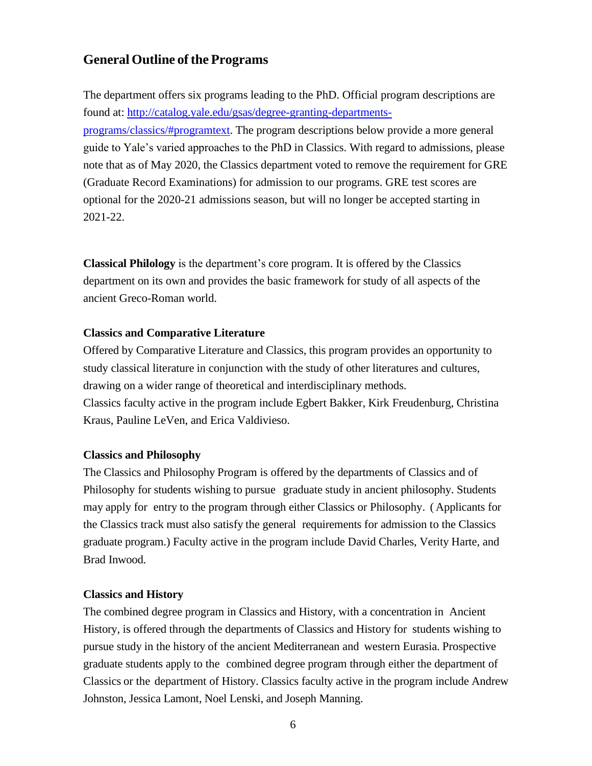## General Outline of the Programs

The department offers six programs leading to the PhD. Official program descriptions are found at: [http://catalog.yale.edu/gsas/degree-granting-departments-programs/classics/#programtext](http://catalog.yale.edu/gsas/degree-granting-departments-programs/classics/#programtext). The program descriptions below provide a more general guide to Yale's varied approaches to the PhD in Classics. With regard to admissions, please note that as of May 2020, the Classics department voted to remove the requirement for GRE (Graduate Record Examinations) for admission to our programs. GRE test scores are optional for the 2020-21 admissions season, but will no longer be accepted starting in 2021-22.

**Classical Philology** is the department's core program. It is offered by the Classics department on its own and provides the basic framework for study of all aspects of the ancient Greco-Roman world.

**Classics and Comparative Literature**

Offered by Comparative Literature and Classics, this program provides an opportunity to study classical literature in conjunction with the study of other literatures and cultures, drawing on a wider range of theoretical and interdisciplinary methods.
Classics faculty active in the program include Egbert Bakker, Kirk Freudenburg, Christina Kraus, Pauline LeVen, and Erica Valdivieso.

**Classics and Philosophy**

The Classics and Philosophy Program is offered by the departments of Classics and of Philosophy for students wishing to pursue graduate study in ancient philosophy. Students may apply for entry to the program through either Classics or Philosophy. (Applicants for the Classics track must also satisfy the general requirements for admission to the Classics graduate program.) Faculty active in the program include David Charles, Verity Harte, and Brad Inwood.

**Classics and History**

The combined degree program in Classics and History, with a concentration in Ancient History, is offered through the departments of Classics and History for students wishing to pursue study in the history of the ancient Mediterranean and western Eurasia. Prospective graduate students apply to the combined degree program through either the department of Classics or the department of History. Classics faculty active in the program include Andrew Johnston, Jessica Lamont, Noel Lenski, and Joseph Manning.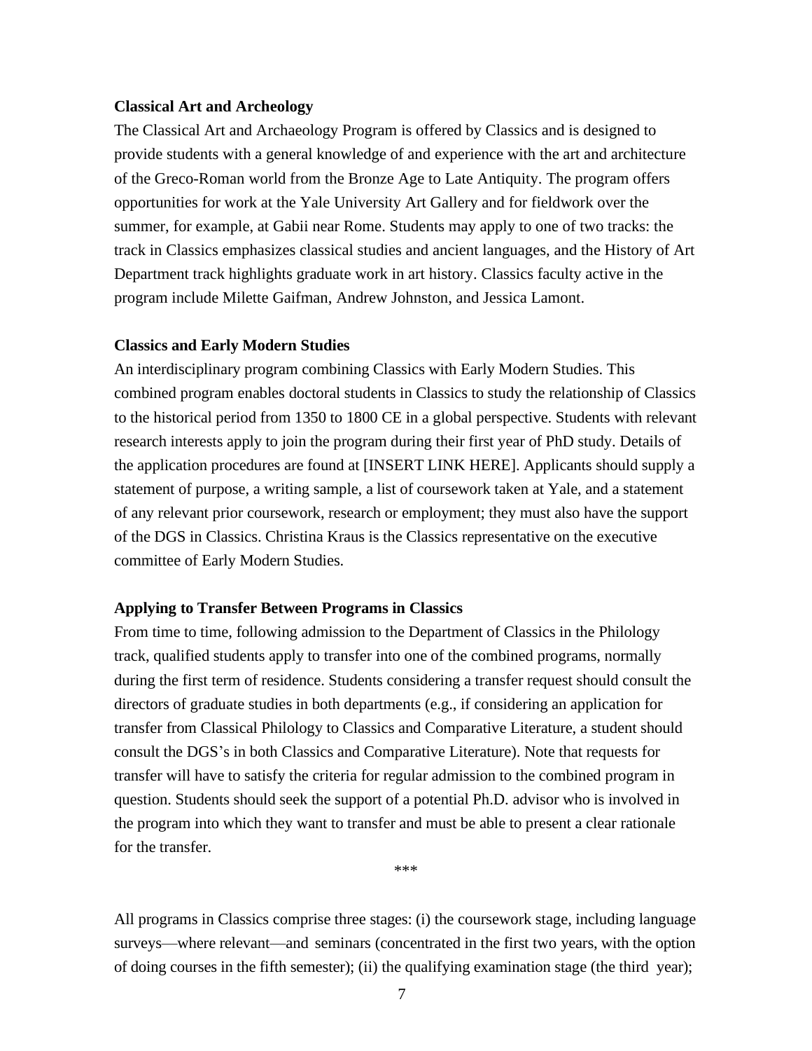**Classical Art and Archeology**

The Classical Art and Archaeology Program is offered by Classics and is designed to provide students with a general knowledge of and experience with the art and architecture of the Greco-Roman world from the Bronze Age to Late Antiquity. The program offers opportunities for work at the Yale University Art Gallery and for fieldwork over the summer, for example, at Gabii near Rome. Students may apply to one of two tracks: the track in Classics emphasizes classical studies and ancient languages, and the History of Art Department track highlights graduate work in art history. Classics faculty active in the program include Milette Gaifman, Andrew Johnston, and Jessica Lamont.

**Classics and Early Modern Studies**

An interdisciplinary program combining Classics with Early Modern Studies. This combined program enables doctoral students in Classics to study the relationship of Classics to the historical period from 1350 to 1800 CE in a global perspective. Students with relevant research interests apply to join the program during their first year of PhD study. Details of the application procedures are found at [INSERT LINK HERE]. Applicants should supply a statement of purpose, a writing sample, a list of coursework taken at Yale, and a statement of any relevant prior coursework, research or employment; they must also have the support of the DGS in Classics. Christina Kraus is the Classics representative on the executive committee of Early Modern Studies.

**Applying to Transfer Between Programs in Classics**

From time to time, following admission to the Department of Classics in the Philology track, qualified students apply to transfer into one of the combined programs, normally during the first term of residence. Students considering a transfer request should consult the directors of graduate studies in both departments (e.g., if considering an application for transfer from Classical Philology to Classics and Comparative Literature, a student should consult the DGS's in both Classics and Comparative Literature). Note that requests for transfer will have to satisfy the criteria for regular admission to the combined program in question. Students should seek the support of a potential Ph.D. advisor who is involved in the program into which they want to transfer and must be able to present a clear rationale for the transfer.

***

All programs in Classics comprise three stages: (i) the coursework stage, including language surveys—where relevant—and seminars (concentrated in the first two years, with the option of doing courses in the fifth semester); (ii) the qualifying examination stage (the third year);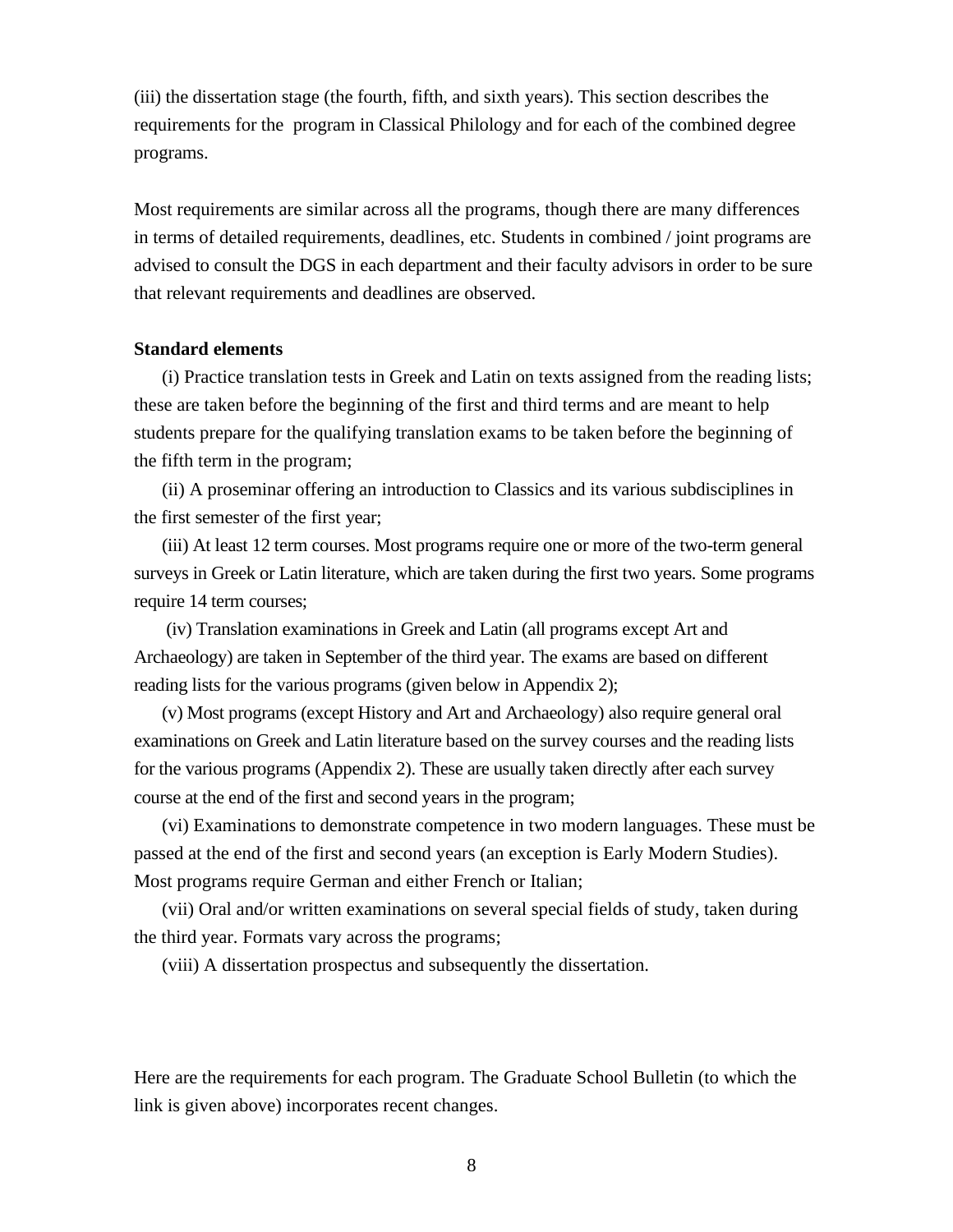(iii) the dissertation stage (the fourth, fifth, and sixth years). This section describes the requirements for the program in Classical Philology and for each of the combined degree programs.

Most requirements are similar across all the programs, though there are many differences in terms of detailed requirements, deadlines, etc. Students in combined / joint programs are advised to consult the DGS in each department and their faculty advisors in order to be sure that relevant requirements and deadlines are observed.

**Standard elements**

(i) Practice translation tests in Greek and Latin on texts assigned from the reading lists; these are taken before the beginning of the first and third terms and are meant to help students prepare for the qualifying translation exams to be taken before the beginning of the fifth term in the program;

(ii) A proseminar offering an introduction to Classics and its various subdisciplines in the first semester of the first year;

(iii) At least 12 term courses. Most programs require one or more of the two-term general surveys in Greek or Latin literature, which are taken during the first two years. Some programs require 14 term courses;

(iv) Translation examinations in Greek and Latin (all programs except Art and Archaeology) are taken in September of the third year. The exams are based on different reading lists for the various programs (given below in Appendix 2);

(v) Most programs (except History and Art and Archaeology) also require general oral examinations on Greek and Latin literature based on the survey courses and the reading lists for the various programs (Appendix 2). These are usually taken directly after each survey course at the end of the first and second years in the program;

(vi) Examinations to demonstrate competence in two modern languages. These must be passed at the end of the first and second years (an exception is Early Modern Studies). Most programs require German and either French or Italian;

(vii) Oral and/or written examinations on several special fields of study, taken during the third year. Formats vary across the programs;

(viii) A dissertation prospectus and subsequently the dissertation.

Here are the requirements for each program. The Graduate School Bulletin (to which the link is given above) incorporates recent changes.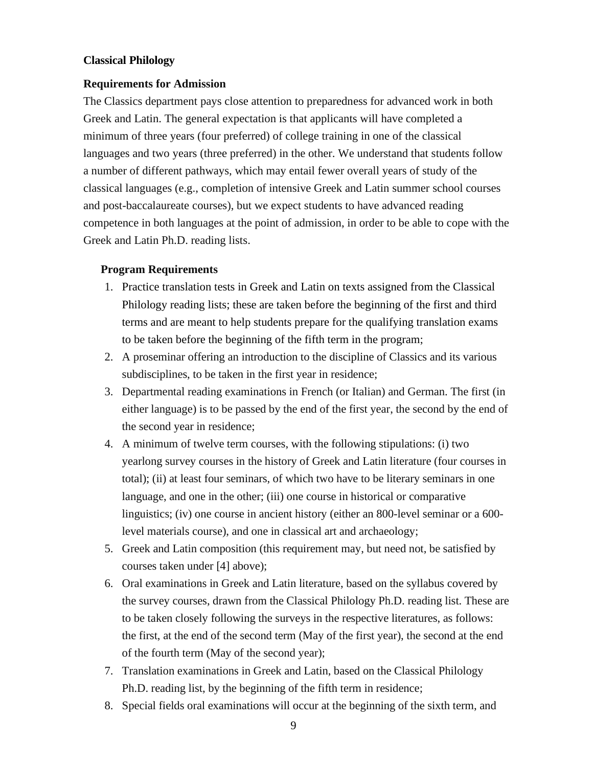**Classical Philology**

**Requirements for Admission**

The Classics department pays close attention to preparedness for advanced work in both Greek and Latin. The general expectation is that applicants will have completed a minimum of three years (four preferred) of college training in one of the classical languages and two years (three preferred) in the other. We understand that students follow a number of different pathways, which may entail fewer overall years of study of the classical languages (e.g., completion of intensive Greek and Latin summer school courses and post-baccalaureate courses), but we expect students to have advanced reading competence in both languages at the point of admission, in order to be able to cope with the Greek and Latin Ph.D. reading lists.

**Program Requirements**

1. Practice translation tests in Greek and Latin on texts assigned from the Classical Philology reading lists; these are taken before the beginning of the first and third terms and are meant to help students prepare for the qualifying translation exams to be taken before the beginning of the fifth term in the program;
2. A proseminar offering an introduction to the discipline of Classics and its various subdisciplines, to be taken in the first year in residence;
3. Departmental reading examinations in French (or Italian) and German. The first (in either language) is to be passed by the end of the first year, the second by the end of the second year in residence;
4. A minimum of twelve term courses, with the following stipulations: (i) two yearlong survey courses in the history of Greek and Latin literature (four courses in total); (ii) at least four seminars, of which two have to be literary seminars in one language, and one in the other; (iii) one course in historical or comparative linguistics; (iv) one course in ancient history (either an 800-level seminar or a 600-level materials course), and one in classical art and archaeology;
5. Greek and Latin composition (this requirement may, but need not, be satisfied by courses taken under [4] above);
6. Oral examinations in Greek and Latin literature, based on the syllabus covered by the survey courses, drawn from the Classical Philology Ph.D. reading list. These are to be taken closely following the surveys in the respective literatures, as follows: the first, at the end of the second term (May of the first year), the second at the end of the fourth term (May of the second year);
7. Translation examinations in Greek and Latin, based on the Classical Philology Ph.D. reading list, by the beginning of the fifth term in residence;
8. Special fields oral examinations will occur at the beginning of the sixth term, and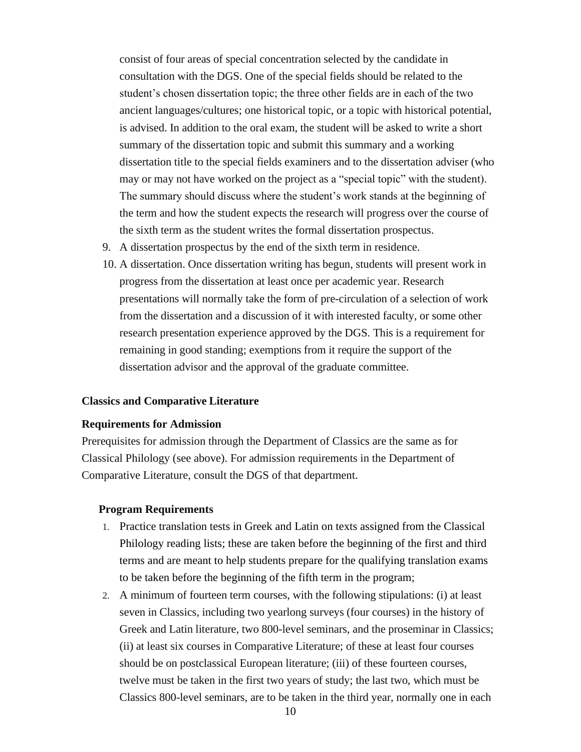consist of four areas of special concentration selected by the candidate in consultation with the DGS. One of the special fields should be related to the student's chosen dissertation topic; the three other fields are in each of the two ancient languages/cultures; one historical topic, or a topic with historical potential, is advised. In addition to the oral exam, the student will be asked to write a short summary of the dissertation topic and submit this summary and a working dissertation title to the special fields examiners and to the dissertation adviser (who may or may not have worked on the project as a "special topic" with the student). The summary should discuss where the student's work stands at the beginning of the term and how the student expects the research will progress over the course of the sixth term as the student writes the formal dissertation prospectus.

9. A dissertation prospectus by the end of the sixth term in residence.
10. A dissertation. Once dissertation writing has begun, students will present work in progress from the dissertation at least once per academic year. Research presentations will normally take the form of pre-circulation of a selection of work from the dissertation and a discussion of it with interested faculty, or some other research presentation experience approved by the DGS. This is a requirement for remaining in good standing; exemptions from it require the support of the dissertation advisor and the approval of the graduate committee.

**Classics and Comparative Literature**

**Requirements for Admission**

Prerequisites for admission through the Department of Classics are the same as for Classical Philology (see above). For admission requirements in the Department of Comparative Literature, consult the DGS of that department.

**Program Requirements**

1. Practice translation tests in Greek and Latin on texts assigned from the Classical Philology reading lists; these are taken before the beginning of the first and third terms and are meant to help students prepare for the qualifying translation exams to be taken before the beginning of the fifth term in the program;
2. A minimum of fourteen term courses, with the following stipulations: (i) at least seven in Classics, including two yearlong surveys (four courses) in the history of Greek and Latin literature, two 800-level seminars, and the proseminar in Classics; (ii) at least six courses in Comparative Literature; of these at least four courses should be on postclassical European literature; (iii) of these fourteen courses, twelve must be taken in the first two years of study; the last two, which must be Classics 800-level seminars, are to be taken in the third year, normally one in each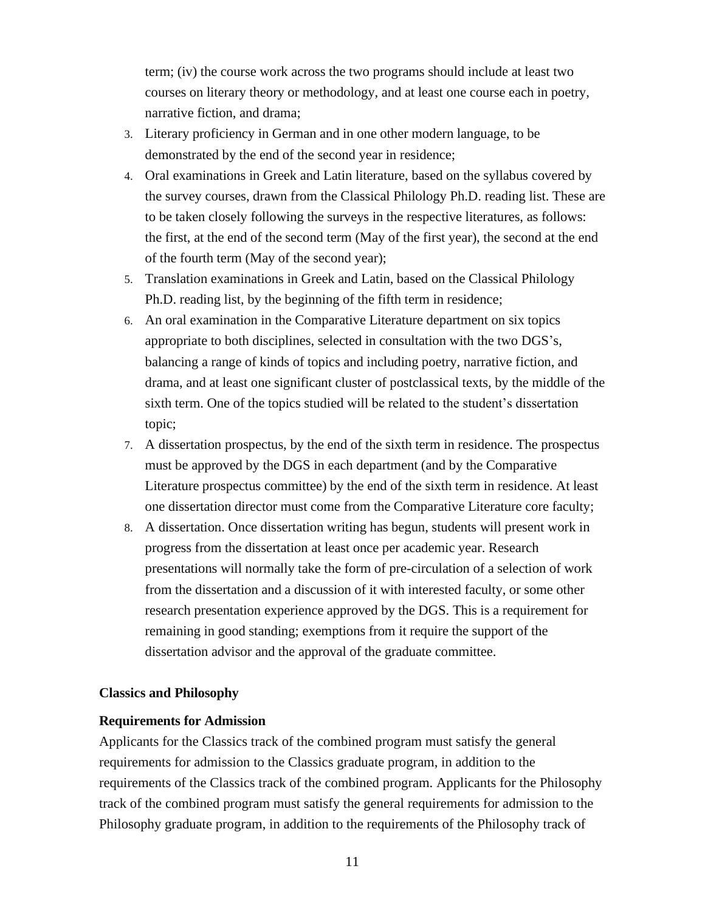term; (iv) the course work across the two programs should include at least two courses on literary theory or methodology, and at least one course each in poetry, narrative fiction, and drama;

3. Literary proficiency in German and in one other modern language, to be demonstrated by the end of the second year in residence;
4. Oral examinations in Greek and Latin literature, based on the syllabus covered by the survey courses, drawn from the Classical Philology Ph.D. reading list. These are to be taken closely following the surveys in the respective literatures, as follows: the first, at the end of the second term (May of the first year), the second at the end of the fourth term (May of the second year);
5. Translation examinations in Greek and Latin, based on the Classical Philology Ph.D. reading list, by the beginning of the fifth term in residence;
6. An oral examination in the Comparative Literature department on six topics appropriate to both disciplines, selected in consultation with the two DGS's, balancing a range of kinds of topics and including poetry, narrative fiction, and drama, and at least one significant cluster of postclassical texts, by the middle of the sixth term. One of the topics studied will be related to the student's dissertation topic;
7. A dissertation prospectus, by the end of the sixth term in residence. The prospectus must be approved by the DGS in each department (and by the Comparative Literature prospectus committee) by the end of the sixth term in residence. At least one dissertation director must come from the Comparative Literature core faculty;
8. A dissertation. Once dissertation writing has begun, students will present work in progress from the dissertation at least once per academic year. Research presentations will normally take the form of pre-circulation of a selection of work from the dissertation and a discussion of it with interested faculty, or some other research presentation experience approved by the DGS. This is a requirement for remaining in good standing; exemptions from it require the support of the dissertation advisor and the approval of the graduate committee.

**Classics and Philosophy**

**Requirements for Admission**

Applicants for the Classics track of the combined program must satisfy the general requirements for admission to the Classics graduate program, in addition to the requirements of the Classics track of the combined program. Applicants for the Philosophy track of the combined program must satisfy the general requirements for admission to the Philosophy graduate program, in addition to the requirements of the Philosophy track of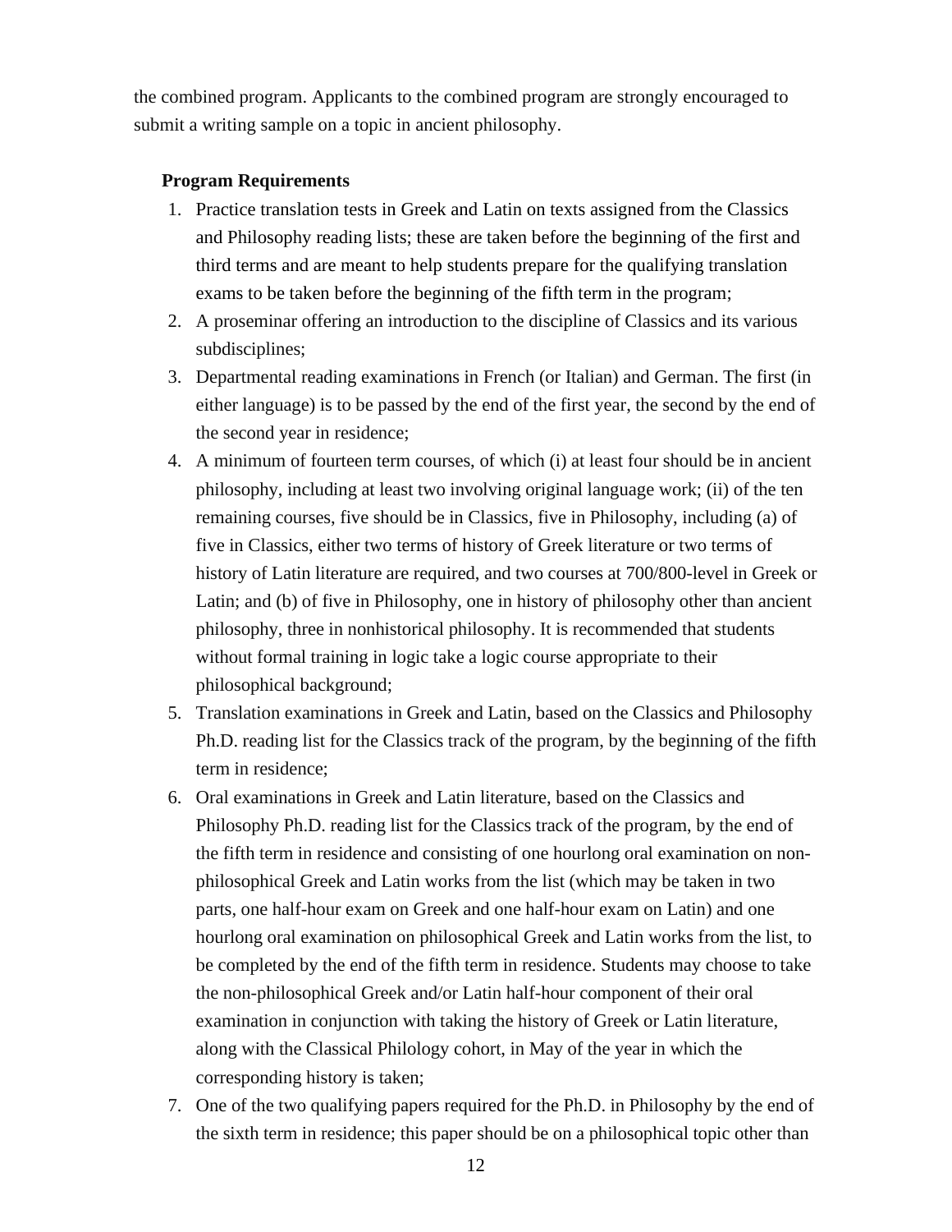the combined program. Applicants to the combined program are strongly encouraged to submit a writing sample on a topic in ancient philosophy.

**Program Requirements**

1. Practice translation tests in Greek and Latin on texts assigned from the Classics and Philosophy reading lists; these are taken before the beginning of the first and third terms and are meant to help students prepare for the qualifying translation exams to be taken before the beginning of the fifth term in the program;
2. A proseminar offering an introduction to the discipline of Classics and its various subdisciplines;
3. Departmental reading examinations in French (or Italian) and German. The first (in either language) is to be passed by the end of the first year, the second by the end of the second year in residence;
4. A minimum of fourteen term courses, of which (i) at least four should be in ancient philosophy, including at least two involving original language work; (ii) of the ten remaining courses, five should be in Classics, five in Philosophy, including (a) of five in Classics, either two terms of history of Greek literature or two terms of history of Latin literature are required, and two courses at 700/800-level in Greek or Latin; and (b) of five in Philosophy, one in history of philosophy other than ancient philosophy, three in nonhistorical philosophy. It is recommended that students without formal training in logic take a logic course appropriate to their philosophical background;
5. Translation examinations in Greek and Latin, based on the Classics and Philosophy Ph.D. reading list for the Classics track of the program, by the beginning of the fifth term in residence;
6. Oral examinations in Greek and Latin literature, based on the Classics and Philosophy Ph.D. reading list for the Classics track of the program, by the end of the fifth term in residence and consisting of one hourlong oral examination on non-philosophical Greek and Latin works from the list (which may be taken in two parts, one half-hour exam on Greek and one half-hour exam on Latin) and one hourlong oral examination on philosophical Greek and Latin works from the list, to be completed by the end of the fifth term in residence. Students may choose to take the non-philosophical Greek and/or Latin half-hour component of their oral examination in conjunction with taking the history of Greek or Latin literature, along with the Classical Philology cohort, in May of the year in which the corresponding history is taken;
7. One of the two qualifying papers required for the Ph.D. in Philosophy by the end of the sixth term in residence; this paper should be on a philosophical topic other than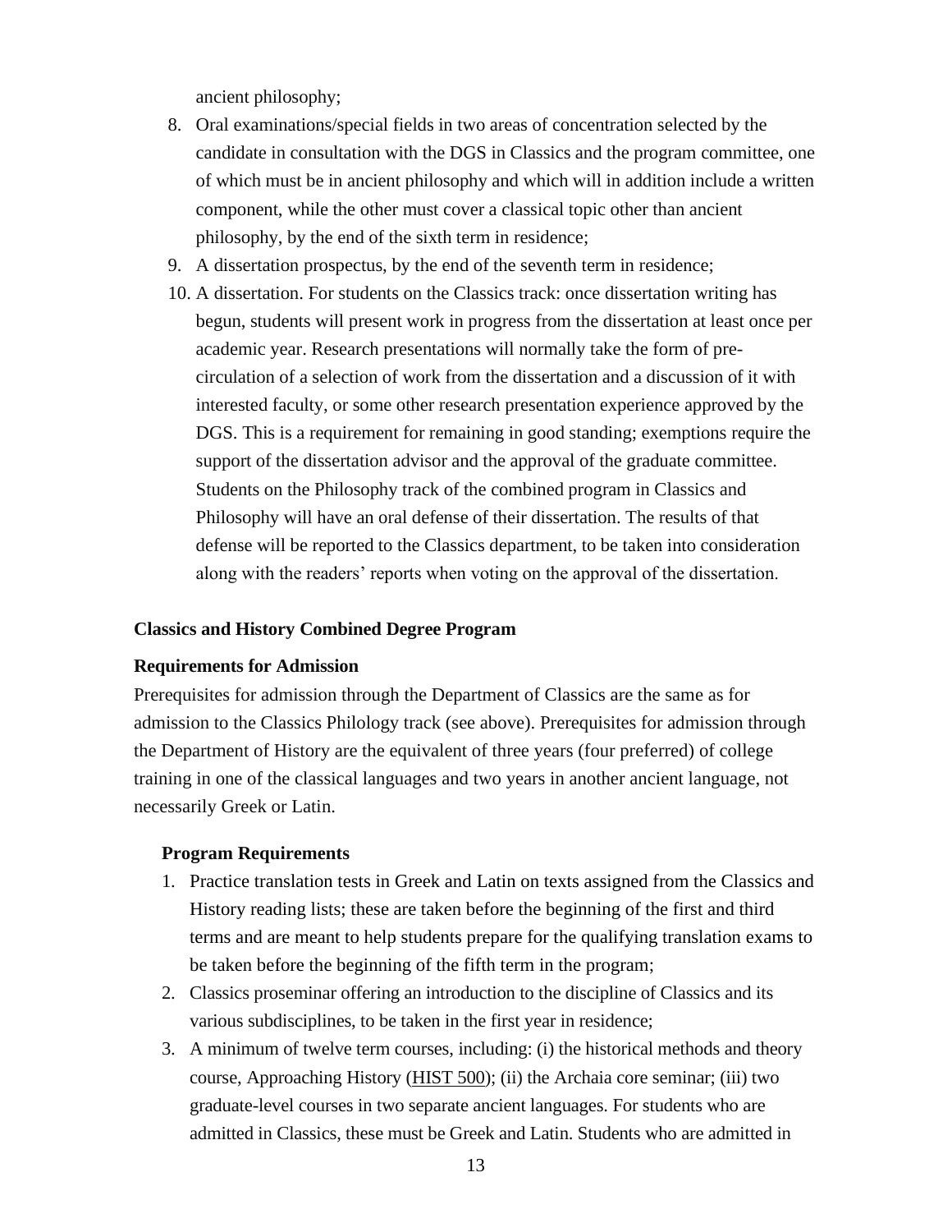ancient philosophy;

8. Oral examinations/special fields in two areas of concentration selected by the candidate in consultation with the DGS in Classics and the program committee, one of which must be in ancient philosophy and which will in addition include a written component, while the other must cover a classical topic other than ancient philosophy, by the end of the sixth term in residence;
9. A dissertation prospectus, by the end of the seventh term in residence;
10. A dissertation. For students on the Classics track: once dissertation writing has begun, students will present work in progress from the dissertation at least once per academic year. Research presentations will normally take the form of pre-circulation of a selection of work from the dissertation and a discussion of it with interested faculty, or some other research presentation experience approved by the DGS. This is a requirement for remaining in good standing; exemptions require the support of the dissertation advisor and the approval of the graduate committee. Students on the Philosophy track of the combined program in Classics and Philosophy will have an oral defense of their dissertation. The results of that defense will be reported to the Classics department, to be taken into consideration along with the readers' reports when voting on the approval of the dissertation.

### Classics and History Combined Degree Program

#### Requirements for Admission

Prerequisites for admission through the Department of Classics are the same as for admission to the Classics Philology track (see above). Prerequisites for admission through the Department of History are the equivalent of three years (four preferred) of college training in one of the classical languages and two years in another ancient language, not necessarily Greek or Latin.

#### Program Requirements

1. Practice translation tests in Greek and Latin on texts assigned from the Classics and History reading lists; these are taken before the beginning of the first and third terms and are meant to help students prepare for the qualifying translation exams to be taken before the beginning of the fifth term in the program;
2. Classics proseminar offering an introduction to the discipline of Classics and its various subdisciplines, to be taken in the first year in residence;
3. A minimum of twelve term courses, including: (i) the historical methods and theory course, Approaching History (HIST 500); (ii) the Archaia core seminar; (iii) two graduate-level courses in two separate ancient languages. For students who are admitted in Classics, these must be Greek and Latin. Students who are admitted in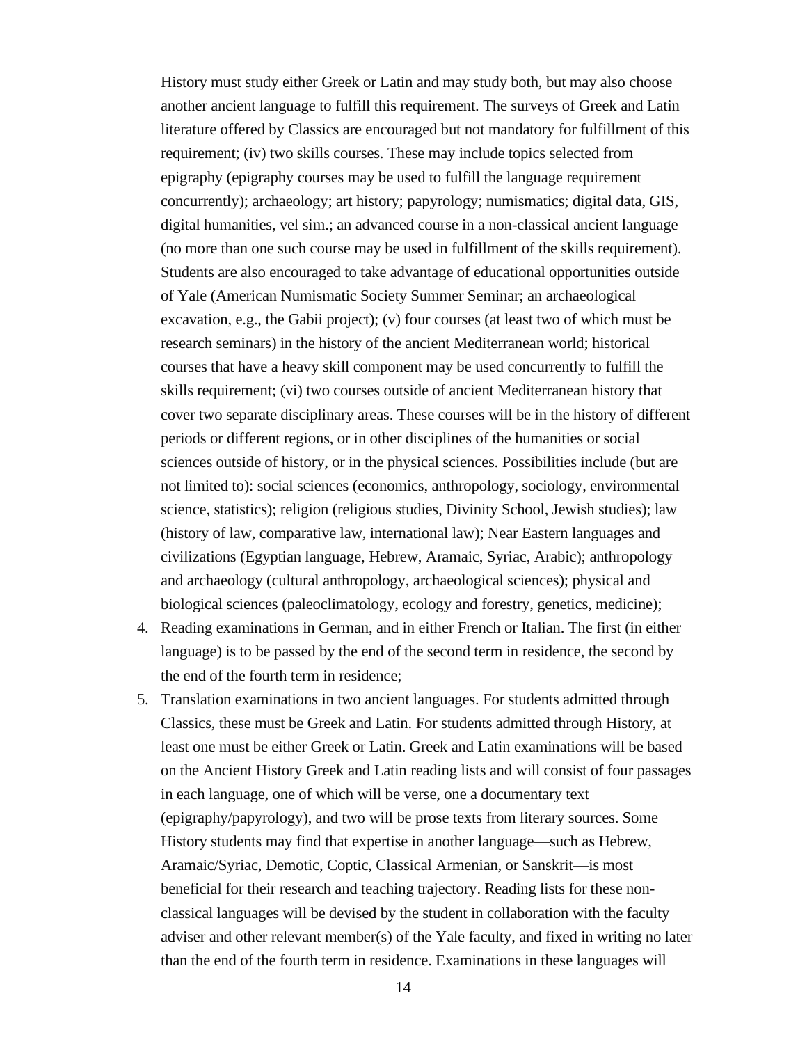History must study either Greek or Latin and may study both, but may also choose another ancient language to fulfill this requirement. The surveys of Greek and Latin literature offered by Classics are encouraged but not mandatory for fulfillment of this requirement; (iv) two skills courses. These may include topics selected from epigraphy (epigraphy courses may be used to fulfill the language requirement concurrently); archaeology; art history; papyrology; numismatics; digital data, GIS, digital humanities, vel sim.; an advanced course in a non-classical ancient language (no more than one such course may be used in fulfillment of the skills requirement). Students are also encouraged to take advantage of educational opportunities outside of Yale (American Numismatic Society Summer Seminar; an archaeological excavation, e.g., the Gabii project); (v) four courses (at least two of which must be research seminars) in the history of the ancient Mediterranean world; historical courses that have a heavy skill component may be used concurrently to fulfill the skills requirement; (vi) two courses outside of ancient Mediterranean history that cover two separate disciplinary areas. These courses will be in the history of different periods or different regions, or in other disciplines of the humanities or social sciences outside of history, or in the physical sciences. Possibilities include (but are not limited to): social sciences (economics, anthropology, sociology, environmental science, statistics); religion (religious studies, Divinity School, Jewish studies); law (history of law, comparative law, international law); Near Eastern languages and civilizations (Egyptian language, Hebrew, Aramaic, Syriac, Arabic); anthropology and archaeology (cultural anthropology, archaeological sciences); physical and biological sciences (paleoclimatology, ecology and forestry, genetics, medicine);

4. Reading examinations in German, and in either French or Italian. The first (in either language) is to be passed by the end of the second term in residence, the second by the end of the fourth term in residence;
5. Translation examinations in two ancient languages. For students admitted through Classics, these must be Greek and Latin. For students admitted through History, at least one must be either Greek or Latin. Greek and Latin examinations will be based on the Ancient History Greek and Latin reading lists and will consist of four passages in each language, one of which will be verse, one a documentary text (epigraphy/papyrology), and two will be prose texts from literary sources. Some History students may find that expertise in another language—such as Hebrew, Aramaic/Syriac, Demotic, Coptic, Classical Armenian, or Sanskrit—is most beneficial for their research and teaching trajectory. Reading lists for these non-classical languages will be devised by the student in collaboration with the faculty adviser and other relevant member(s) of the Yale faculty, and fixed in writing no later than the end of the fourth term in residence. Examinations in these languages will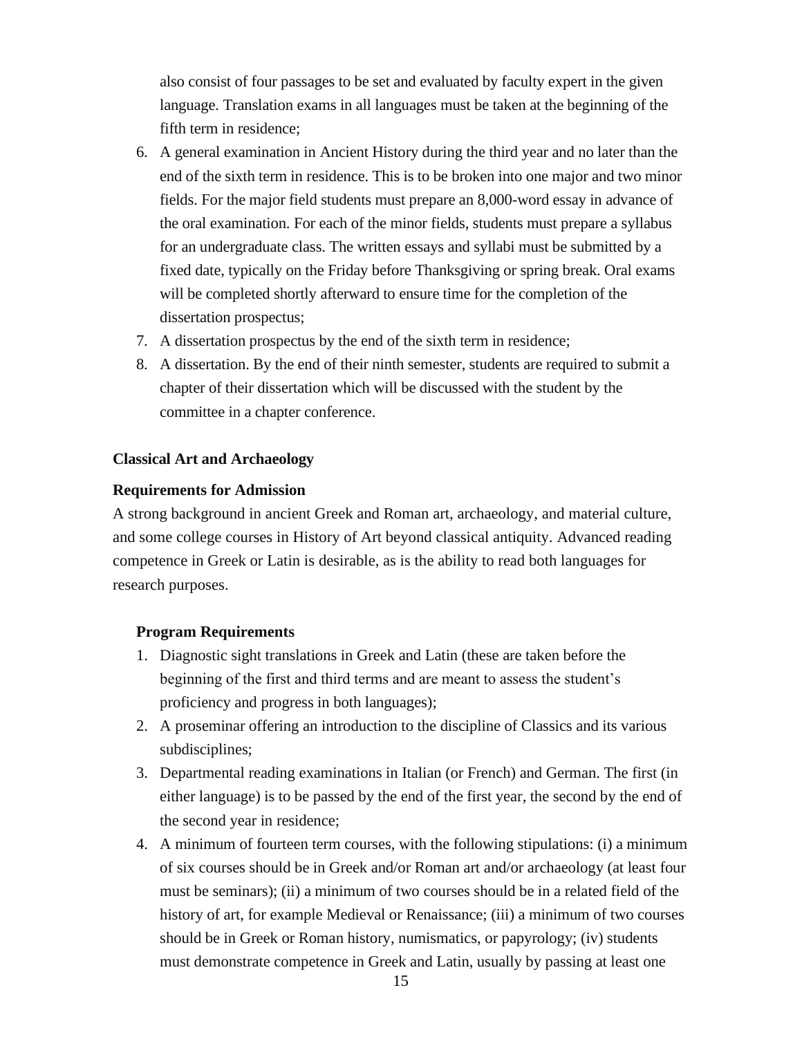also consist of four passages to be set and evaluated by faculty expert in the given language. Translation exams in all languages must be taken at the beginning of the fifth term in residence;

6. A general examination in Ancient History during the third year and no later than the end of the sixth term in residence. This is to be broken into one major and two minor fields. For the major field students must prepare an 8,000-word essay in advance of the oral examination. For each of the minor fields, students must prepare a syllabus for an undergraduate class. The written essays and syllabi must be submitted by a fixed date, typically on the Friday before Thanksgiving or spring break. Oral exams will be completed shortly afterward to ensure time for the completion of the dissertation prospectus;
7. A dissertation prospectus by the end of the sixth term in residence;
8. A dissertation. By the end of their ninth semester, students are required to submit a chapter of their dissertation which will be discussed with the student by the committee in a chapter conference.

**Classical Art and Archaeology**

**Requirements for Admission**

A strong background in ancient Greek and Roman art, archaeology, and material culture, and some college courses in History of Art beyond classical antiquity. Advanced reading competence in Greek or Latin is desirable, as is the ability to read both languages for research purposes.

**Program Requirements**

1. Diagnostic sight translations in Greek and Latin (these are taken before the beginning of the first and third terms and are meant to assess the student's proficiency and progress in both languages);
2. A proseminar offering an introduction to the discipline of Classics and its various subdisciplines;
3. Departmental reading examinations in Italian (or French) and German. The first (in either language) is to be passed by the end of the first year, the second by the end of the second year in residence;
4. A minimum of fourteen term courses, with the following stipulations: (i) a minimum of six courses should be in Greek and/or Roman art and/or archaeology (at least four must be seminars); (ii) a minimum of two courses should be in a related field of the history of art, for example Medieval or Renaissance; (iii) a minimum of two courses should be in Greek or Roman history, numismatics, or papyrology; (iv) students must demonstrate competence in Greek and Latin, usually by passing at least one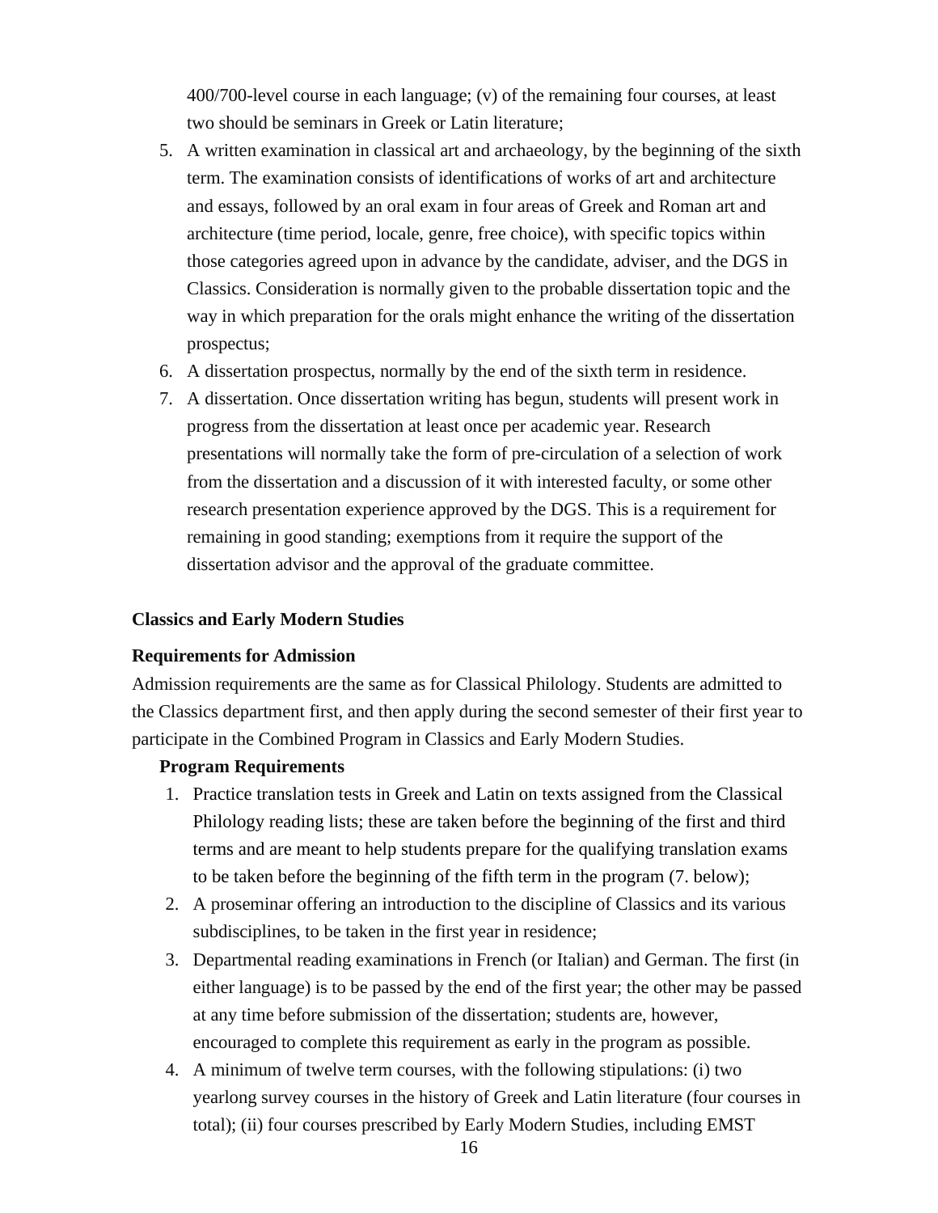400/700-level course in each language; (v) of the remaining four courses, at least two should be seminars in Greek or Latin literature;

5. A written examination in classical art and archaeology, by the beginning of the sixth term. The examination consists of identifications of works of art and architecture and essays, followed by an oral exam in four areas of Greek and Roman art and architecture (time period, locale, genre, free choice), with specific topics within those categories agreed upon in advance by the candidate, adviser, and the DGS in Classics. Consideration is normally given to the probable dissertation topic and the way in which preparation for the orals might enhance the writing of the dissertation prospectus;
6. A dissertation prospectus, normally by the end of the sixth term in residence.
7. A dissertation. Once dissertation writing has begun, students will present work in progress from the dissertation at least once per academic year. Research presentations will normally take the form of pre-circulation of a selection of work from the dissertation and a discussion of it with interested faculty, or some other research presentation experience approved by the DGS. This is a requirement for remaining in good standing; exemptions from it require the support of the dissertation advisor and the approval of the graduate committee.

### Classics and Early Modern Studies

#### Requirements for Admission

Admission requirements are the same as for Classical Philology. Students are admitted to the Classics department first, and then apply during the second semester of their first year to participate in the Combined Program in Classics and Early Modern Studies.

#### Program Requirements

1. Practice translation tests in Greek and Latin on texts assigned from the Classical Philology reading lists; these are taken before the beginning of the first and third terms and are meant to help students prepare for the qualifying translation exams to be taken before the beginning of the fifth term in the program (7. below);
2. A proseminar offering an introduction to the discipline of Classics and its various subdisciplines, to be taken in the first year in residence;
3. Departmental reading examinations in French (or Italian) and German. The first (in either language) is to be passed by the end of the first year; the other may be passed at any time before submission of the dissertation; students are, however, encouraged to complete this requirement as early in the program as possible.
4. A minimum of twelve term courses, with the following stipulations: (i) two yearlong survey courses in the history of Greek and Latin literature (four courses in total); (ii) four courses prescribed by Early Modern Studies, including EMST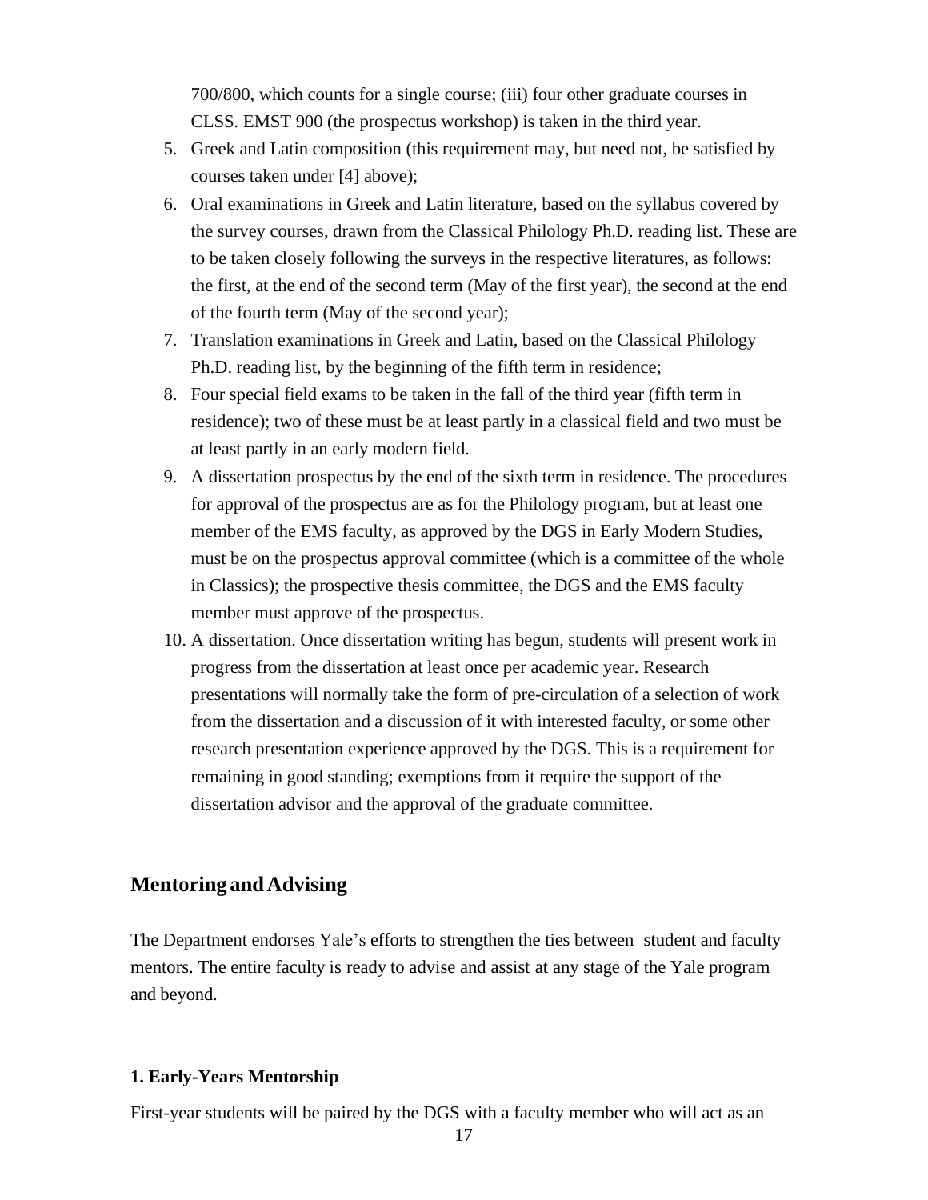700/800, which counts for a single course; (iii) four other graduate courses in CLSS. EMST 900 (the prospectus workshop) is taken in the third year.

5. Greek and Latin composition (this requirement may, but need not, be satisfied by courses taken under [4] above);
6. Oral examinations in Greek and Latin literature, based on the syllabus covered by the survey courses, drawn from the Classical Philology Ph.D. reading list. These are to be taken closely following the surveys in the respective literatures, as follows: the first, at the end of the second term (May of the first year), the second at the end of the fourth term (May of the second year);
7. Translation examinations in Greek and Latin, based on the Classical Philology Ph.D. reading list, by the beginning of the fifth term in residence;
8. Four special field exams to be taken in the fall of the third year (fifth term in residence); two of these must be at least partly in a classical field and two must be at least partly in an early modern field.
9. A dissertation prospectus by the end of the sixth term in residence. The procedures for approval of the prospectus are as for the Philology program, but at least one member of the EMS faculty, as approved by the DGS in Early Modern Studies, must be on the prospectus approval committee (which is a committee of the whole in Classics); the prospective thesis committee, the DGS and the EMS faculty member must approve of the prospectus.
10. A dissertation. Once dissertation writing has begun, students will present work in progress from the dissertation at least once per academic year. Research presentations will normally take the form of pre-circulation of a selection of work from the dissertation and a discussion of it with interested faculty, or some other research presentation experience approved by the DGS. This is a requirement for remaining in good standing; exemptions from it require the support of the dissertation advisor and the approval of the graduate committee.

## Mentoring and Advising

The Department endorses Yale's efforts to strengthen the ties between student and faculty mentors. The entire faculty is ready to advise and assist at any stage of the Yale program and beyond.

### 1. Early-Years Mentorship

First-year students will be paired by the DGS with a faculty member who will act as an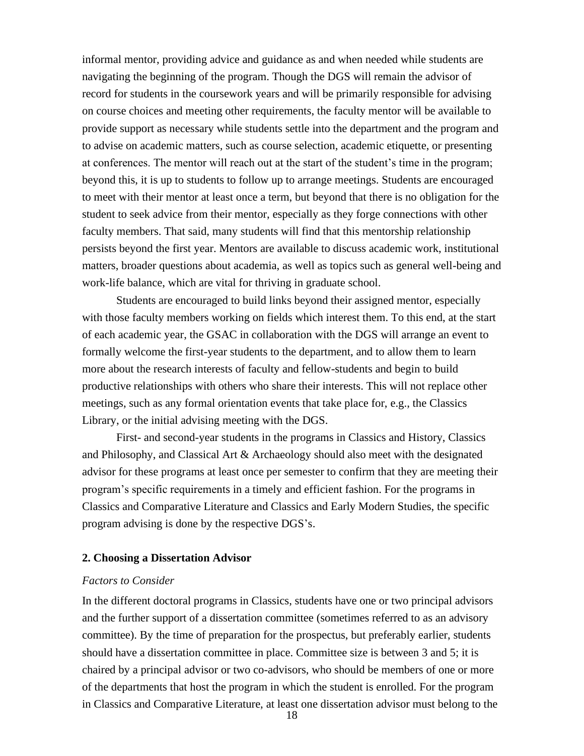informal mentor, providing advice and guidance as and when needed while students are navigating the beginning of the program. Though the DGS will remain the advisor of record for students in the coursework years and will be primarily responsible for advising on course choices and meeting other requirements, the faculty mentor will be available to provide support as necessary while students settle into the department and the program and to advise on academic matters, such as course selection, academic etiquette, or presenting at conferences. The mentor will reach out at the start of the student's time in the program; beyond this, it is up to students to follow up to arrange meetings. Students are encouraged to meet with their mentor at least once a term, but beyond that there is no obligation for the student to seek advice from their mentor, especially as they forge connections with other faculty members. That said, many students will find that this mentorship relationship persists beyond the first year. Mentors are available to discuss academic work, institutional matters, broader questions about academia, as well as topics such as general well-being and work-life balance, which are vital for thriving in graduate school.

Students are encouraged to build links beyond their assigned mentor, especially with those faculty members working on fields which interest them. To this end, at the start of each academic year, the GSAC in collaboration with the DGS will arrange an event to formally welcome the first-year students to the department, and to allow them to learn more about the research interests of faculty and fellow-students and begin to build productive relationships with others who share their interests. This will not replace other meetings, such as any formal orientation events that take place for, e.g., the Classics Library, or the initial advising meeting with the DGS.

First- and second-year students in the programs in Classics and History, Classics and Philosophy, and Classical Art & Archaeology should also meet with the designated advisor for these programs at least once per semester to confirm that they are meeting their program's specific requirements in a timely and efficient fashion. For the programs in Classics and Comparative Literature and Classics and Early Modern Studies, the specific program advising is done by the respective DGS's.

### 2. Choosing a Dissertation Advisor

*Factors to Consider*

In the different doctoral programs in Classics, students have one or two principal advisors and the further support of a dissertation committee (sometimes referred to as an advisory committee). By the time of preparation for the prospectus, but preferably earlier, students should have a dissertation committee in place. Committee size is between 3 and 5; it is chaired by a principal advisor or two co-advisors, who should be members of one or more of the departments that host the program in which the student is enrolled. For the program in Classics and Comparative Literature, at least one dissertation advisor must belong to the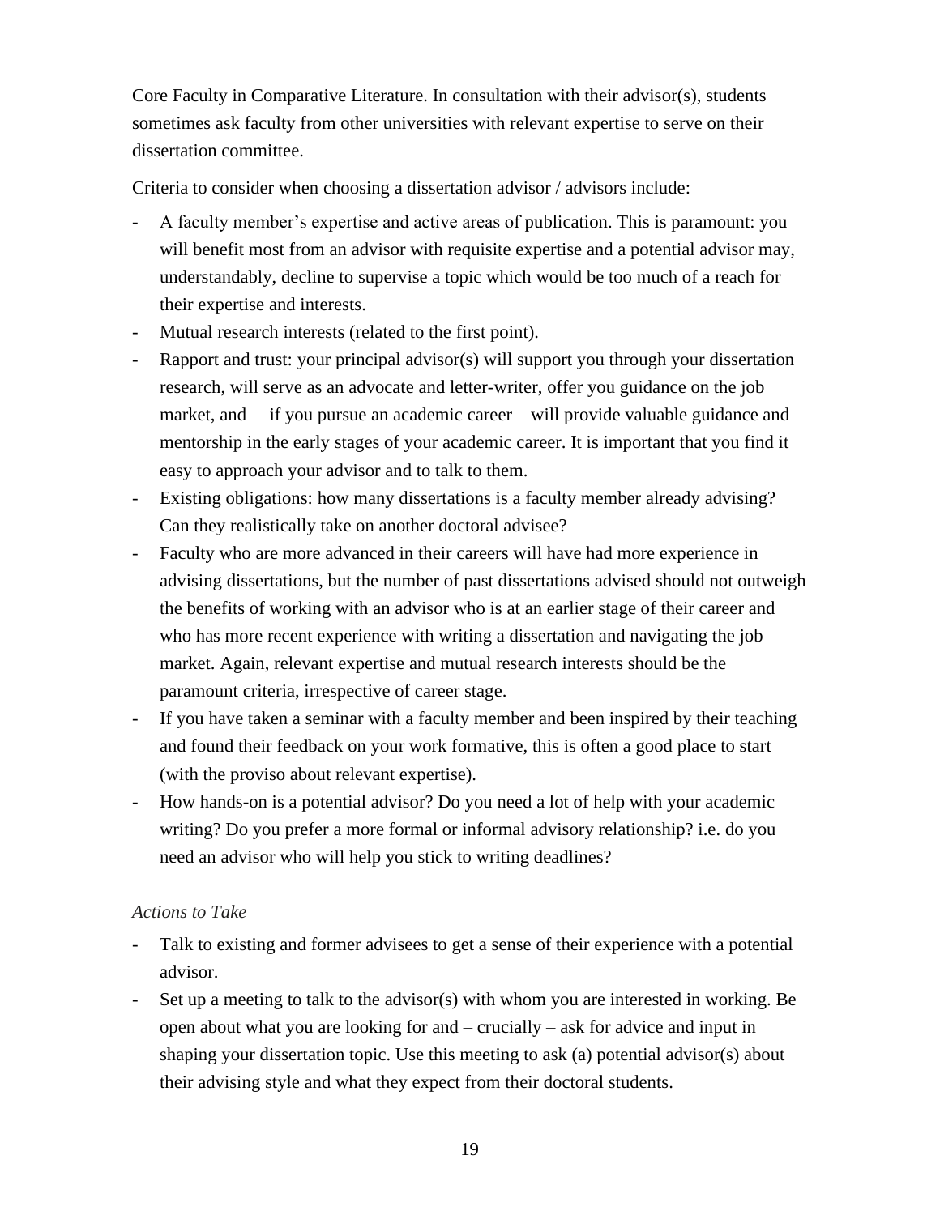Core Faculty in Comparative Literature. In consultation with their advisor(s), students sometimes ask faculty from other universities with relevant expertise to serve on their dissertation committee.

Criteria to consider when choosing a dissertation advisor / advisors include:

- A faculty member's expertise and active areas of publication. This is paramount: you will benefit most from an advisor with requisite expertise and a potential advisor may, understandably, decline to supervise a topic which would be too much of a reach for their expertise and interests.
- Mutual research interests (related to the first point).
- Rapport and trust: your principal advisor(s) will support you through your dissertation research, will serve as an advocate and letter-writer, offer you guidance on the job market, and— if you pursue an academic career—will provide valuable guidance and mentorship in the early stages of your academic career. It is important that you find it easy to approach your advisor and to talk to them.
- Existing obligations: how many dissertations is a faculty member already advising? Can they realistically take on another doctoral advisee?
- Faculty who are more advanced in their careers will have had more experience in advising dissertations, but the number of past dissertations advised should not outweigh the benefits of working with an advisor who is at an earlier stage of their career and who has more recent experience with writing a dissertation and navigating the job market. Again, relevant expertise and mutual research interests should be the paramount criteria, irrespective of career stage.
- If you have taken a seminar with a faculty member and been inspired by their teaching and found their feedback on your work formative, this is often a good place to start (with the proviso about relevant expertise).
- How hands-on is a potential advisor? Do you need a lot of help with your academic writing? Do you prefer a more formal or informal advisory relationship? i.e. do you need an advisor who will help you stick to writing deadlines?

*Actions to Take*

- Talk to existing and former advisees to get a sense of their experience with a potential advisor.
- Set up a meeting to talk to the advisor(s) with whom you are interested in working. Be open about what you are looking for and – crucially – ask for advice and input in shaping your dissertation topic. Use this meeting to ask (a) potential advisor(s) about their advising style and what they expect from their doctoral students.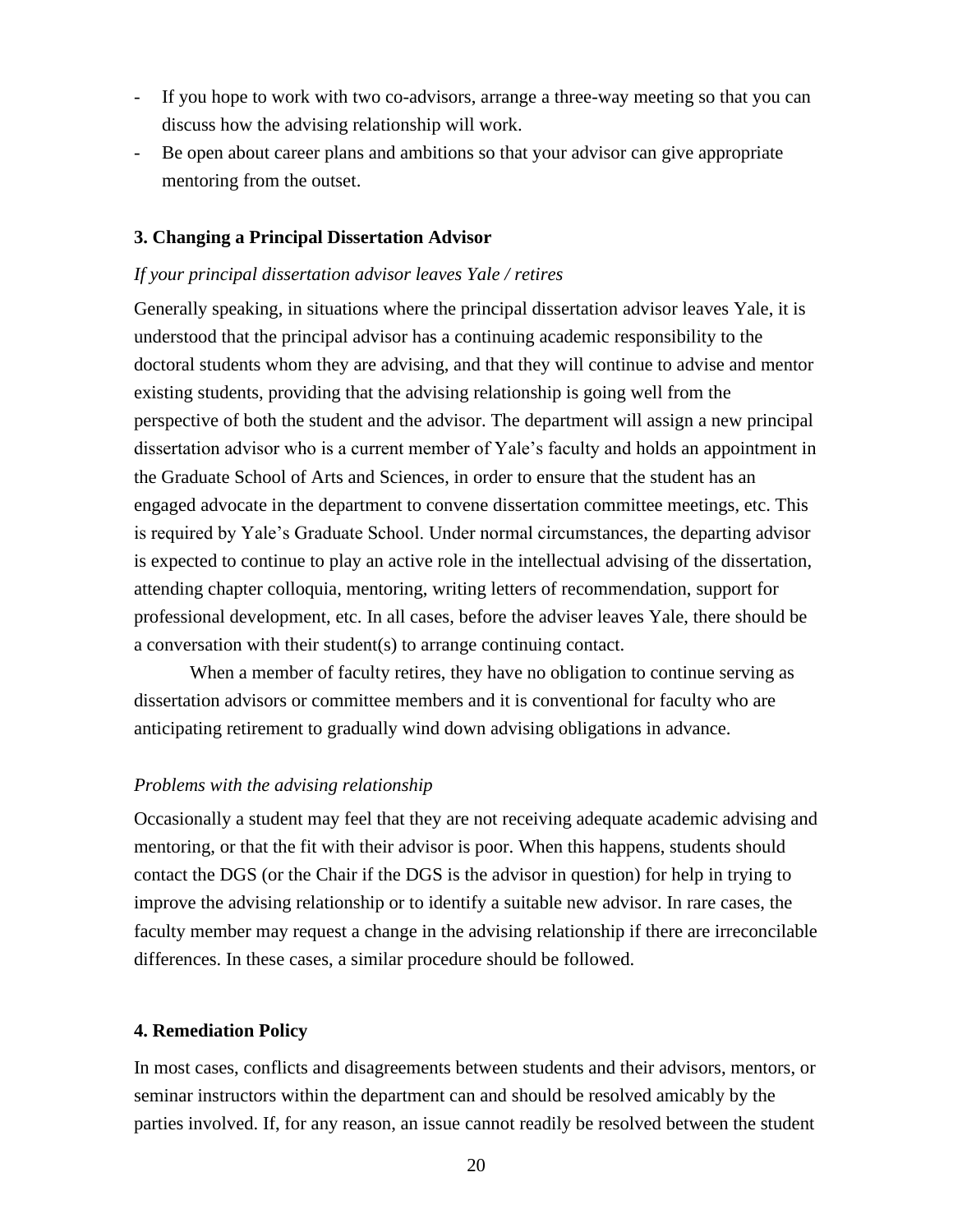- If you hope to work with two co-advisors, arrange a three-way meeting so that you can discuss how the advising relationship will work.
- Be open about career plans and ambitions so that your advisor can give appropriate mentoring from the outset.

### 3. Changing a Principal Dissertation Advisor

*If your principal dissertation advisor leaves Yale / retires*

Generally speaking, in situations where the principal dissertation advisor leaves Yale, it is understood that the principal advisor has a continuing academic responsibility to the doctoral students whom they are advising, and that they will continue to advise and mentor existing students, providing that the advising relationship is going well from the perspective of both the student and the advisor. The department will assign a new principal dissertation advisor who is a current member of Yale's faculty and holds an appointment in the Graduate School of Arts and Sciences, in order to ensure that the student has an engaged advocate in the department to convene dissertation committee meetings, etc. This is required by Yale's Graduate School. Under normal circumstances, the departing advisor is expected to continue to play an active role in the intellectual advising of the dissertation, attending chapter colloquia, mentoring, writing letters of recommendation, support for professional development, etc. In all cases, before the adviser leaves Yale, there should be a conversation with their student(s) to arrange continuing contact.

When a member of faculty retires, they have no obligation to continue serving as dissertation advisors or committee members and it is conventional for faculty who are anticipating retirement to gradually wind down advising obligations in advance.

*Problems with the advising relationship*

Occasionally a student may feel that they are not receiving adequate academic advising and mentoring, or that the fit with their advisor is poor. When this happens, students should contact the DGS (or the Chair if the DGS is the advisor in question) for help in trying to improve the advising relationship or to identify a suitable new advisor. In rare cases, the faculty member may request a change in the advising relationship if there are irreconcilable differences. In these cases, a similar procedure should be followed.

### 4. Remediation Policy

In most cases, conflicts and disagreements between students and their advisors, mentors, or seminar instructors within the department can and should be resolved amicably by the parties involved. If, for any reason, an issue cannot readily be resolved between the student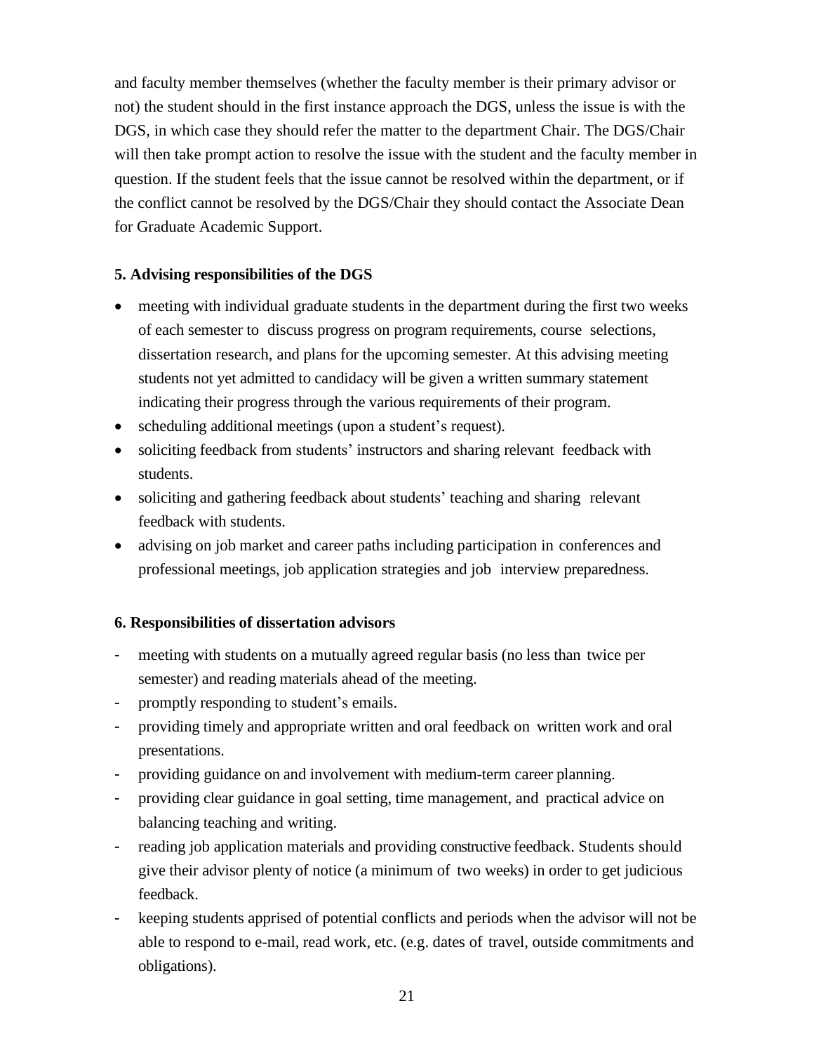and faculty member themselves (whether the faculty member is their primary advisor or not) the student should in the first instance approach the DGS, unless the issue is with the DGS, in which case they should refer the matter to the department Chair. The DGS/Chair will then take prompt action to resolve the issue with the student and the faculty member in question. If the student feels that the issue cannot be resolved within the department, or if the conflict cannot be resolved by the DGS/Chair they should contact the Associate Dean for Graduate Academic Support.

**5. Advising responsibilities of the DGS**

- meeting with individual graduate students in the department during the first two weeks of each semester to discuss progress on program requirements, course selections, dissertation research, and plans for the upcoming semester. At this advising meeting students not yet admitted to candidacy will be given a written summary statement indicating their progress through the various requirements of their program.
- scheduling additional meetings (upon a student's request).
- soliciting feedback from students' instructors and sharing relevant feedback with students.
- soliciting and gathering feedback about students' teaching and sharing relevant feedback with students.
- advising on job market and career paths including participation in conferences and professional meetings, job application strategies and job interview preparedness.

**6. Responsibilities of dissertation advisors**

- meeting with students on a mutually agreed regular basis (no less than twice per semester) and reading materials ahead of the meeting.
- promptly responding to student's emails.
- providing timely and appropriate written and oral feedback on written work and oral presentations.
- providing guidance on and involvement with medium-term career planning.
- providing clear guidance in goal setting, time management, and practical advice on balancing teaching and writing.
- reading job application materials and providing constructive feedback. Students should give their advisor plenty of notice (a minimum of two weeks) in order to get judicious feedback.
- keeping students apprised of potential conflicts and periods when the advisor will not be able to respond to e-mail, read work, etc. (e.g. dates of travel, outside commitments and obligations).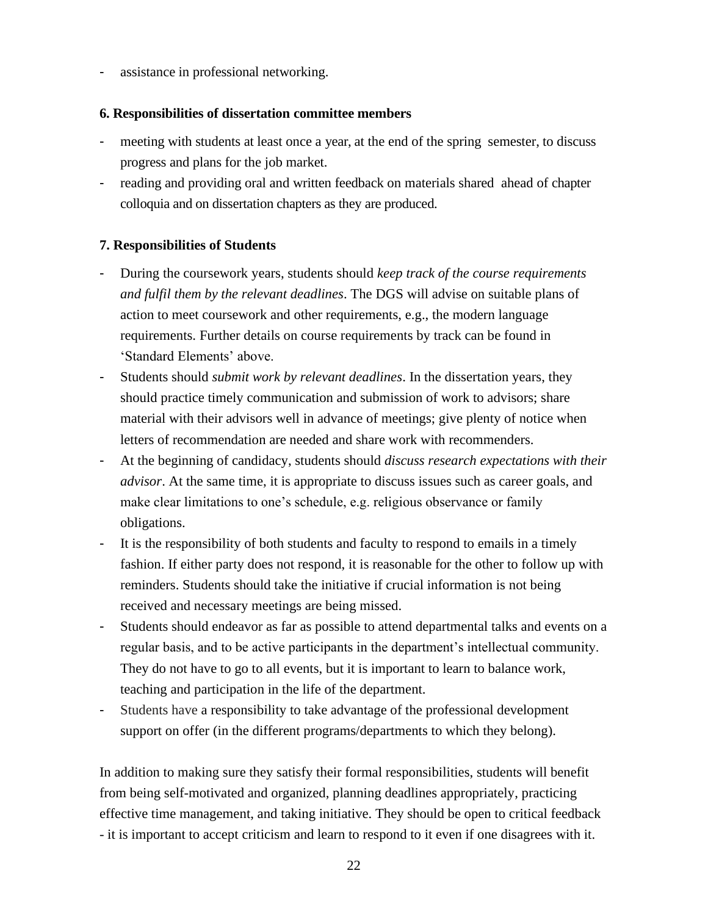- assistance in professional networking.

**6. Responsibilities of dissertation committee members**

- meeting with students at least once a year, at the end of the spring semester, to discuss progress and plans for the job market.
- reading and providing oral and written feedback on materials shared ahead of chapter colloquia and on dissertation chapters as they are produced.

**7. Responsibilities of Students**

- During the coursework years, students should *keep track of the course requirements and fulfil them by the relevant deadlines*. The DGS will advise on suitable plans of action to meet coursework and other requirements, e.g., the modern language requirements. Further details on course requirements by track can be found in 'Standard Elements' above.
- Students should *submit work by relevant deadlines*. In the dissertation years, they should practice timely communication and submission of work to advisors; share material with their advisors well in advance of meetings; give plenty of notice when letters of recommendation are needed and share work with recommenders.
- At the beginning of candidacy, students should *discuss research expectations with their advisor*. At the same time, it is appropriate to discuss issues such as career goals, and make clear limitations to one's schedule, e.g. religious observance or family obligations.
- It is the responsibility of both students and faculty to respond to emails in a timely fashion. If either party does not respond, it is reasonable for the other to follow up with reminders. Students should take the initiative if crucial information is not being received and necessary meetings are being missed.
- Students should endeavor as far as possible to attend departmental talks and events on a regular basis, and to be active participants in the department's intellectual community. They do not have to go to all events, but it is important to learn to balance work, teaching and participation in the life of the department.
- Students have a responsibility to take advantage of the professional development support on offer (in the different programs/departments to which they belong).

In addition to making sure they satisfy their formal responsibilities, students will benefit from being self-motivated and organized, planning deadlines appropriately, practicing effective time management, and taking initiative. They should be open to critical feedback - it is important to accept criticism and learn to respond to it even if one disagrees with it.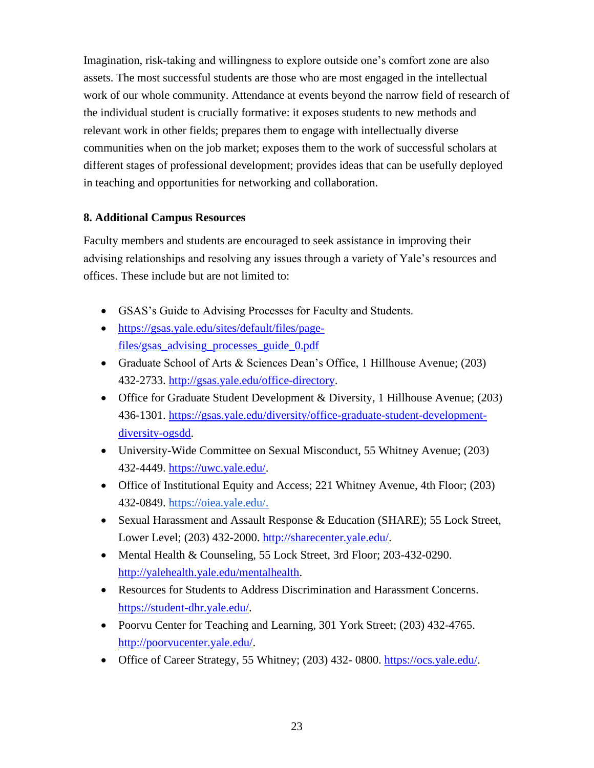Imagination, risk-taking and willingness to explore outside one's comfort zone are also assets. The most successful students are those who are most engaged in the intellectual work of our whole community. Attendance at events beyond the narrow field of research of the individual student is crucially formative: it exposes students to new methods and relevant work in other fields; prepares them to engage with intellectually diverse communities when on the job market; exposes them to the work of successful scholars at different stages of professional development; provides ideas that can be usefully deployed in teaching and opportunities for networking and collaboration.

### 8. Additional Campus Resources

Faculty members and students are encouraged to seek assistance in improving their advising relationships and resolving any issues through a variety of Yale's resources and offices. These include but are not limited to:

- GSAS's Guide to Advising Processes for Faculty and Students.
- https://gsas.yale.edu/sites/default/files/page-files/gsas_advising_processes_guide_0.pdf
- Graduate School of Arts & Sciences Dean's Office, 1 Hillhouse Avenue; (203) 432-2733. http://gsas.yale.edu/office-directory.
- Office for Graduate Student Development & Diversity, 1 Hillhouse Avenue; (203) 436-1301. https://gsas.yale.edu/diversity/office-graduate-student-development-diversity-ogsdd.
- University-Wide Committee on Sexual Misconduct, 55 Whitney Avenue; (203) 432-4449. https://uwc.yale.edu/.
- Office of Institutional Equity and Access; 221 Whitney Avenue, 4th Floor; (203) 432-0849. https://oiea.yale.edu/.
- Sexual Harassment and Assault Response & Education (SHARE); 55 Lock Street, Lower Level; (203) 432-2000. http://sharecenter.yale.edu/.
- Mental Health & Counseling, 55 Lock Street, 3rd Floor; 203-432-0290. http://yalehealth.yale.edu/mentalhealth.
- Resources for Students to Address Discrimination and Harassment Concerns. https://student-dhr.yale.edu/.
- Poorvu Center for Teaching and Learning, 301 York Street; (203) 432-4765. http://poorvucenter.yale.edu/.
- Office of Career Strategy, 55 Whitney; (203) 432- 0800. https://ocs.yale.edu/.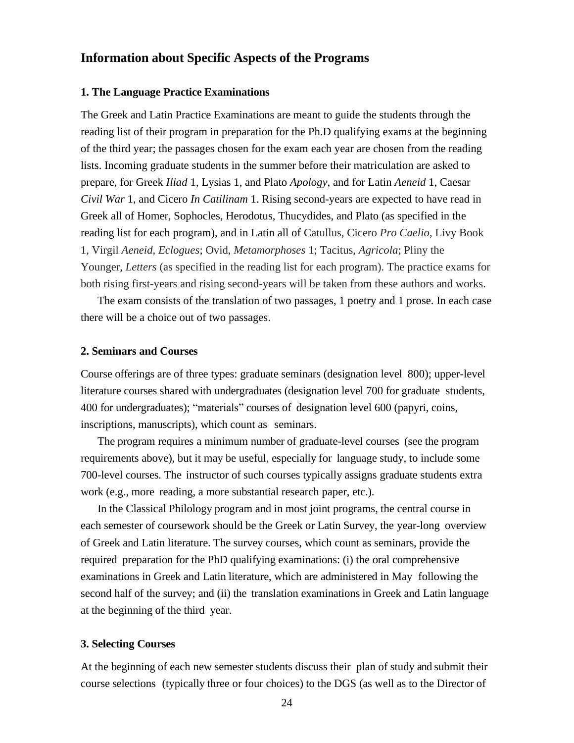## Information about Specific Aspects of the Programs

### 1. The Language Practice Examinations

The Greek and Latin Practice Examinations are meant to guide the students through the reading list of their program in preparation for the Ph.D qualifying exams at the beginning of the third year; the passages chosen for the exam each year are chosen from the reading lists. Incoming graduate students in the summer before their matriculation are asked to prepare, for Greek *Iliad* 1, Lysias 1, and Plato *Apology*, and for Latin *Aeneid* 1, Caesar *Civil War* 1, and Cicero *In Catilinam* 1. Rising second-years are expected to have read in Greek all of Homer, Sophocles, Herodotus, Thucydides, and Plato (as specified in the reading list for each program), and in Latin all of Catullus, Cicero *Pro Caelio*, Livy Book 1, Virgil *Aeneid*, *Eclogues*; Ovid, *Metamorphoses* 1; Tacitus, *Agricola*; Pliny the Younger, *Letters* (as specified in the reading list for each program). The practice exams for both rising first-years and rising second-years will be taken from these authors and works.

The exam consists of the translation of two passages, 1 poetry and 1 prose. In each case there will be a choice out of two passages.

### 2. Seminars and Courses

Course offerings are of three types: graduate seminars (designation level 800); upper-level literature courses shared with undergraduates (designation level 700 for graduate students, 400 for undergraduates); "materials" courses of designation level 600 (papyri, coins, inscriptions, manuscripts), which count as seminars.

The program requires a minimum number of graduate-level courses (see the program requirements above), but it may be useful, especially for language study, to include some 700-level courses. The instructor of such courses typically assigns graduate students extra work (e.g., more reading, a more substantial research paper, etc.).

In the Classical Philology program and in most joint programs, the central course in each semester of coursework should be the Greek or Latin Survey, the year-long overview of Greek and Latin literature. The survey courses, which count as seminars, provide the required preparation for the PhD qualifying examinations: (i) the oral comprehensive examinations in Greek and Latin literature, which are administered in May following the second half of the survey; and (ii) the translation examinations in Greek and Latin language at the beginning of the third year.

### 3. Selecting Courses

At the beginning of each new semester students discuss their plan of study and submit their course selections (typically three or four choices) to the DGS (as well as to the Director of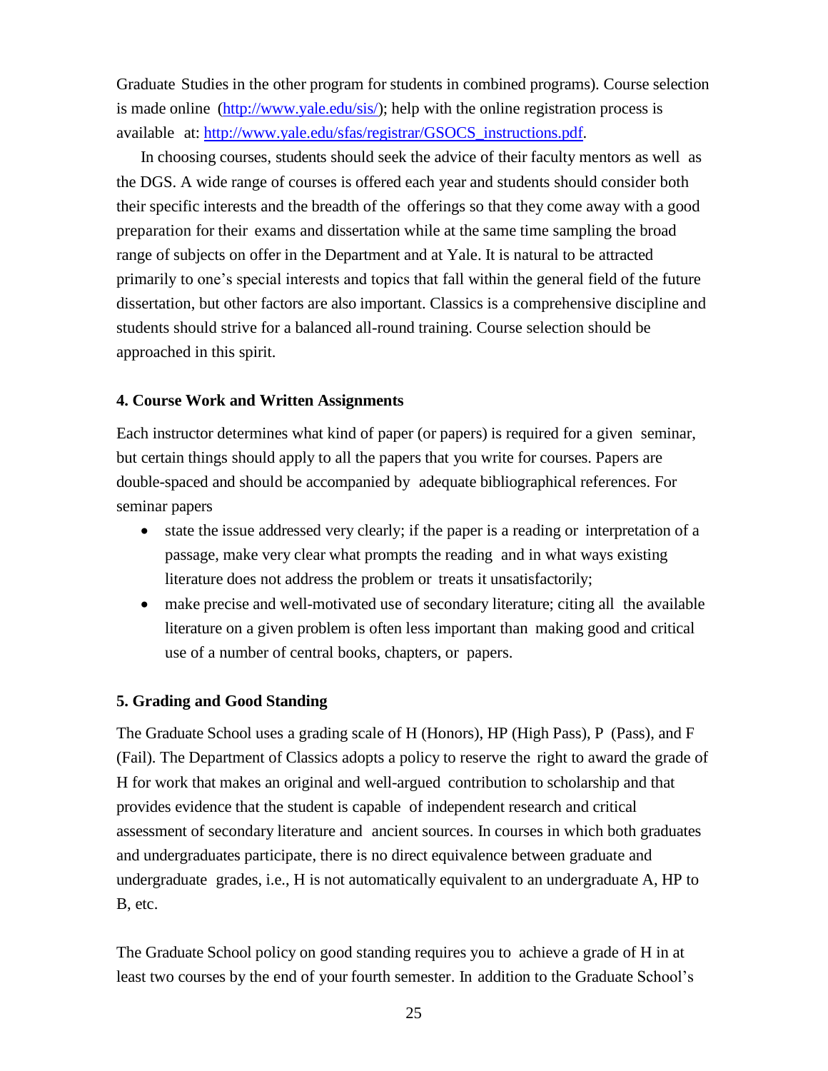Graduate Studies in the other program for students in combined programs). Course selection is made online ([http://www.yale.edu/sis/](http://www.yale.edu/sis/)); help with the online registration process is available at: [http://www.yale.edu/sfas/registrar/GSOCS_instructions.pdf](http://www.yale.edu/sfas/registrar/GSOCS_instructions.pdf).

In choosing courses, students should seek the advice of their faculty mentors as well as the DGS. A wide range of courses is offered each year and students should consider both their specific interests and the breadth of the offerings so that they come away with a good preparation for their exams and dissertation while at the same time sampling the broad range of subjects on offer in the Department and at Yale. It is natural to be attracted primarily to one's special interests and topics that fall within the general field of the future dissertation, but other factors are also important. Classics is a comprehensive discipline and students should strive for a balanced all-round training. Course selection should be approached in this spirit.

### 4. Course Work and Written Assignments

Each instructor determines what kind of paper (or papers) is required for a given seminar, but certain things should apply to all the papers that you write for courses. Papers are double-spaced and should be accompanied by adequate bibliographical references. For seminar papers

- state the issue addressed very clearly; if the paper is a reading or interpretation of a passage, make very clear what prompts the reading and in what ways existing literature does not address the problem or treats it unsatisfactorily;
- make precise and well-motivated use of secondary literature; citing all the available literature on a given problem is often less important than making good and critical use of a number of central books, chapters, or papers.

### 5. Grading and Good Standing

The Graduate School uses a grading scale of H (Honors), HP (High Pass), P (Pass), and F (Fail). The Department of Classics adopts a policy to reserve the right to award the grade of H for work that makes an original and well-argued contribution to scholarship and that provides evidence that the student is capable of independent research and critical assessment of secondary literature and ancient sources. In courses in which both graduates and undergraduates participate, there is no direct equivalence between graduate and undergraduate grades, i.e., H is not automatically equivalent to an undergraduate A, HP to B, etc.

The Graduate School policy on good standing requires you to achieve a grade of H in at least two courses by the end of your fourth semester. In addition to the Graduate School's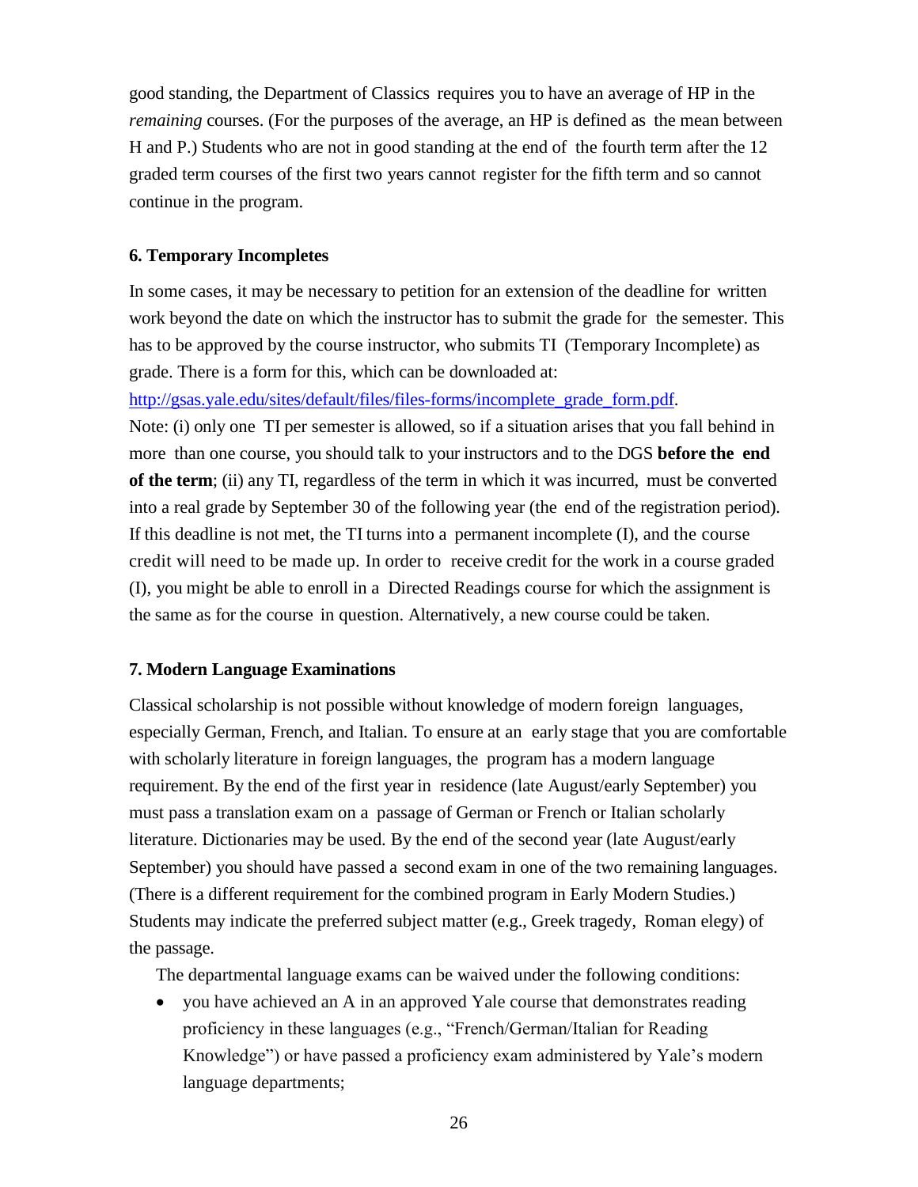good standing, the Department of Classics requires you to have an average of HP in the *remaining* courses. (For the purposes of the average, an HP is defined as the mean between H and P.) Students who are not in good standing at the end of the fourth term after the 12 graded term courses of the first two years cannot register for the fifth term and so cannot continue in the program.

### 6. Temporary Incompletes

In some cases, it may be necessary to petition for an extension of the deadline for written work beyond the date on which the instructor has to submit the grade for the semester. This has to be approved by the course instructor, who submits TI (Temporary Incomplete) as grade. There is a form for this, which can be downloaded at: [http://gsas.yale.edu/sites/default/files/files-forms/incomplete_grade_form.pdf](http://gsas.yale.edu/sites/default/files/files-forms/incomplete_grade_form.pdf).

Note: (i) only one TI per semester is allowed, so if a situation arises that you fall behind in more than one course, you should talk to your instructors and to the DGS **before the end of the term**; (ii) any TI, regardless of the term in which it was incurred, must be converted into a real grade by September 30 of the following year (the end of the registration period). If this deadline is not met, the TI turns into a permanent incomplete (I), and the course credit will need to be made up. In order to receive credit for the work in a course graded (I), you might be able to enroll in a Directed Readings course for which the assignment is the same as for the course in question. Alternatively, a new course could be taken.

### 7. Modern Language Examinations

Classical scholarship is not possible without knowledge of modern foreign languages, especially German, French, and Italian. To ensure at an early stage that you are comfortable with scholarly literature in foreign languages, the program has a modern language requirement. By the end of the first year in residence (late August/early September) you must pass a translation exam on a passage of German or French or Italian scholarly literature. Dictionaries may be used. By the end of the second year (late August/early September) you should have passed a second exam in one of the two remaining languages. (There is a different requirement for the combined program in Early Modern Studies.) Students may indicate the preferred subject matter (e.g., Greek tragedy, Roman elegy) of the passage.

The departmental language exams can be waived under the following conditions:

- you have achieved an A in an approved Yale course that demonstrates reading proficiency in these languages (e.g., "French/German/Italian for Reading Knowledge") or have passed a proficiency exam administered by Yale's modern language departments;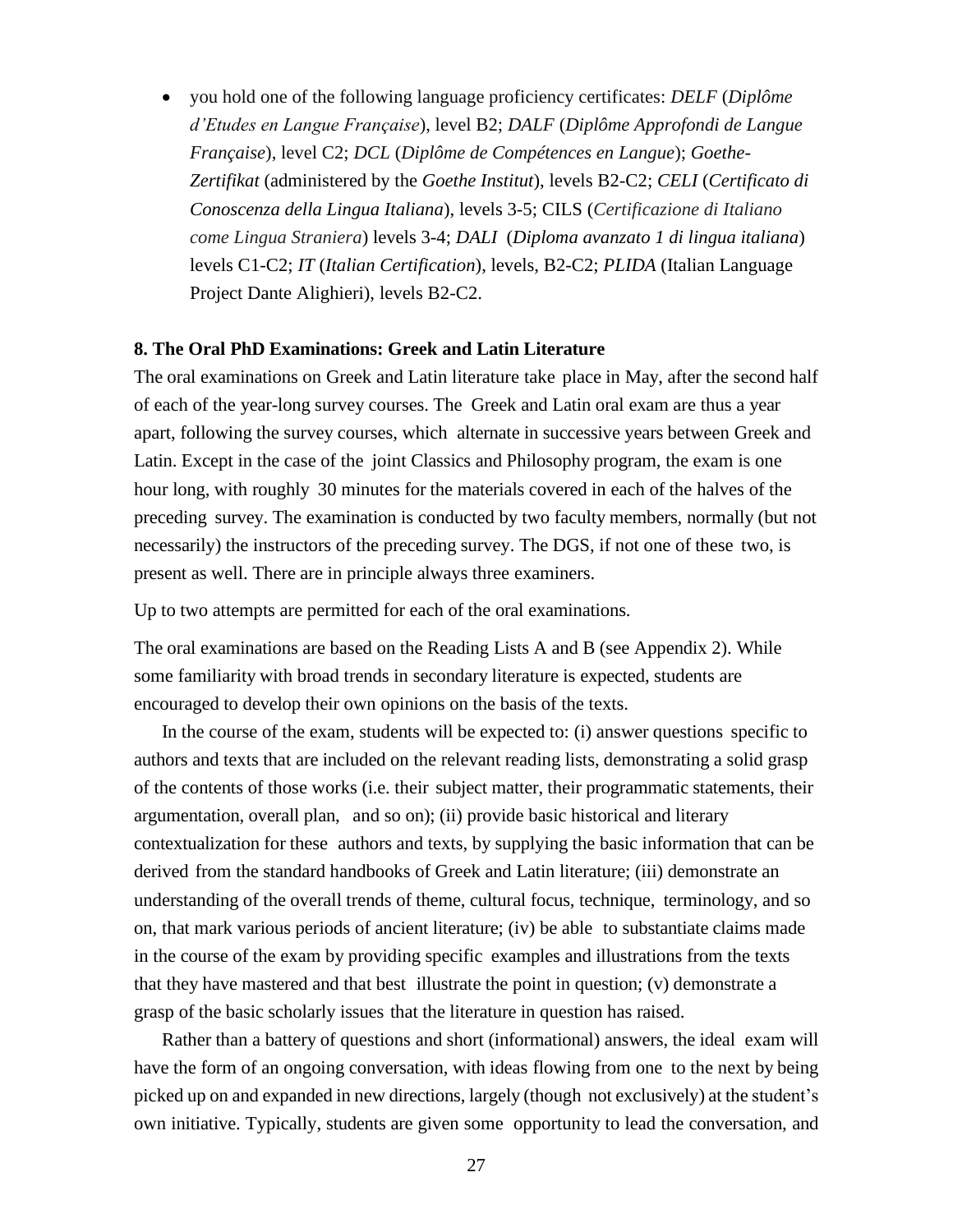- you hold one of the following language proficiency certificates: *DELF* (*Diplôme d'Etudes en Langue Française*), level B2; *DALF* (*Diplôme Approfondi de Langue Française*), level C2; *DCL* (*Diplôme de Compétences en Langue*); *Goethe-Zertifikat* (administered by the *Goethe Institut*), levels B2-C2; *CELI* (*Certificato di Conoscenza della Lingua Italiana*), levels 3-5; CILS (*Certificazione di Italiano come Lingua Straniera*) levels 3-4; *DALI* (*Diploma avanzato 1 di lingua italiana*) levels C1-C2; *IT* (*Italian Certification*), levels, B2-C2; *PLIDA* (Italian Language Project Dante Alighieri), levels B2-C2.

**8. The Oral PhD Examinations: Greek and Latin Literature**

The oral examinations on Greek and Latin literature take place in May, after the second half of each of the year-long survey courses. The Greek and Latin oral exam are thus a year apart, following the survey courses, which alternate in successive years between Greek and Latin. Except in the case of the joint Classics and Philosophy program, the exam is one hour long, with roughly 30 minutes for the materials covered in each of the halves of the preceding survey. The examination is conducted by two faculty members, normally (but not necessarily) the instructors of the preceding survey. The DGS, if not one of these two, is present as well. There are in principle always three examiners.

Up to two attempts are permitted for each of the oral examinations.

The oral examinations are based on the Reading Lists A and B (see Appendix 2). While some familiarity with broad trends in secondary literature is expected, students are encouraged to develop their own opinions on the basis of the texts.

In the course of the exam, students will be expected to: (i) answer questions specific to authors and texts that are included on the relevant reading lists, demonstrating a solid grasp of the contents of those works (i.e. their subject matter, their programmatic statements, their argumentation, overall plan, and so on); (ii) provide basic historical and literary contextualization for these authors and texts, by supplying the basic information that can be derived from the standard handbooks of Greek and Latin literature; (iii) demonstrate an understanding of the overall trends of theme, cultural focus, technique, terminology, and so on, that mark various periods of ancient literature; (iv) be able to substantiate claims made in the course of the exam by providing specific examples and illustrations from the texts that they have mastered and that best illustrate the point in question; (v) demonstrate a grasp of the basic scholarly issues that the literature in question has raised.

Rather than a battery of questions and short (informational) answers, the ideal exam will have the form of an ongoing conversation, with ideas flowing from one to the next by being picked up on and expanded in new directions, largely (though not exclusively) at the student's own initiative. Typically, students are given some opportunity to lead the conversation, and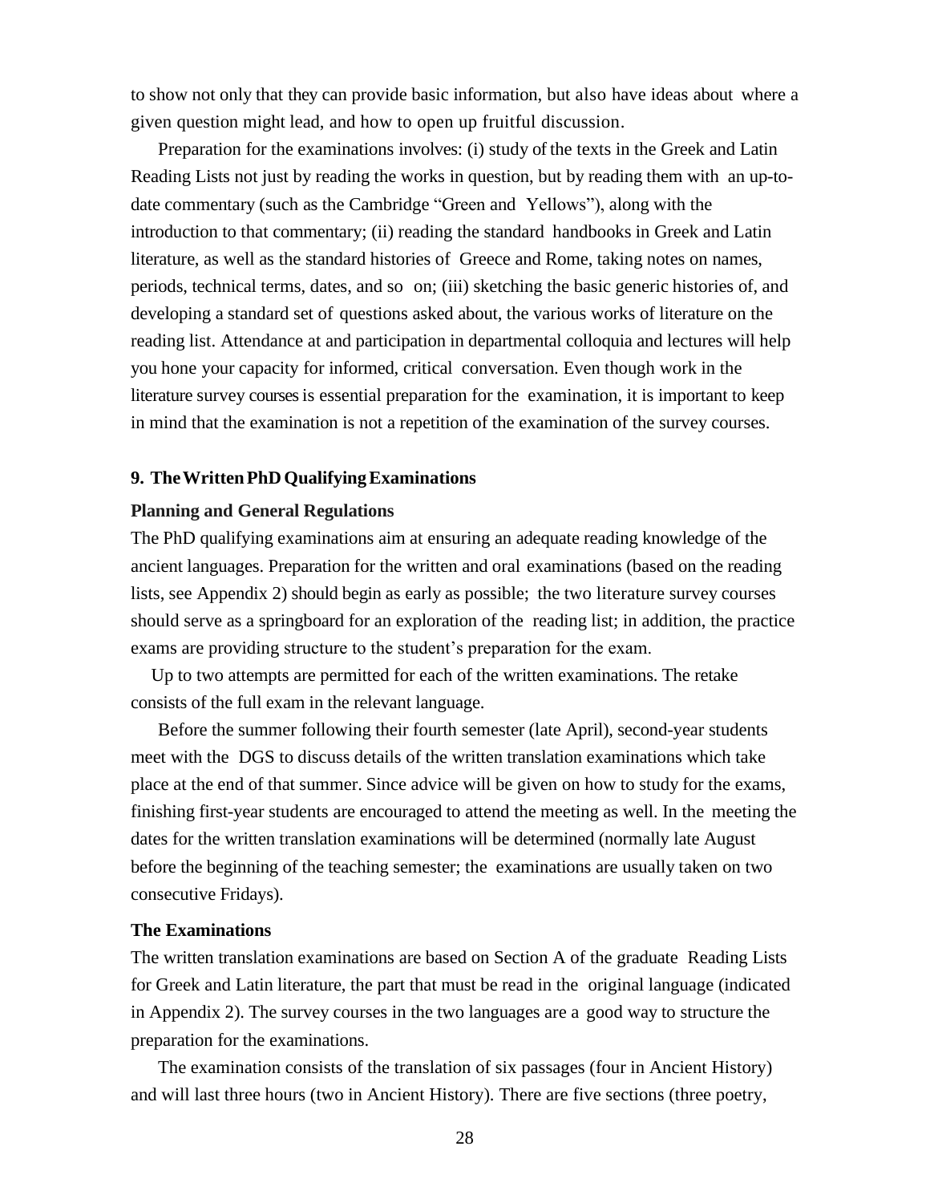to show not only that they can provide basic information, but also have ideas about where a given question might lead, and how to open up fruitful discussion.

Preparation for the examinations involves: (i) study of the texts in the Greek and Latin Reading Lists not just by reading the works in question, but by reading them with an up-to-date commentary (such as the Cambridge "Green and Yellows"), along with the introduction to that commentary; (ii) reading the standard handbooks in Greek and Latin literature, as well as the standard histories of Greece and Rome, taking notes on names, periods, technical terms, dates, and so on; (iii) sketching the basic generic histories of, and developing a standard set of questions asked about, the various works of literature on the reading list. Attendance at and participation in departmental colloquia and lectures will help you hone your capacity for informed, critical conversation. Even though work in the literature survey courses is essential preparation for the examination, it is important to keep in mind that the examination is not a repetition of the examination of the survey courses.

## 9. The Written PhD Qualifying Examinations

### Planning and General Regulations

The PhD qualifying examinations aim at ensuring an adequate reading knowledge of the ancient languages. Preparation for the written and oral examinations (based on the reading lists, see Appendix 2) should begin as early as possible; the two literature survey courses should serve as a springboard for an exploration of the reading list; in addition, the practice exams are providing structure to the student's preparation for the exam.

Up to two attempts are permitted for each of the written examinations. The retake consists of the full exam in the relevant language.

Before the summer following their fourth semester (late April), second-year students meet with the DGS to discuss details of the written translation examinations which take place at the end of that summer. Since advice will be given on how to study for the exams, finishing first-year students are encouraged to attend the meeting as well. In the meeting the dates for the written translation examinations will be determined (normally late August before the beginning of the teaching semester; the examinations are usually taken on two consecutive Fridays).

### The Examinations

The written translation examinations are based on Section A of the graduate Reading Lists for Greek and Latin literature, the part that must be read in the original language (indicated in Appendix 2). The survey courses in the two languages are a good way to structure the preparation for the examinations.

The examination consists of the translation of six passages (four in Ancient History) and will last three hours (two in Ancient History). There are five sections (three poetry,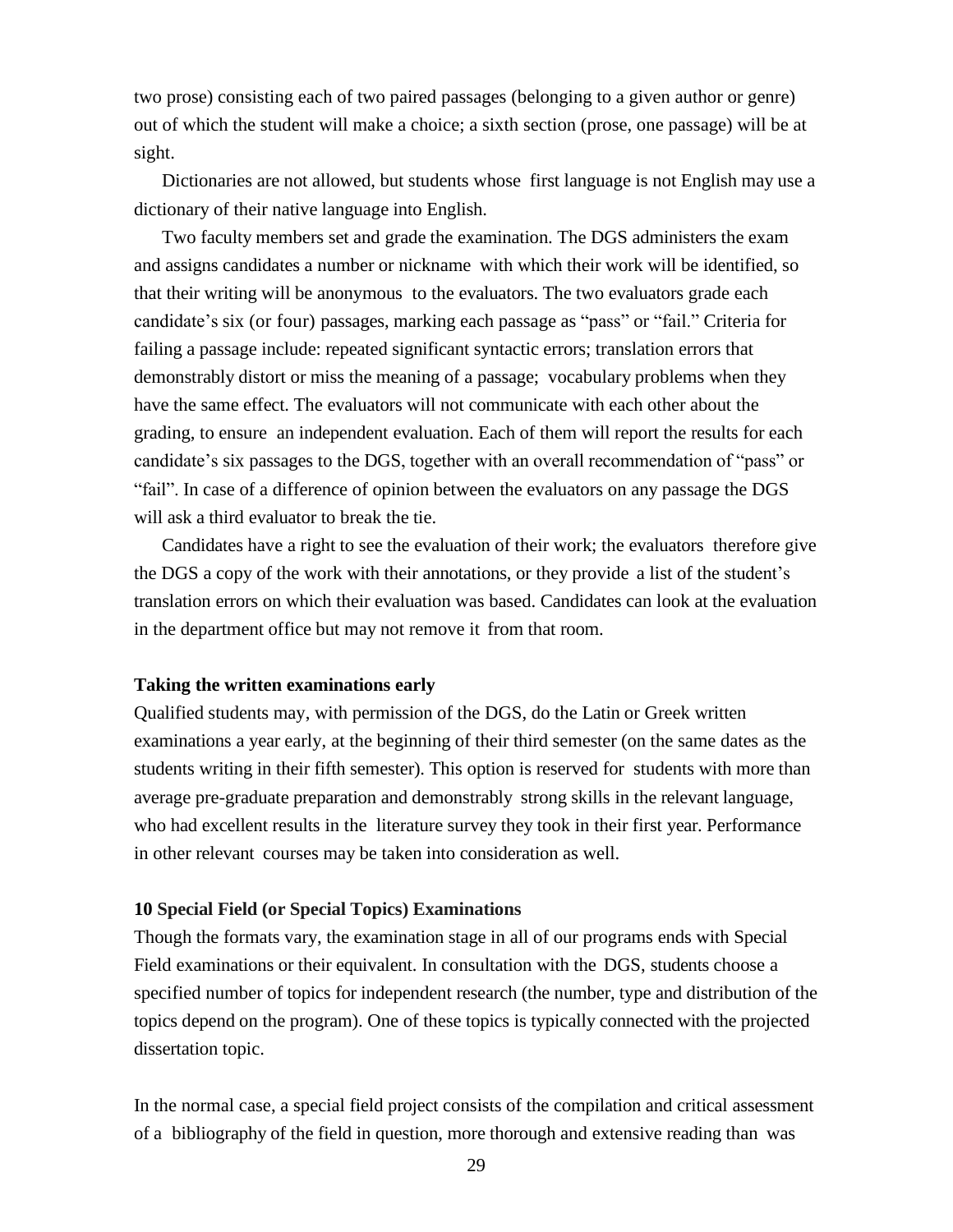two prose) consisting each of two paired passages (belonging to a given author or genre) out of which the student will make a choice; a sixth section (prose, one passage) will be at sight.

Dictionaries are not allowed, but students whose first language is not English may use a dictionary of their native language into English.

Two faculty members set and grade the examination. The DGS administers the exam and assigns candidates a number or nickname with which their work will be identified, so that their writing will be anonymous to the evaluators. The two evaluators grade each candidate's six (or four) passages, marking each passage as "pass" or "fail." Criteria for failing a passage include: repeated significant syntactic errors; translation errors that demonstrably distort or miss the meaning of a passage; vocabulary problems when they have the same effect. The evaluators will not communicate with each other about the grading, to ensure an independent evaluation. Each of them will report the results for each candidate's six passages to the DGS, together with an overall recommendation of "pass" or "fail". In case of a difference of opinion between the evaluators on any passage the DGS will ask a third evaluator to break the tie.

Candidates have a right to see the evaluation of their work; the evaluators therefore give the DGS a copy of the work with their annotations, or they provide a list of the student's translation errors on which their evaluation was based. Candidates can look at the evaluation in the department office but may not remove it from that room.

**Taking the written examinations early**

Qualified students may, with permission of the DGS, do the Latin or Greek written examinations a year early, at the beginning of their third semester (on the same dates as the students writing in their fifth semester). This option is reserved for students with more than average pre-graduate preparation and demonstrably strong skills in the relevant language, who had excellent results in the literature survey they took in their first year. Performance in other relevant courses may be taken into consideration as well.

**10 Special Field (or Special Topics) Examinations**

Though the formats vary, the examination stage in all of our programs ends with Special Field examinations or their equivalent. In consultation with the DGS, students choose a specified number of topics for independent research (the number, type and distribution of the topics depend on the program). One of these topics is typically connected with the projected dissertation topic.

In the normal case, a special field project consists of the compilation and critical assessment of a bibliography of the field in question, more thorough and extensive reading than was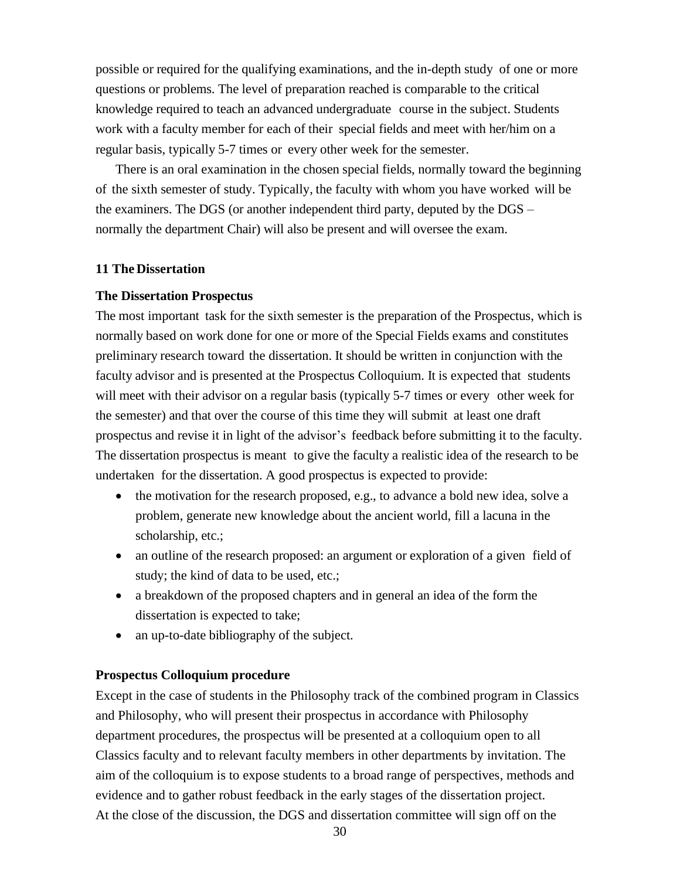possible or required for the qualifying examinations, and the in-depth study of one or more questions or problems. The level of preparation reached is comparable to the critical knowledge required to teach an advanced undergraduate course in the subject. Students work with a faculty member for each of their special fields and meet with her/him on a regular basis, typically 5-7 times or every other week for the semester.

There is an oral examination in the chosen special fields, normally toward the beginning of the sixth semester of study. Typically, the faculty with whom you have worked will be the examiners. The DGS (or another independent third party, deputed by the DGS – normally the department Chair) will also be present and will oversee the exam.

## 11 The Dissertation

### The Dissertation Prospectus

The most important task for the sixth semester is the preparation of the Prospectus, which is normally based on work done for one or more of the Special Fields exams and constitutes preliminary research toward the dissertation. It should be written in conjunction with the faculty advisor and is presented at the Prospectus Colloquium. It is expected that students will meet with their advisor on a regular basis (typically 5-7 times or every other week for the semester) and that over the course of this time they will submit at least one draft prospectus and revise it in light of the advisor's feedback before submitting it to the faculty. The dissertation prospectus is meant to give the faculty a realistic idea of the research to be undertaken for the dissertation. A good prospectus is expected to provide:

- the motivation for the research proposed, e.g., to advance a bold new idea, solve a problem, generate new knowledge about the ancient world, fill a lacuna in the scholarship, etc.;
- an outline of the research proposed: an argument or exploration of a given field of study; the kind of data to be used, etc.;
- a breakdown of the proposed chapters and in general an idea of the form the dissertation is expected to take;
- an up-to-date bibliography of the subject.

### Prospectus Colloquium procedure

Except in the case of students in the Philosophy track of the combined program in Classics and Philosophy, who will present their prospectus in accordance with Philosophy department procedures, the prospectus will be presented at a colloquium open to all Classics faculty and to relevant faculty members in other departments by invitation. The aim of the colloquium is to expose students to a broad range of perspectives, methods and evidence and to gather robust feedback in the early stages of the dissertation project. At the close of the discussion, the DGS and dissertation committee will sign off on the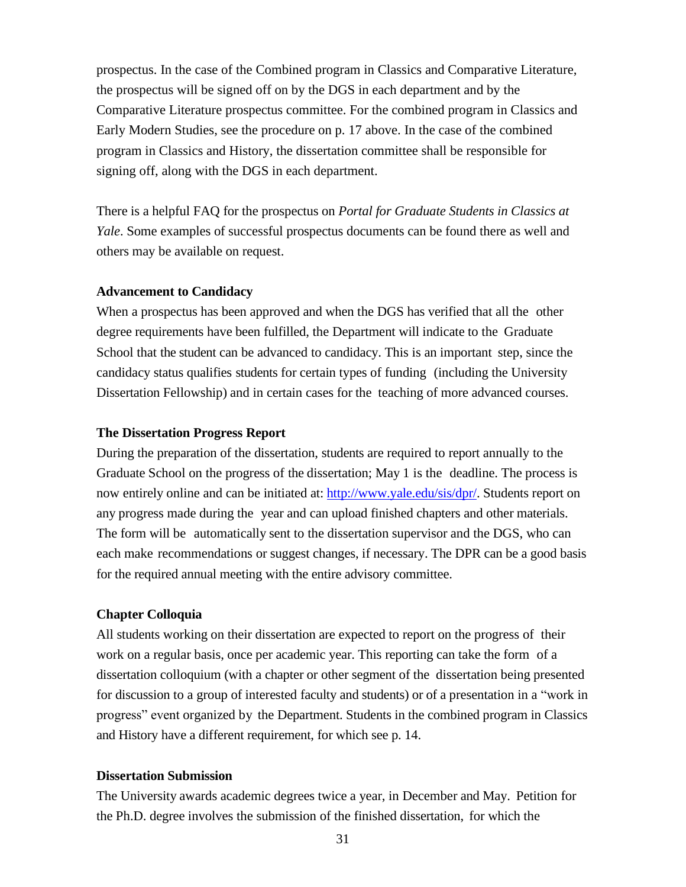prospectus. In the case of the Combined program in Classics and Comparative Literature, the prospectus will be signed off on by the DGS in each department and by the Comparative Literature prospectus committee. For the combined program in Classics and Early Modern Studies, see the procedure on p. 17 above. In the case of the combined program in Classics and History, the dissertation committee shall be responsible for signing off, along with the DGS in each department.

There is a helpful FAQ for the prospectus on *Portal for Graduate Students in Classics at Yale*. Some examples of successful prospectus documents can be found there as well and others may be available on request.

**Advancement to Candidacy**

When a prospectus has been approved and when the DGS has verified that all the other degree requirements have been fulfilled, the Department will indicate to the Graduate School that the student can be advanced to candidacy. This is an important step, since the candidacy status qualifies students for certain types of funding (including the University Dissertation Fellowship) and in certain cases for the teaching of more advanced courses.

**The Dissertation Progress Report**

During the preparation of the dissertation, students are required to report annually to the Graduate School on the progress of the dissertation; May 1 is the deadline. The process is now entirely online and can be initiated at: [http://www.yale.edu/sis/dpr/](http://www.yale.edu/sis/dpr/). Students report on any progress made during the year and can upload finished chapters and other materials. The form will be automatically sent to the dissertation supervisor and the DGS, who can each make recommendations or suggest changes, if necessary. The DPR can be a good basis for the required annual meeting with the entire advisory committee.

**Chapter Colloquia**

All students working on their dissertation are expected to report on the progress of their work on a regular basis, once per academic year. This reporting can take the form of a dissertation colloquium (with a chapter or other segment of the dissertation being presented for discussion to a group of interested faculty and students) or of a presentation in a "work in progress" event organized by the Department. Students in the combined program in Classics and History have a different requirement, for which see p. 14.

**Dissertation Submission**

The University awards academic degrees twice a year, in December and May. Petition for the Ph.D. degree involves the submission of the finished dissertation, for which the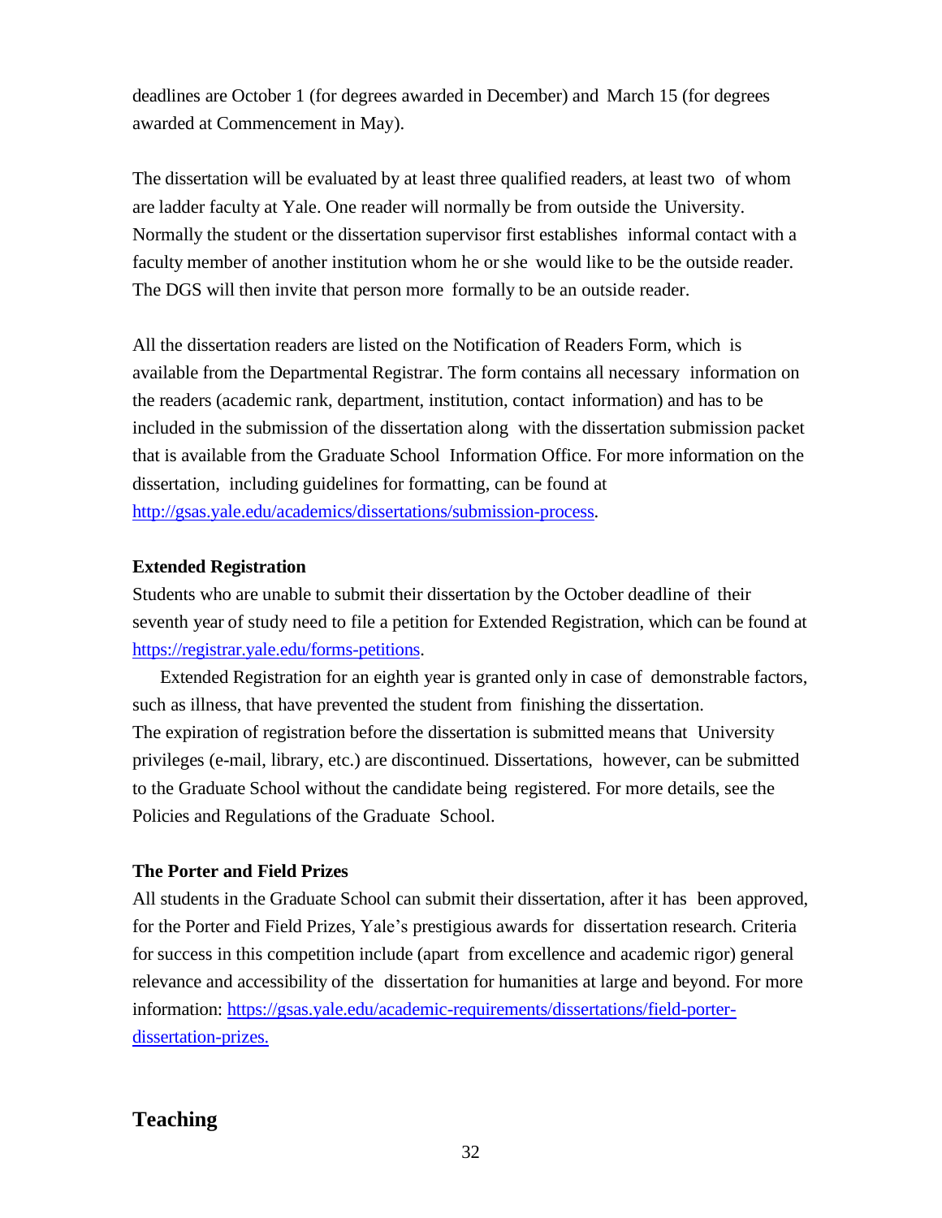deadlines are October 1 (for degrees awarded in December) and March 15 (for degrees awarded at Commencement in May).

The dissertation will be evaluated by at least three qualified readers, at least two of whom are ladder faculty at Yale. One reader will normally be from outside the University. Normally the student or the dissertation supervisor first establishes informal contact with a faculty member of another institution whom he or she would like to be the outside reader. The DGS will then invite that person more formally to be an outside reader.

All the dissertation readers are listed on the Notification of Readers Form, which is available from the Departmental Registrar. The form contains all necessary information on the readers (academic rank, department, institution, contact information) and has to be included in the submission of the dissertation along with the dissertation submission packet that is available from the Graduate School Information Office. For more information on the dissertation, including guidelines for formatting, can be found at [http://gsas.yale.edu/academics/dissertations/submission-process](http://gsas.yale.edu/academics/dissertations/submission-process).

**Extended Registration**

Students who are unable to submit their dissertation by the October deadline of their seventh year of study need to file a petition for Extended Registration, which can be found at [https://registrar.yale.edu/forms-petitions](https://registrar.yale.edu/forms-petitions).

Extended Registration for an eighth year is granted only in case of demonstrable factors, such as illness, that have prevented the student from finishing the dissertation. The expiration of registration before the dissertation is submitted means that University privileges (e-mail, library, etc.) are discontinued. Dissertations, however, can be submitted to the Graduate School without the candidate being registered. For more details, see the Policies and Regulations of the Graduate School.

**The Porter and Field Prizes**

All students in the Graduate School can submit their dissertation, after it has been approved, for the Porter and Field Prizes, Yale's prestigious awards for dissertation research. Criteria for success in this competition include (apart from excellence and academic rigor) general relevance and accessibility of the dissertation for humanities at large and beyond. For more information: [https://gsas.yale.edu/academic-requirements/dissertations/field-porter-dissertation-prizes.](https://gsas.yale.edu/academic-requirements/dissertations/field-porter-dissertation-prizes)

## Teaching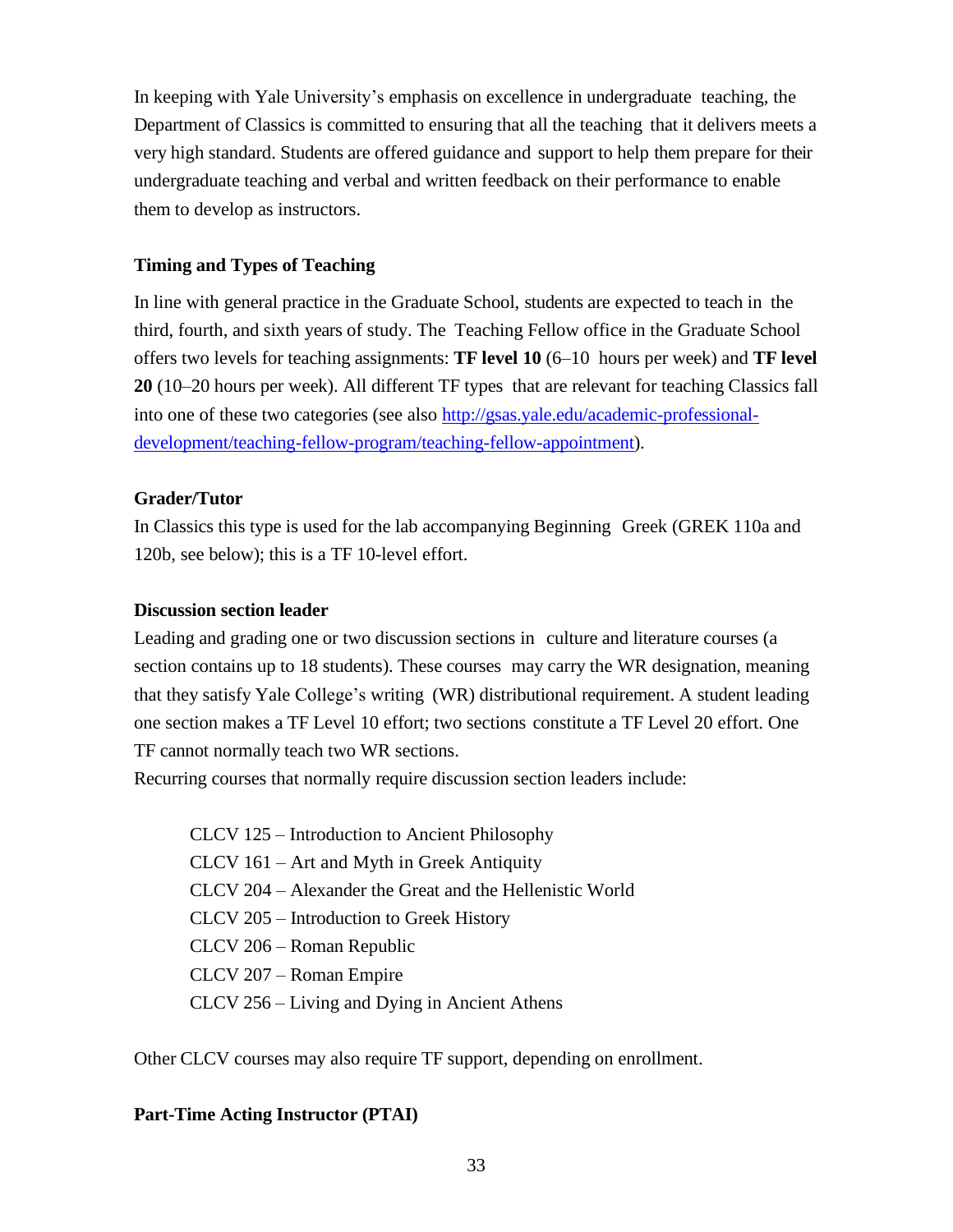In keeping with Yale University's emphasis on excellence in undergraduate teaching, the Department of Classics is committed to ensuring that all the teaching that it delivers meets a very high standard. Students are offered guidance and support to help them prepare for their undergraduate teaching and verbal and written feedback on their performance to enable them to develop as instructors.

### Timing and Types of Teaching

In line with general practice in the Graduate School, students are expected to teach in the third, fourth, and sixth years of study. The Teaching Fellow office in the Graduate School offers two levels for teaching assignments: **TF level 10** (6–10 hours per week) and **TF level 20** (10–20 hours per week). All different TF types that are relevant for teaching Classics fall into one of these two categories (see also [http://gsas.yale.edu/academic-professional-development/teaching-fellow-program/teaching-fellow-appointment](http://gsas.yale.edu/academic-professional-development/teaching-fellow-program/teaching-fellow-appointment)).

#### Grader/Tutor

In Classics this type is used for the lab accompanying Beginning Greek (GREK 110a and 120b, see below); this is a TF 10-level effort.

#### Discussion section leader

Leading and grading one or two discussion sections in culture and literature courses (a section contains up to 18 students). These courses may carry the WR designation, meaning that they satisfy Yale College's writing (WR) distributional requirement. A student leading one section makes a TF Level 10 effort; two sections constitute a TF Level 20 effort. One TF cannot normally teach two WR sections.

Recurring courses that normally require discussion section leaders include:

- CLCV 125 – Introduction to Ancient Philosophy
- CLCV 161 – Art and Myth in Greek Antiquity
- CLCV 204 – Alexander the Great and the Hellenistic World
- CLCV 205 – Introduction to Greek History
- CLCV 206 – Roman Republic
- CLCV 207 – Roman Empire
- CLCV 256 – Living and Dying in Ancient Athens

Other CLCV courses may also require TF support, depending on enrollment.

#### Part-Time Acting Instructor (PTAI)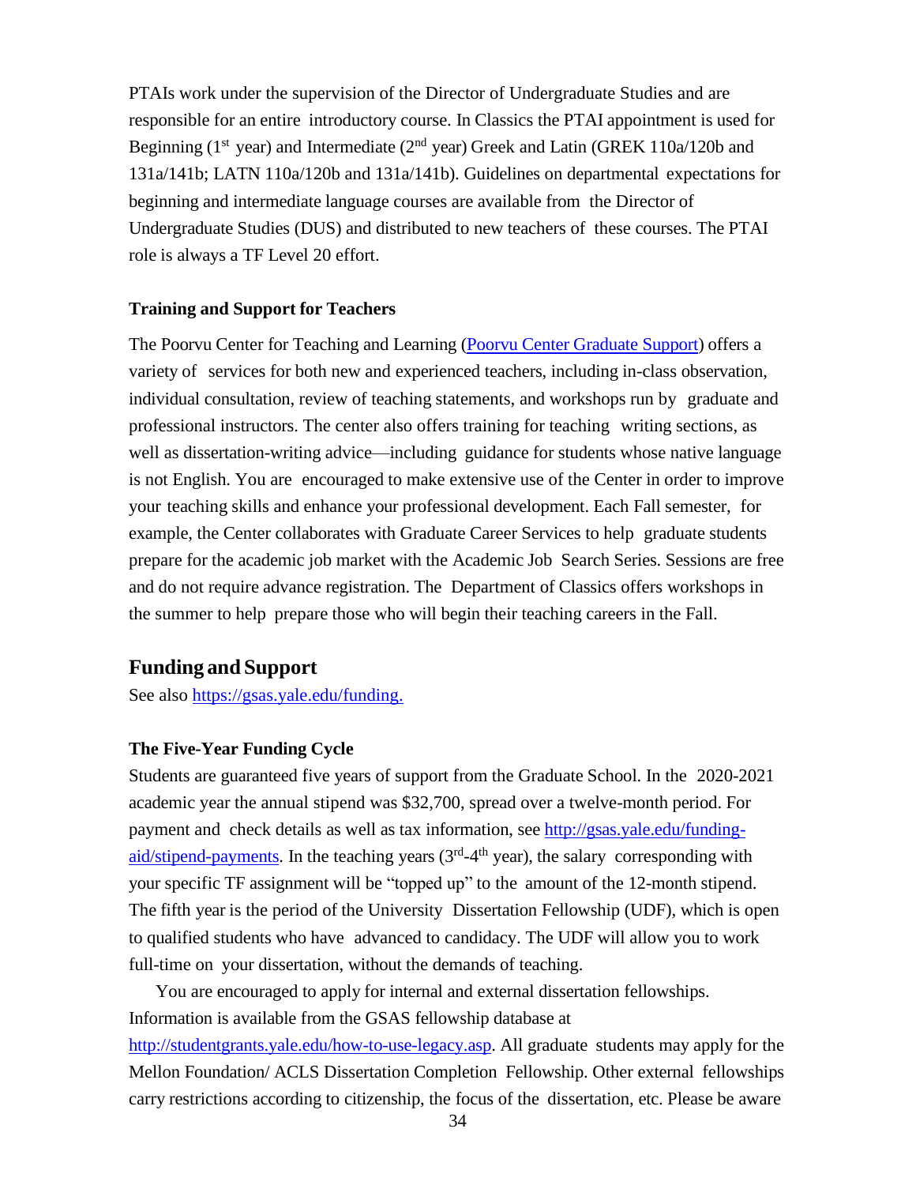PTAIs work under the supervision of the Director of Undergraduate Studies and are responsible for an entire introductory course. In Classics the PTAI appointment is used for Beginning (1st year) and Intermediate (2nd year) Greek and Latin (GREK 110a/120b and 131a/141b; LATN 110a/120b and 131a/141b). Guidelines on departmental expectations for beginning and intermediate language courses are available from the Director of Undergraduate Studies (DUS) and distributed to new teachers of these courses. The PTAI role is always a TF Level 20 effort.

**Training and Support for Teachers**

The Poorvu Center for Teaching and Learning ([Poorvu Center Graduate Support]()) offers a variety of services for both new and experienced teachers, including in-class observation, individual consultation, review of teaching statements, and workshops run by graduate and professional instructors. The center also offers training for teaching writing sections, as well as dissertation-writing advice—including guidance for students whose native language is not English. You are encouraged to make extensive use of the Center in order to improve your teaching skills and enhance your professional development. Each Fall semester, for example, the Center collaborates with Graduate Career Services to help graduate students prepare for the academic job market with the Academic Job Search Series. Sessions are free and do not require advance registration. The Department of Classics offers workshops in the summer to help prepare those who will begin their teaching careers in the Fall.

## Funding and Support

See also [https://gsas.yale.edu/funding.](https://gsas.yale.edu/funding)

**The Five-Year Funding Cycle**

Students are guaranteed five years of support from the Graduate School. In the 2020-2021 academic year the annual stipend was $32,700, spread over a twelve-month period. For payment and check details as well as tax information, see [http://gsas.yale.edu/funding-aid/stipend-payments](http://gsas.yale.edu/funding-aid/stipend-payments). In the teaching years (3rd-4th year), the salary corresponding with your specific TF assignment will be "topped up" to the amount of the 12-month stipend. The fifth year is the period of the University Dissertation Fellowship (UDF), which is open to qualified students who have advanced to candidacy. The UDF will allow you to work full-time on your dissertation, without the demands of teaching.

You are encouraged to apply for internal and external dissertation fellowships. Information is available from the GSAS fellowship database at [http://studentgrants.yale.edu/how-to-use-legacy.asp](http://studentgrants.yale.edu/how-to-use-legacy.asp). All graduate students may apply for the Mellon Foundation/ ACLS Dissertation Completion Fellowship. Other external fellowships carry restrictions according to citizenship, the focus of the dissertation, etc. Please be aware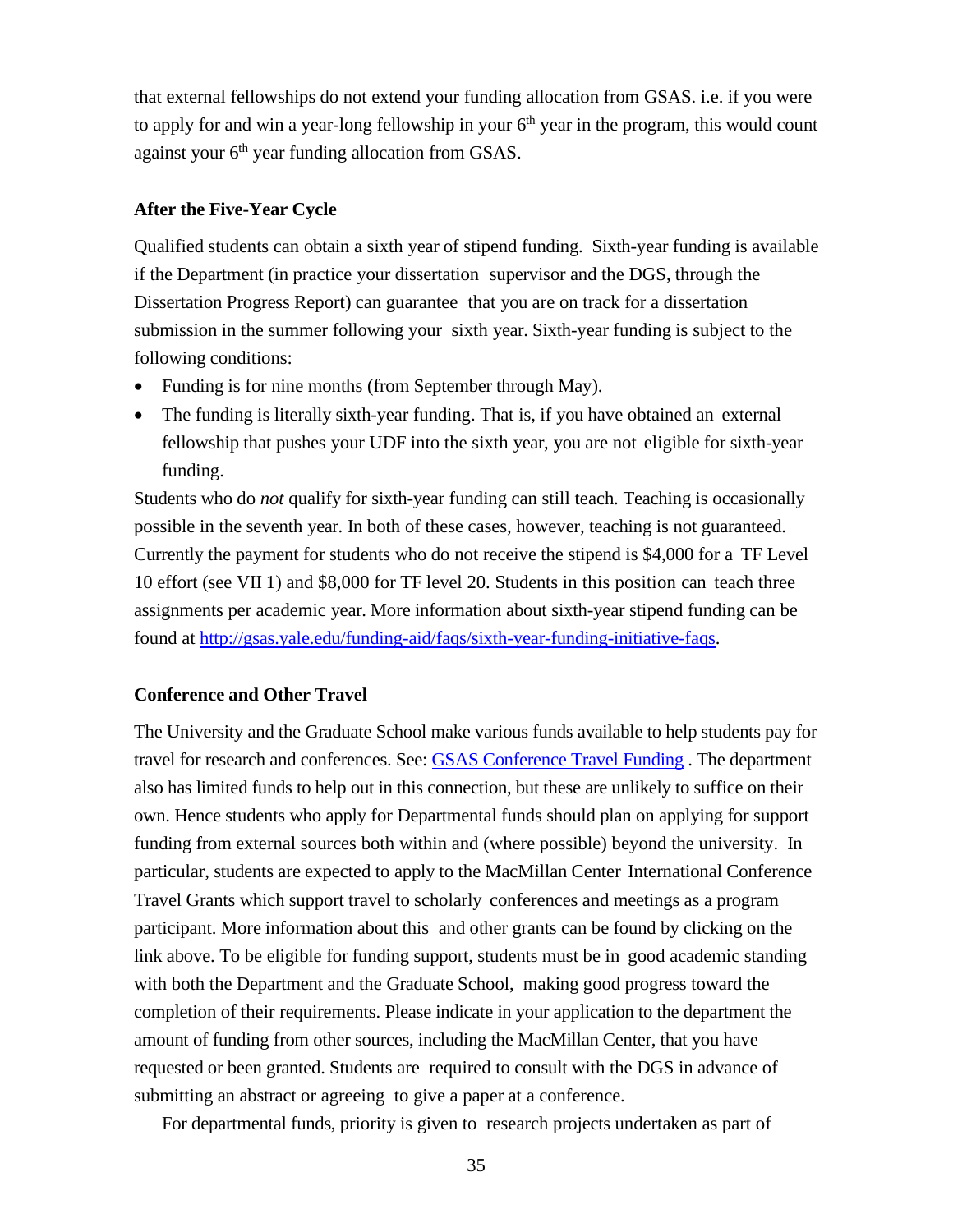that external fellowships do not extend your funding allocation from GSAS. i.e. if you were to apply for and win a year-long fellowship in your 6th year in the program, this would count against your 6th year funding allocation from GSAS.

### After the Five-Year Cycle

Qualified students can obtain a sixth year of stipend funding. Sixth-year funding is available if the Department (in practice your dissertation supervisor and the DGS, through the Dissertation Progress Report) can guarantee that you are on track for a dissertation submission in the summer following your sixth year. Sixth-year funding is subject to the following conditions:

- Funding is for nine months (from September through May).
- The funding is literally sixth-year funding. That is, if you have obtained an external fellowship that pushes your UDF into the sixth year, you are not eligible for sixth-year funding.

Students who do *not* qualify for sixth-year funding can still teach. Teaching is occasionally possible in the seventh year. In both of these cases, however, teaching is not guaranteed. Currently the payment for students who do not receive the stipend is $4,000 for a TF Level 10 effort (see VII 1) and $8,000 for TF level 20. Students in this position can teach three assignments per academic year. More information about sixth-year stipend funding can be found at [http://gsas.yale.edu/funding-aid/faqs/sixth-year-funding-initiative-faqs](http://gsas.yale.edu/funding-aid/faqs/sixth-year-funding-initiative-faqs).

### Conference and Other Travel

The University and the Graduate School make various funds available to help students pay for travel for research and conferences. See: GSAS Conference Travel Funding . The department also has limited funds to help out in this connection, but these are unlikely to suffice on their own. Hence students who apply for Departmental funds should plan on applying for support funding from external sources both within and (where possible) beyond the university. In particular, students are expected to apply to the MacMillan Center International Conference Travel Grants which support travel to scholarly conferences and meetings as a program participant. More information about this and other grants can be found by clicking on the link above. To be eligible for funding support, students must be in good academic standing with both the Department and the Graduate School, making good progress toward the completion of their requirements. Please indicate in your application to the department the amount of funding from other sources, including the MacMillan Center, that you have requested or been granted. Students are required to consult with the DGS in advance of submitting an abstract or agreeing to give a paper at a conference.

For departmental funds, priority is given to research projects undertaken as part of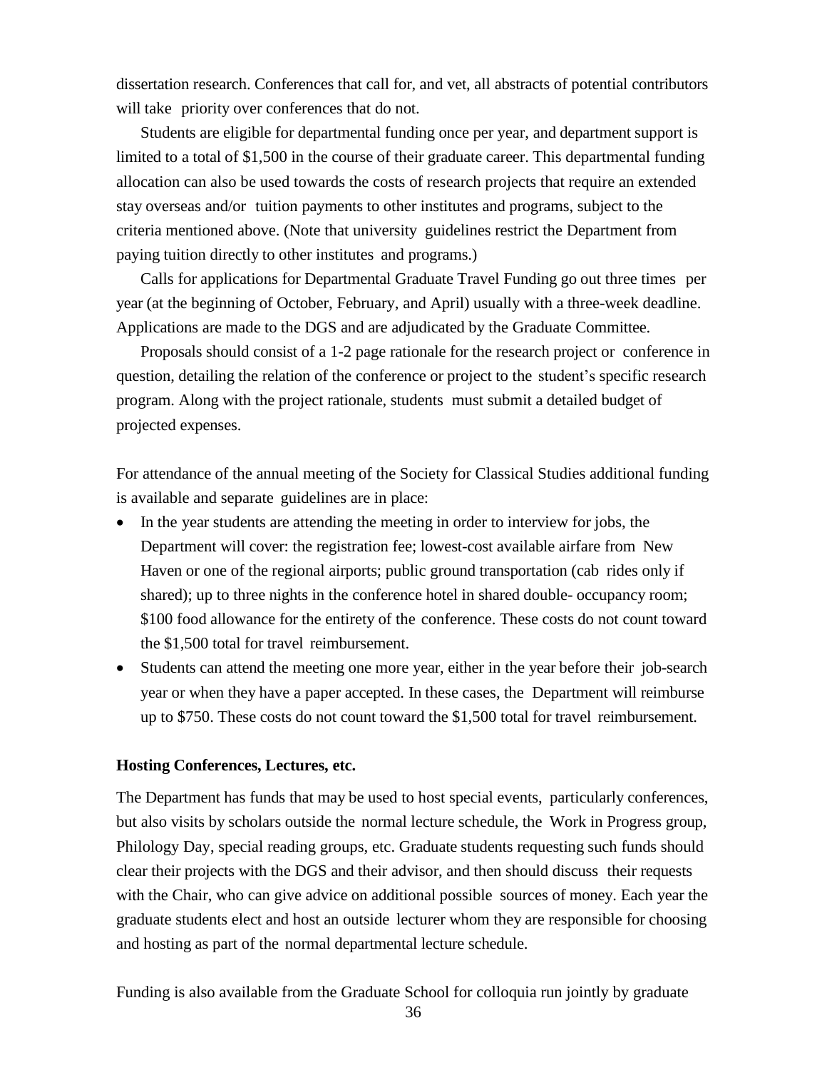dissertation research. Conferences that call for, and vet, all abstracts of potential contributors will take priority over conferences that do not.

Students are eligible for departmental funding once per year, and department support is limited to a total of $1,500 in the course of their graduate career. This departmental funding allocation can also be used towards the costs of research projects that require an extended stay overseas and/or tuition payments to other institutes and programs, subject to the criteria mentioned above. (Note that university guidelines restrict the Department from paying tuition directly to other institutes and programs.)

Calls for applications for Departmental Graduate Travel Funding go out three times per year (at the beginning of October, February, and April) usually with a three-week deadline. Applications are made to the DGS and are adjudicated by the Graduate Committee.

Proposals should consist of a 1-2 page rationale for the research project or conference in question, detailing the relation of the conference or project to the student's specific research program. Along with the project rationale, students must submit a detailed budget of projected expenses.

For attendance of the annual meeting of the Society for Classical Studies additional funding is available and separate guidelines are in place:

- In the year students are attending the meeting in order to interview for jobs, the Department will cover: the registration fee; lowest-cost available airfare from New Haven or one of the regional airports; public ground transportation (cab rides only if shared); up to three nights in the conference hotel in shared double- occupancy room; $100 food allowance for the entirety of the conference. These costs do not count toward the $1,500 total for travel reimbursement.
- Students can attend the meeting one more year, either in the year before their job-search year or when they have a paper accepted. In these cases, the Department will reimburse up to $750. These costs do not count toward the $1,500 total for travel reimbursement.

**Hosting Conferences, Lectures, etc.**

The Department has funds that may be used to host special events, particularly conferences, but also visits by scholars outside the normal lecture schedule, the Work in Progress group, Philology Day, special reading groups, etc. Graduate students requesting such funds should clear their projects with the DGS and their advisor, and then should discuss their requests with the Chair, who can give advice on additional possible sources of money. Each year the graduate students elect and host an outside lecturer whom they are responsible for choosing and hosting as part of the normal departmental lecture schedule.

Funding is also available from the Graduate School for colloquia run jointly by graduate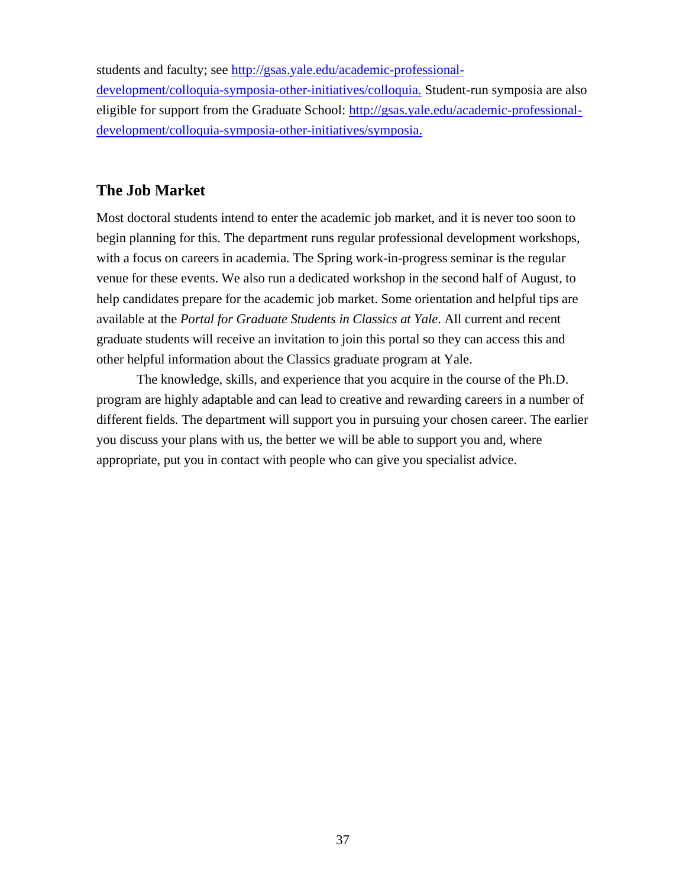students and faculty; see [http://gsas.yale.edu/academic-professional-development/colloquia-symposia-other-initiatives/colloquia.](http://gsas.yale.edu/academic-professional-development/colloquia-symposia-other-initiatives/colloquia) Student-run symposia are also eligible for support from the Graduate School: [http://gsas.yale.edu/academic-professional-development/colloquia-symposia-other-initiatives/symposia.](http://gsas.yale.edu/academic-professional-development/colloquia-symposia-other-initiatives/symposia)

## The Job Market

Most doctoral students intend to enter the academic job market, and it is never too soon to begin planning for this. The department runs regular professional development workshops, with a focus on careers in academia. The Spring work-in-progress seminar is the regular venue for these events. We also run a dedicated workshop in the second half of August, to help candidates prepare for the academic job market. Some orientation and helpful tips are available at the *Portal for Graduate Students in Classics at Yale*. All current and recent graduate students will receive an invitation to join this portal so they can access this and other helpful information about the Classics graduate program at Yale.

The knowledge, skills, and experience that you acquire in the course of the Ph.D. program are highly adaptable and can lead to creative and rewarding careers in a number of different fields. The department will support you in pursuing your chosen career. The earlier you discuss your plans with us, the better we will be able to support you and, where appropriate, put you in contact with people who can give you specialist advice.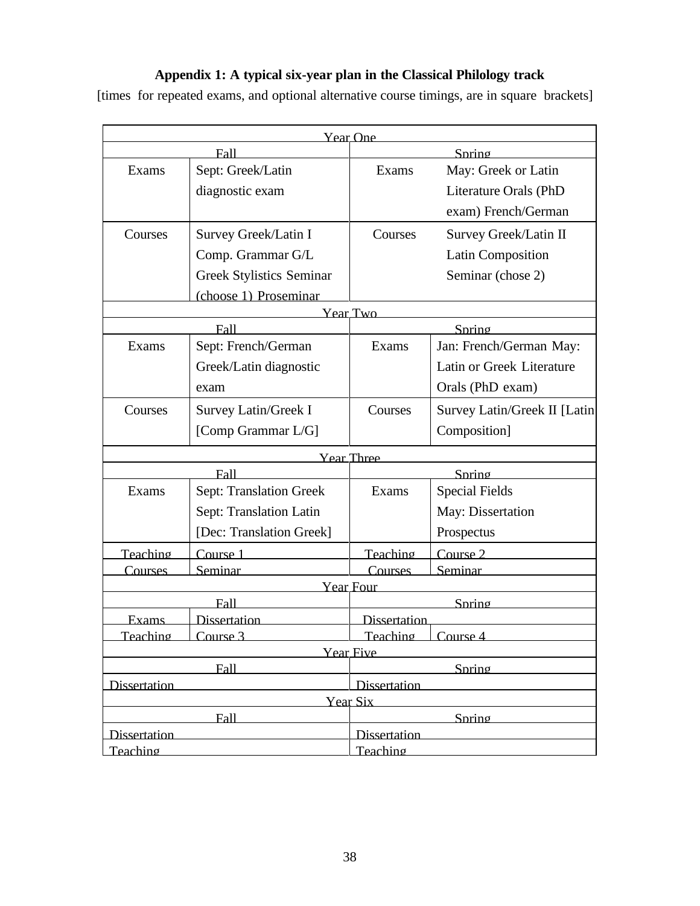**Appendix 1: A typical six-year plan in the Classical Philology track**

[times for repeated exams, and optional alternative course timings, are in square brackets]

| Year One | | | |
|---|---|---|---|
| Fall | | Spring | |
| Exams | Sept: Greek/Latin diagnostic exam | Exams | May: Greek or Latin Literature Orals (PhD exam) French/German |
| Courses | Survey Greek/Latin I Comp. Grammar G/L Greek Stylistics Seminar (choose 1) Proseminar | Courses | Survey Greek/Latin II Latin Composition Seminar (chose 2) |
| **Year Two** | | | |
| Fall | | Spring | |
| Exams | Sept: French/German Greek/Latin diagnostic exam | Exams | Jan: French/German May: Latin or Greek Literature Orals (PhD exam) |
| Courses | Survey Latin/Greek I [Comp Grammar L/G] | Courses | Survey Latin/Greek II [Latin Composition] |
| **Year Three** | | | |
| Fall | | Spring | |
| Exams | Sept: Translation Greek Sept: Translation Latin [Dec: Translation Greek] | Exams | Special Fields May: Dissertation Prospectus |
| Teaching | Course 1 | Teaching | Course 2 |
| Courses | Seminar | Courses | Seminar |
| **Year Four** | | | |
| Fall | | Spring | |
| Exams | Dissertation | Dissertation | |
| Teaching | Course 3 | Teaching | Course 4 |
| **Year Five** | | | |
| Fall | | Spring | |
| Dissertation | | Dissertation | |
| **Year Six** | | | |
| Fall | | Spring | |
| Dissertation | | Dissertation | |
| Teaching | | Teaching | |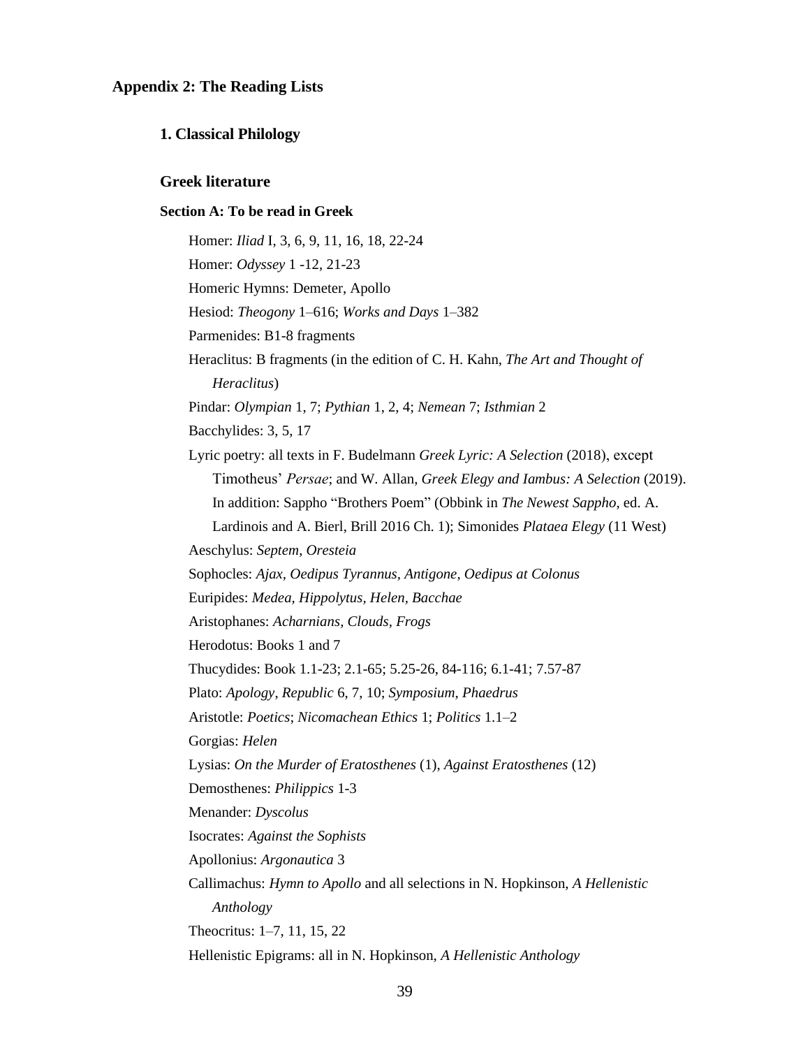# Appendix 2: The Reading Lists

## 1. Classical Philology

### Greek literature

**Section A: To be read in Greek**

Homer: *Iliad* I, 3, 6, 9, 11, 16, 18, 22-24

Homer: *Odyssey* 1 -12, 21-23

Homeric Hymns: Demeter, Apollo

Hesiod: *Theogony* 1–616; *Works and Days* 1–382

Parmenides: B1-8 fragments

Heraclitus: B fragments (in the edition of C. H. Kahn, *The Art and Thought of Heraclitus*)

Pindar: *Olympian* 1, 7; *Pythian* 1, 2, 4; *Nemean* 7; *Isthmian* 2

Bacchylides: 3, 5, 17

Lyric poetry: all texts in F. Budelmann *Greek Lyric: A Selection* (2018), except Timotheus' *Persae*; and W. Allan, *Greek Elegy and Iambus: A Selection* (2019). In addition: Sappho "Brothers Poem" (Obbink in *The Newest Sappho*, ed. A. Lardinois and A. Bierl, Brill 2016 Ch. 1); Simonides *Plataea Elegy* (11 West)

Aeschylus: *Septem*, *Oresteia*

Sophocles: *Ajax, Oedipus Tyrannus, Antigone, Oedipus at Colonus*

Euripides: *Medea, Hippolytus, Helen, Bacchae*

Aristophanes: *Acharnians, Clouds, Frogs*

Herodotus: Books 1 and 7

Thucydides: Book 1.1-23; 2.1-65; 5.25-26, 84-116; 6.1-41; 7.57-87

Plato: *Apology*, *Republic* 6, 7, 10; *Symposium*, *Phaedrus*

Aristotle: *Poetics*; *Nicomachean Ethics* 1; *Politics* 1.1–2

Gorgias: *Helen*

Lysias: *On the Murder of Eratosthenes* (1), *Against Eratosthenes* (12)

Demosthenes: *Philippics* 1-3

Menander: *Dyscolus*

Isocrates: *Against the Sophists*

Apollonius: *Argonautica* 3

Callimachus: *Hymn to Apollo* and all selections in N. Hopkinson, *A Hellenistic Anthology*

Theocritus: 1–7, 11, 15, 22

Hellenistic Epigrams: all in N. Hopkinson, *A Hellenistic Anthology*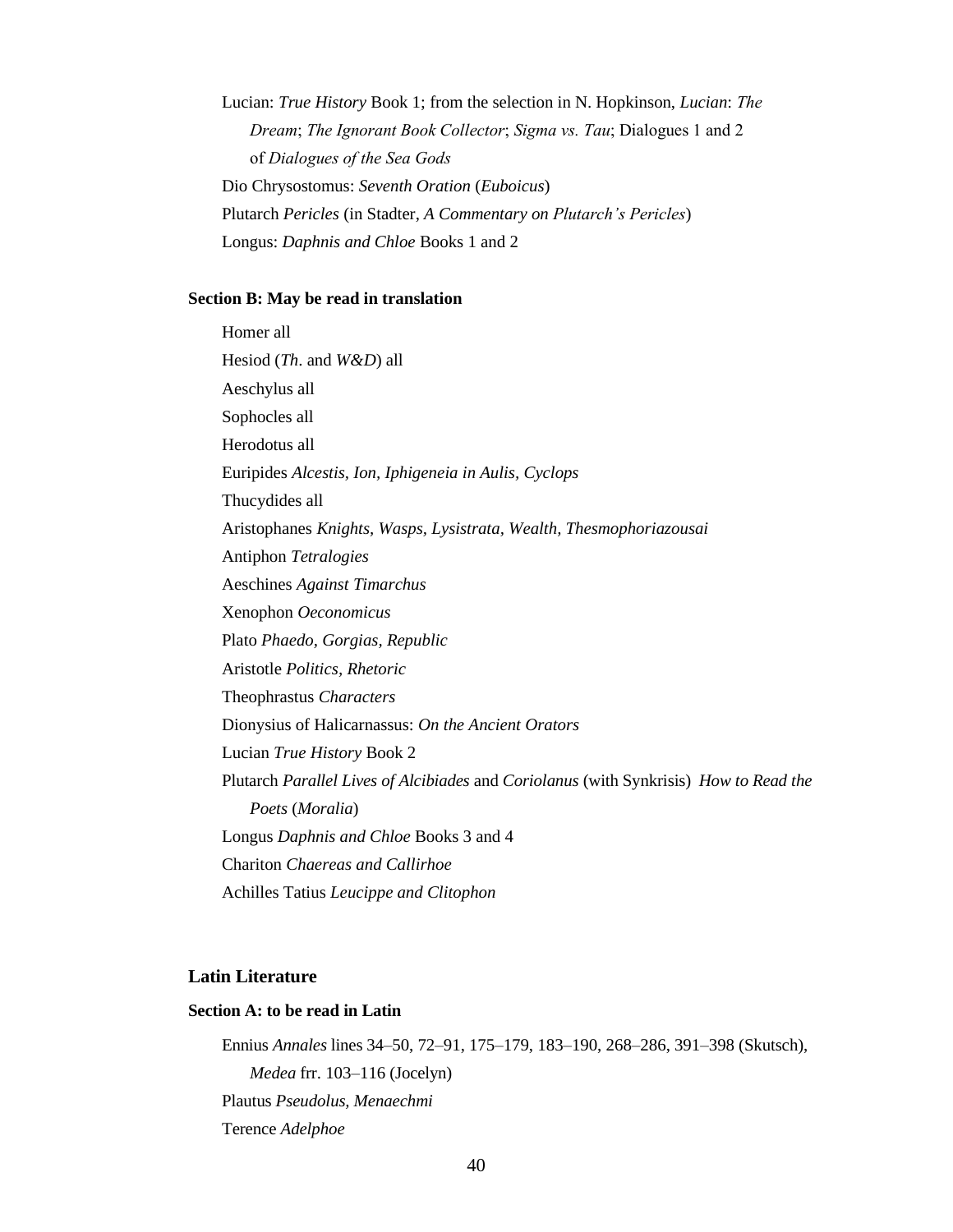Lucian: *True History* Book 1; from the selection in N. Hopkinson, *Lucian*: *The Dream*; *The Ignorant Book Collector*; *Sigma vs. Tau*; Dialogues 1 and 2 of *Dialogues of the Sea Gods*

Dio Chrysostomus: *Seventh Oration* (*Euboicus*)

Plutarch *Pericles* (in Stadter, *A Commentary on Plutarch's Pericles*)

Longus: *Daphnis and Chloe* Books 1 and 2

**Section B: May be read in translation**

Homer all

Hesiod (*Th*. and *W&D*) all

Aeschylus all

Sophocles all

Herodotus all

Euripides *Alcestis, Ion, Iphigeneia in Aulis, Cyclops*

Thucydides all

Aristophanes *Knights, Wasps, Lysistrata, Wealth, Thesmophoriazousai*

Antiphon *Tetralogies*

Aeschines *Against Timarchus*

Xenophon *Oeconomicus*

Plato *Phaedo, Gorgias, Republic*

Aristotle *Politics, Rhetoric*

Theophrastus *Characters*

Dionysius of Halicarnassus: *On the Ancient Orators*

Lucian *True History* Book 2

Plutarch *Parallel Lives of Alcibiades* and *Coriolanus* (with Synkrisis) *How to Read the Poets* (*Moralia*)

Longus *Daphnis and Chloe* Books 3 and 4

Chariton *Chaereas and Callirhoe*

Achilles Tatius *Leucippe and Clitophon*

## Latin Literature

**Section A: to be read in Latin**

Ennius *Annales* lines 34–50, 72–91, 175–179, 183–190, 268–286, 391–398 (Skutsch), *Medea* frr. 103–116 (Jocelyn)

Plautus *Pseudolus, Menaechmi*

Terence *Adelphoe*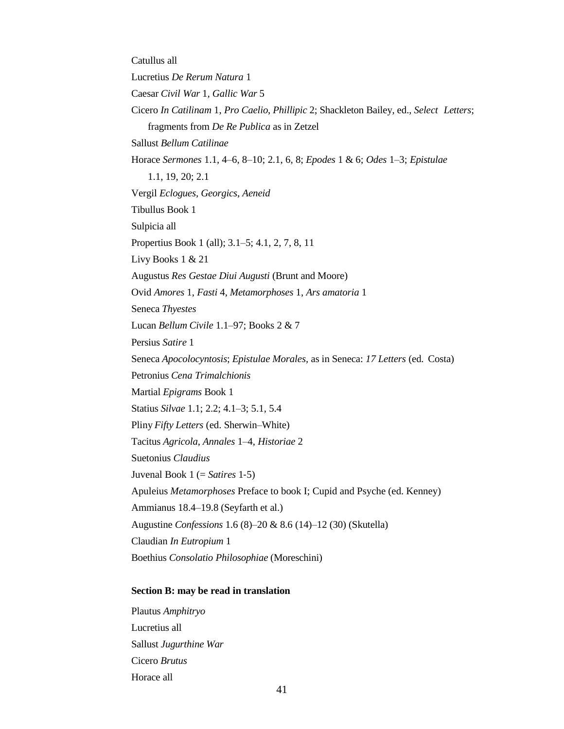Catullus all

Lucretius *De Rerum Natura* 1

Caesar *Civil War* 1, *Gallic War* 5

Cicero *In Catilinam* 1, *Pro Caelio*, *Phillipic* 2; Shackleton Bailey, ed., *Select Letters*; fragments from *De Re Publica* as in Zetzel

Sallust *Bellum Catilinae*

Horace *Sermones* 1.1, 4–6, 8–10; 2.1, 6, 8; *Epodes* 1 & 6; *Odes* 1–3; *Epistulae* 1.1, 19, 20; 2.1

Vergil *Eclogues*, *Georgics*, *Aeneid*

Tibullus Book 1

Sulpicia all

Propertius Book 1 (all); 3.1–5; 4.1, 2, 7, 8, 11

Livy Books 1 & 21

Augustus *Res Gestae Diui Augusti* (Brunt and Moore)

Ovid *Amores* 1, *Fasti* 4, *Metamorphoses* 1, *Ars amatoria* 1

Seneca *Thyestes*

Lucan *Bellum Civile* 1.1–97; Books 2 & 7

Persius *Satire* 1

Seneca *Apocolocyntosis*; *Epistulae Morales*, as in Seneca: *17 Letters* (ed. Costa)

Petronius *Cena Trimalchionis*

Martial *Epigrams* Book 1

Statius *Silvae* 1.1; 2.2; 4.1–3; 5.1, 5.4

Pliny *Fifty Letters* (ed. Sherwin–White)

Tacitus *Agricola*, *Annales* 1–4, *Historiae* 2

Suetonius *Claudius*

Juvenal Book 1 (= *Satires* 1-5)

Apuleius *Metamorphoses* Preface to book I; Cupid and Psyche (ed. Kenney)

Ammianus 18.4–19.8 (Seyfarth et al.)

Augustine *Confessions* 1.6 (8)–20 & 8.6 (14)–12 (30) (Skutella)

Claudian *In Eutropium* 1

Boethius *Consolatio Philosophiae* (Moreschini)

**Section B: may be read in translation**

Plautus *Amphitryo*

Lucretius all

Sallust *Jugurthine War*

Cicero *Brutus*

Horace all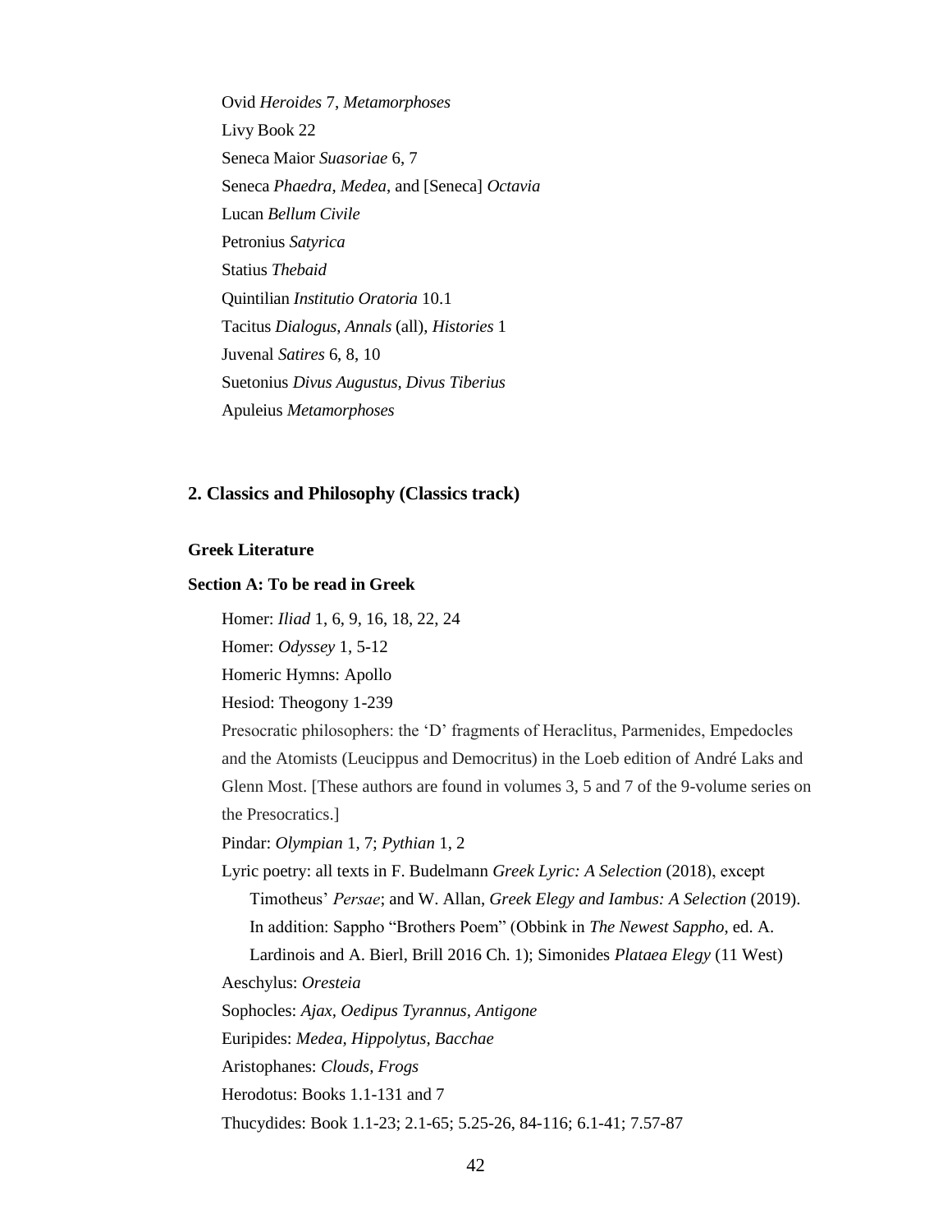Ovid *Heroides* 7, *Metamorphoses*

Livy Book 22

Seneca Maior *Suasoriae* 6, 7

Seneca *Phaedra*, *Medea*, and [Seneca] *Octavia*

Lucan *Bellum Civile*

Petronius *Satyrica*

Statius *Thebaid*

Quintilian *Institutio Oratoria* 10.1

Tacitus *Dialogus, Annals* (all), *Histories* 1

Juvenal *Satires* 6, 8, 10

Suetonius *Divus Augustus, Divus Tiberius*

Apuleius *Metamorphoses*

## 2. Classics and Philosophy (Classics track)

### Greek Literature

#### Section A: To be read in Greek

Homer: *Iliad* 1, 6, 9, 16, 18, 22, 24

Homer: *Odyssey* 1, 5-12

Homeric Hymns: Apollo

Hesiod: Theogony 1-239

Presocratic philosophers: the 'D' fragments of Heraclitus, Parmenides, Empedocles and the Atomists (Leucippus and Democritus) in the Loeb edition of André Laks and Glenn Most. [These authors are found in volumes 3, 5 and 7 of the 9-volume series on the Presocratics.]

Pindar: *Olympian* 1, 7; *Pythian* 1, 2

Lyric poetry: all texts in F. Budelmann *Greek Lyric: A Selection* (2018), except Timotheus' *Persae*; and W. Allan, *Greek Elegy and Iambus: A Selection* (2019). In addition: Sappho "Brothers Poem" (Obbink in *The Newest Sappho*, ed. A. Lardinois and A. Bierl, Brill 2016 Ch. 1); Simonides *Plataea Elegy* (11 West)

Aeschylus: *Oresteia*

Sophocles: *Ajax, Oedipus Tyrannus, Antigone*

Euripides: *Medea, Hippolytus, Bacchae*

Aristophanes: *Clouds, Frogs*

Herodotus: Books 1.1-131 and 7

Thucydides: Book 1.1-23; 2.1-65; 5.25-26, 84-116; 6.1-41; 7.57-87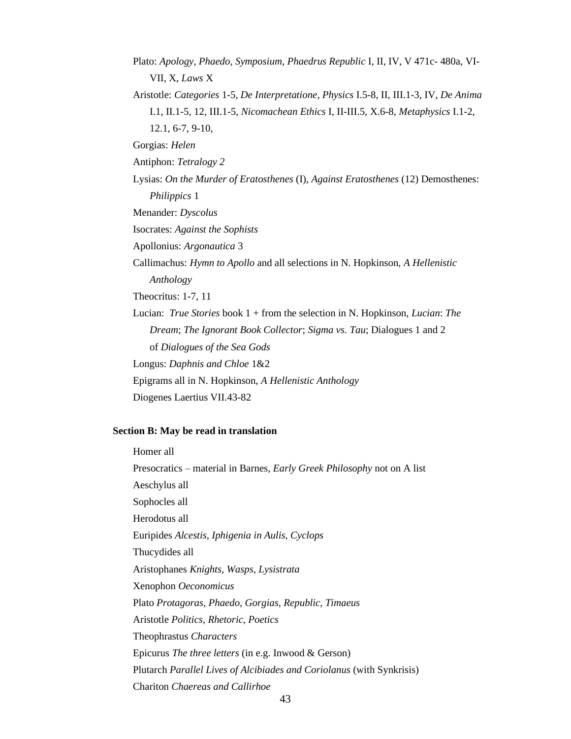Plato: *Apology*, *Phaedo, Symposium*, *Phaedrus Republic* I, II, IV, V 471c- 480a, VI-VII, X, *Laws* X

Aristotle: *Categories* 1-5, *De Interpretatione, Physics* I.5-8, II, III.1-3, IV, *De Anima* I.1, II.1-5, 12, III.1-5, *Nicomachean Ethics* I, II-III.5, X.6-8, *Metaphysics* I.1-2, 12.1, 6-7, 9-10,

Gorgias: *Helen*

Antiphon: *Tetralogy 2*

Lysias: *On the Murder of Eratosthenes* (I), *Against Eratosthenes* (12) Demosthenes: *Philippics* 1

Menander: *Dyscolus*

Isocrates: *Against the Sophists*

Apollonius: *Argonautica* 3

Callimachus: *Hymn to Apollo* and all selections in N. Hopkinson, *A Hellenistic Anthology*

Theocritus: 1-7, 11

Lucian: *True Stories* book 1 + from the selection in N. Hopkinson, *Lucian*: *The Dream*; *The Ignorant Book Collector*; *Sigma vs. Tau*; Dialogues 1 and 2 of *Dialogues of the Sea Gods*

Longus: *Daphnis and Chloe* 1&2

Epigrams all in N. Hopkinson, *A Hellenistic Anthology*

Diogenes Laertius VII.43-82

**Section B: May be read in translation**

Homer all

Presocratics – material in Barnes, *Early Greek Philosophy* not on A list

Aeschylus all

Sophocles all

Herodotus all

Euripides *Alcestis, Iphigenia in Aulis, Cyclops*

Thucydides all

Aristophanes *Knights*, *Wasps*, *Lysistrata*

Xenophon *Oeconomicus*

Plato *Protagoras*, *Phaedo*, *Gorgias*, *Republic*, *Timaeus*

Aristotle *Politics*, *Rhetoric*, *Poetics*

Theophrastus *Characters*

Epicurus *The three letters* (in e.g. Inwood & Gerson)

Plutarch *Parallel Lives of Alcibiades and Coriolanus* (with Synkrisis)

Chariton *Chaereas and Callirhoe*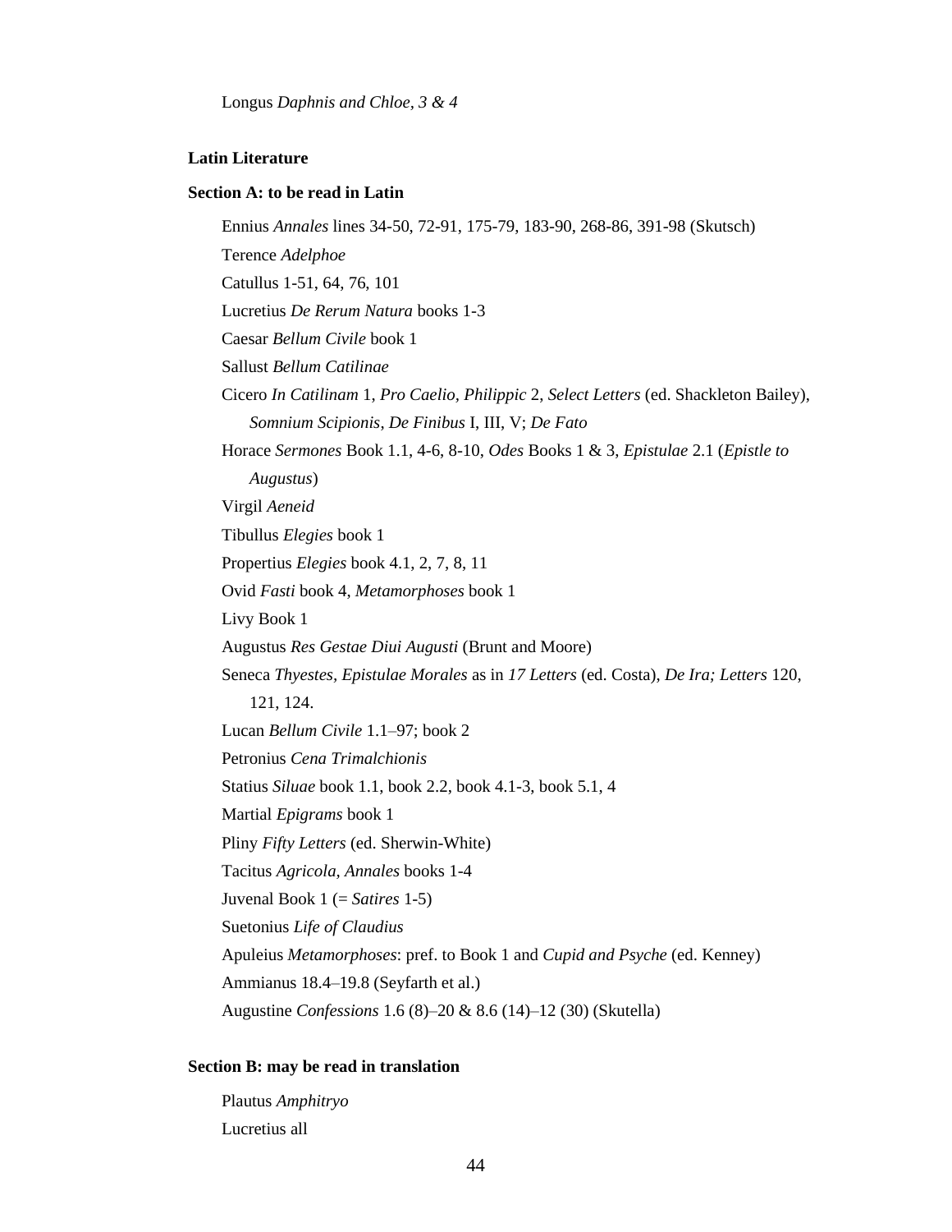Longus *Daphnis and Chloe, 3 & 4*

**Latin Literature**

**Section A: to be read in Latin**

Ennius *Annales* lines 34-50, 72-91, 175-79, 183-90, 268-86, 391-98 (Skutsch)

Terence *Adelphoe*

Catullus 1-51, 64, 76, 101

Lucretius *De Rerum Natura* books 1-3

Caesar *Bellum Civile* book 1

Sallust *Bellum Catilinae*

Cicero *In Catilinam* 1, *Pro Caelio, Philippic* 2, *Select Letters* (ed. Shackleton Bailey), *Somnium Scipionis*, *De Finibus* I, III, V; *De Fato*

Horace *Sermones* Book 1.1, 4-6, 8-10, *Odes* Books 1 & 3, *Epistulae* 2.1 (*Epistle to Augustus*)

Virgil *Aeneid*

Tibullus *Elegies* book 1

Propertius *Elegies* book 4.1, 2, 7, 8, 11

Ovid *Fasti* book 4, *Metamorphoses* book 1

Livy Book 1

Augustus *Res Gestae Diui Augusti* (Brunt and Moore)

Seneca *Thyestes, Epistulae Morales* as in *17 Letters* (ed. Costa), *De Ira; Letters* 120, 121, 124.

Lucan *Bellum Civile* 1.1–97; book 2

Petronius *Cena Trimalchionis*

Statius *Siluae* book 1.1, book 2.2, book 4.1-3, book 5.1, 4

Martial *Epigrams* book 1

Pliny *Fifty Letters* (ed. Sherwin-White)

Tacitus *Agricola, Annales* books 1-4

Juvenal Book 1 (= *Satires* 1-5)

Suetonius *Life of Claudius*

Apuleius *Metamorphoses*: pref. to Book 1 and *Cupid and Psyche* (ed. Kenney)

Ammianus 18.4–19.8 (Seyfarth et al.)

Augustine *Confessions* 1.6 (8)–20 & 8.6 (14)–12 (30) (Skutella)

**Section B: may be read in translation**

Plautus *Amphitryo*

Lucretius all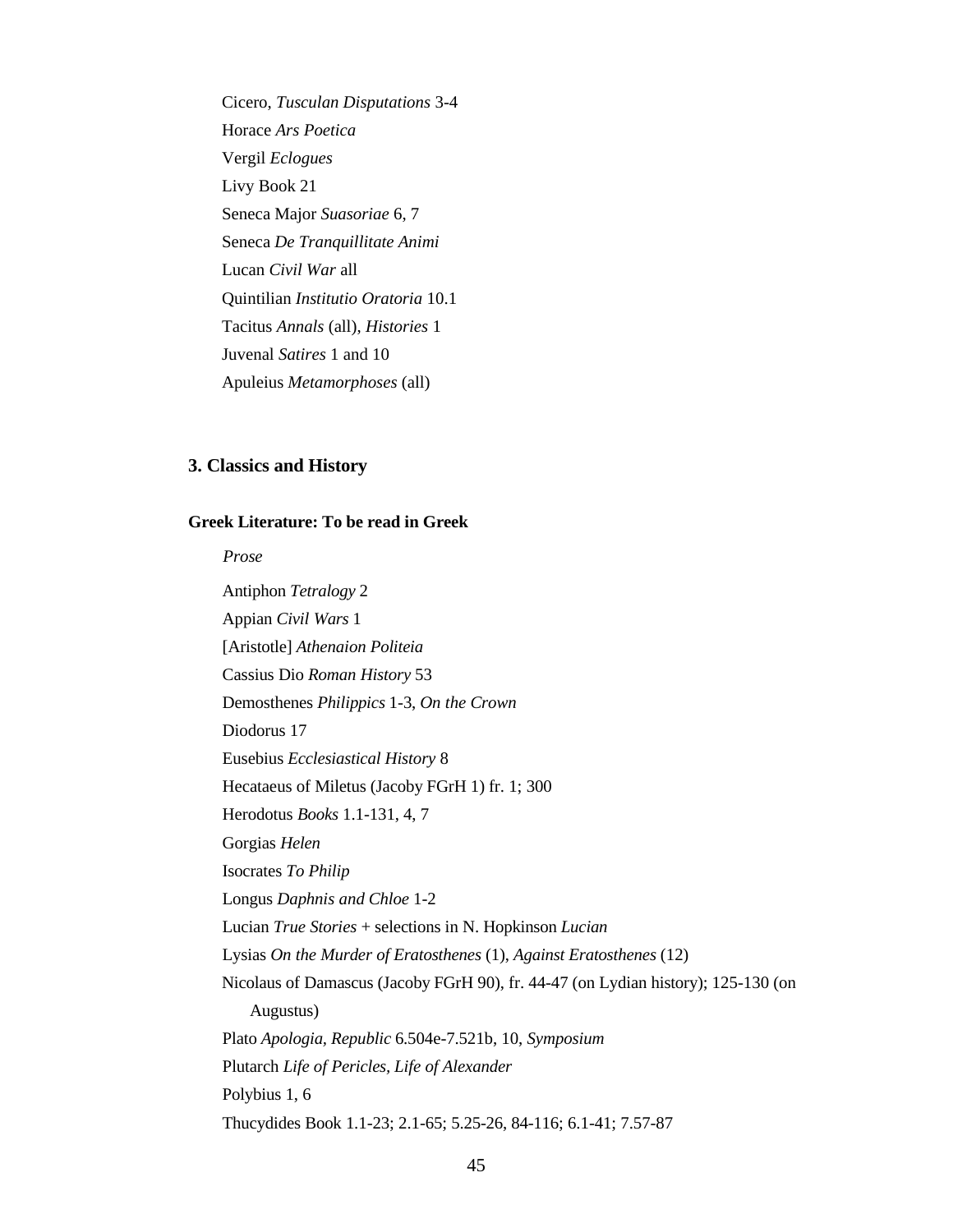Cicero, *Tusculan Disputations* 3-4

Horace *Ars Poetica*

Vergil *Eclogues*

Livy Book 21

Seneca Major *Suasoriae* 6, 7

Seneca *De Tranquillitate Animi*

Lucan *Civil War* all

Quintilian *Institutio Oratoria* 10.1

Tacitus *Annals* (all), *Histories* 1

Juvenal *Satires* 1 and 10

Apuleius *Metamorphoses* (all)

### 3. Classics and History

#### Greek Literature: To be read in Greek

*Prose*

Antiphon *Tetralogy* 2

Appian *Civil Wars* 1

[Aristotle] *Athenaion Politeia*

Cassius Dio *Roman History* 53

Demosthenes *Philippics* 1-3, *On the Crown*

Diodorus 17

Eusebius *Ecclesiastical History* 8

Hecataeus of Miletus (Jacoby FGrH 1) fr. 1; 300

Herodotus *Books* 1.1-131, 4, 7

Gorgias *Helen*

Isocrates *To Philip*

Longus *Daphnis and Chloe* 1-2

Lucian *True Stories* + selections in N. Hopkinson *Lucian*

Lysias *On the Murder of Eratosthenes* (1), *Against Eratosthenes* (12)

Nicolaus of Damascus (Jacoby FGrH 90), fr. 44-47 (on Lydian history); 125-130 (on Augustus)

Plato *Apologia*, *Republic* 6.504e-7.521b, 10, *Symposium*

Plutarch *Life of Pericles*, *Life of Alexander*

Polybius 1, 6

Thucydides Book 1.1-23; 2.1-65; 5.25-26, 84-116; 6.1-41; 7.57-87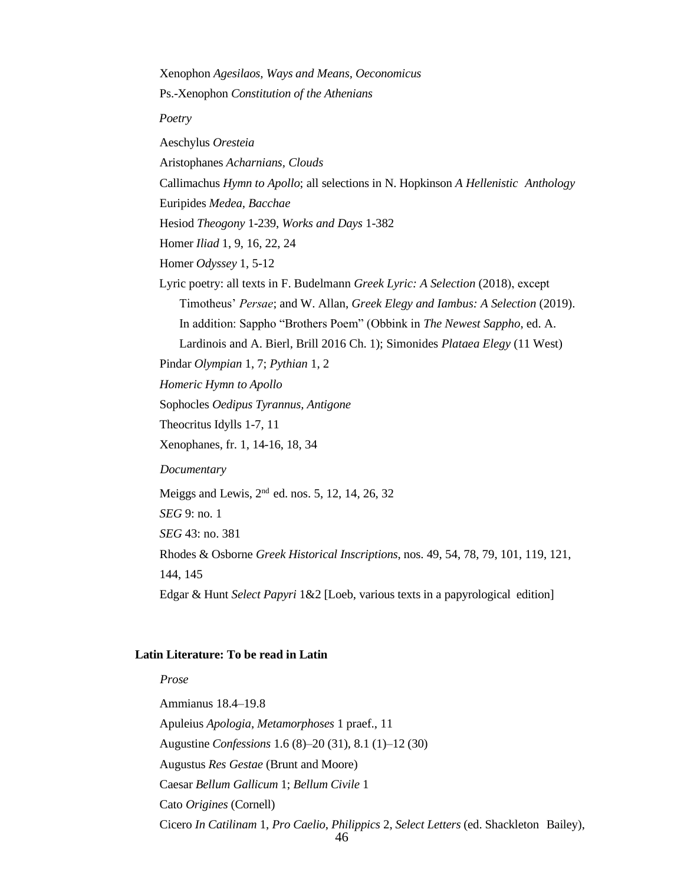Xenophon *Agesilaos, Ways and Means, Oeconomicus*

Ps.-Xenophon *Constitution of the Athenians*

*Poetry*

Aeschylus *Oresteia*

Aristophanes *Acharnians, Clouds*

Callimachus *Hymn to Apollo*; all selections in N. Hopkinson *A Hellenistic Anthology*

Euripides *Medea, Bacchae*

Hesiod *Theogony* 1-239, *Works and Days* 1-382

Homer *Iliad* 1, 9, 16, 22, 24

Homer *Odyssey* 1, 5-12

Lyric poetry: all texts in F. Budelmann *Greek Lyric: A Selection* (2018), except Timotheus' *Persae*; and W. Allan, *Greek Elegy and Iambus: A Selection* (2019). In addition: Sappho "Brothers Poem" (Obbink in *The Newest Sappho*, ed. A. Lardinois and A. Bierl, Brill 2016 Ch. 1); Simonides *Plataea Elegy* (11 West)

Pindar *Olympian* 1, 7; *Pythian* 1, 2

*Homeric Hymn to Apollo*

Sophocles *Oedipus Tyrannus, Antigone*

Theocritus Idylls 1-7, 11

Xenophanes, fr. 1, 14-16, 18, 34

*Documentary*

Meiggs and Lewis, 2nd ed. nos. 5, 12, 14, 26, 32

*SEG* 9: no. 1

*SEG* 43: no. 381

Rhodes & Osborne *Greek Historical Inscriptions*, nos. 49, 54, 78, 79, 101, 119, 121, 144, 145

Edgar & Hunt *Select Papyri* 1&2 [Loeb, various texts in a papyrological edition]

**Latin Literature: To be read in Latin**

*Prose*

Ammianus 18.4–19.8

Apuleius *Apologia*, *Metamorphoses* 1 praef., 11

Augustine *Confessions* 1.6 (8)–20 (31), 8.1 (1)–12 (30)

Augustus *Res Gestae* (Brunt and Moore)

Caesar *Bellum Gallicum* 1; *Bellum Civile* 1

Cato *Origines* (Cornell)

Cicero *In Catilinam* 1, *Pro Caelio*, *Philippics* 2, *Select Letters* (ed. Shackleton Bailey),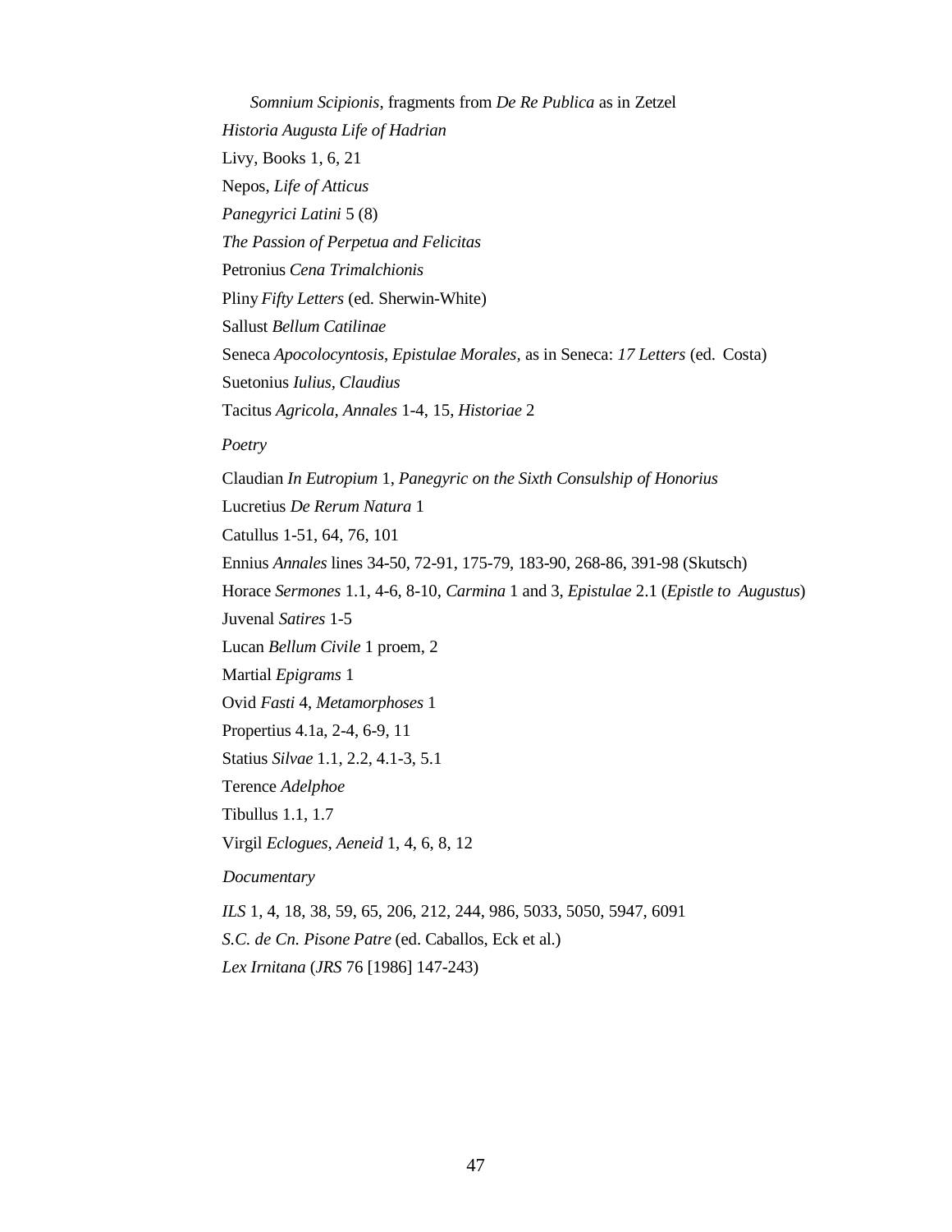*Somnium Scipionis*, fragments from *De Re Publica* as in Zetzel

*Historia Augusta Life of Hadrian*

Livy, Books 1, 6, 21

Nepos, *Life of Atticus*

*Panegyrici Latini* 5 (8)

*The Passion of Perpetua and Felicitas*

Petronius *Cena Trimalchionis*

Pliny *Fifty Letters* (ed. Sherwin-White)

Sallust *Bellum Catilinae*

Seneca *Apocolocyntosis*, *Epistulae Morales,* as in Seneca: *17 Letters* (ed. Costa)

Suetonius *Iulius, Claudius*

Tacitus *Agricola, Annales* 1-4, 15, *Historiae* 2

*Poetry*

Claudian *In Eutropium* 1, *Panegyric on the Sixth Consulship of Honorius*

Lucretius *De Rerum Natura* 1

Catullus 1-51, 64, 76, 101

Ennius *Annales* lines 34-50, 72-91, 175-79, 183-90, 268-86, 391-98 (Skutsch)

Horace *Sermones* 1.1, 4-6, 8-10, *Carmina* 1 and 3, *Epistulae* 2.1 (*Epistle to Augustus*)

Juvenal *Satires* 1-5

Lucan *Bellum Civile* 1 proem, 2

Martial *Epigrams* 1

Ovid *Fasti* 4, *Metamorphoses* 1

Propertius 4.1a, 2-4, 6-9, 11

Statius *Silvae* 1.1, 2.2, 4.1-3, 5.1

Terence *Adelphoe*

Tibullus 1.1, 1.7

Virgil *Eclogues, Aeneid* 1, 4, 6, 8, 12

*Documentary*

*ILS* 1, 4, 18, 38, 59, 65, 206, 212, 244, 986, 5033, 5050, 5947, 6091

*S.C. de Cn. Pisone Patre* (ed. Caballos, Eck et al.)

*Lex Irnitana* (*JRS* 76 [1986] 147-243)